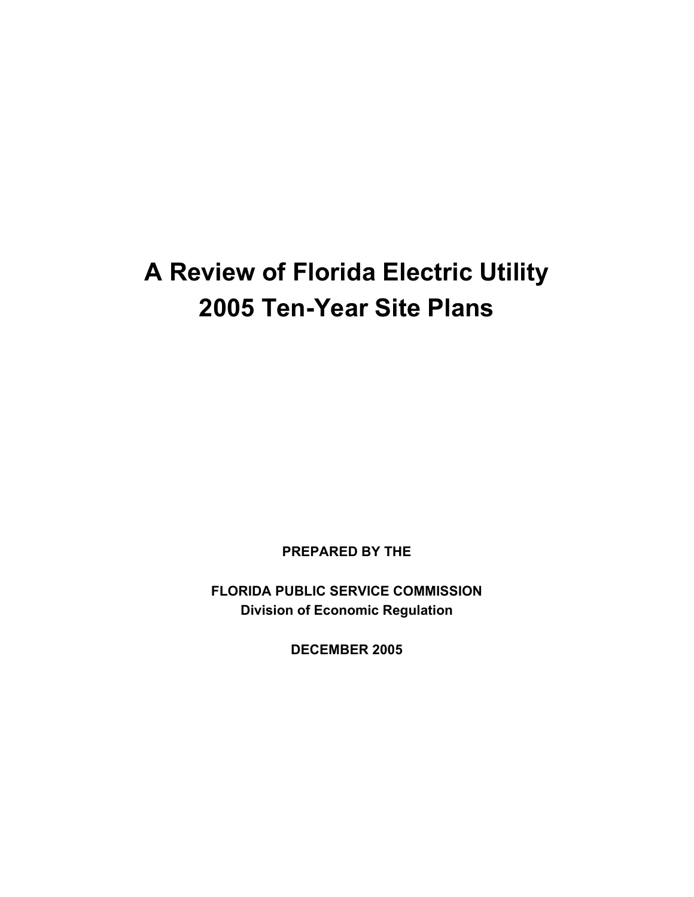# A Review of Florida Electric Utility 2005 Ten-Year Site Plans

**PREPARED BY THE**

**FLORIDA PUBLIC SERVICE COMMISSION**
**Division of Economic Regulation**

**DECEMBER 2005**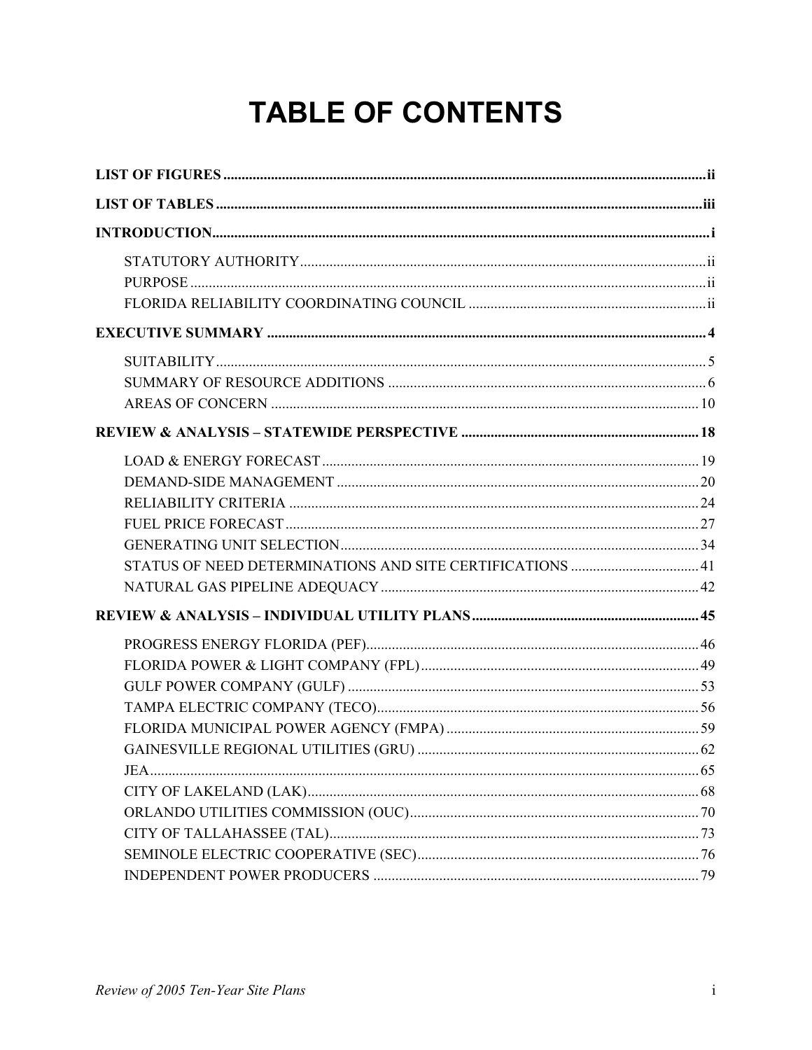# TABLE OF CONTENTS

**LIST OF FIGURES** .......... ii

**LIST OF TABLES** .......... iii

**INTRODUCTION** .......... i

- STATUTORY AUTHORITY .......... ii
- PURPOSE .......... ii
- FLORIDA RELIABILITY COORDINATING COUNCIL .......... ii

**EXECUTIVE SUMMARY** .......... 4

- SUITABILITY .......... 5
- SUMMARY OF RESOURCE ADDITIONS .......... 6
- AREAS OF CONCERN .......... 10

**REVIEW & ANALYSIS – STATEWIDE PERSPECTIVE** .......... 18

- LOAD & ENERGY FORECAST .......... 19
- DEMAND-SIDE MANAGEMENT .......... 20
- RELIABILITY CRITERIA .......... 24
- FUEL PRICE FORECAST .......... 27
- GENERATING UNIT SELECTION .......... 34
- STATUS OF NEED DETERMINATIONS AND SITE CERTIFICATIONS .......... 41
- NATURAL GAS PIPELINE ADEQUACY .......... 42

**REVIEW & ANALYSIS – INDIVIDUAL UTILITY PLANS** .......... 45

- PROGRESS ENERGY FLORIDA (PEF) .......... 46
- FLORIDA POWER & LIGHT COMPANY (FPL) .......... 49
- GULF POWER COMPANY (GULF) .......... 53
- TAMPA ELECTRIC COMPANY (TECO) .......... 56
- FLORIDA MUNICIPAL POWER AGENCY (FMPA) .......... 59
- GAINESVILLE REGIONAL UTILITIES (GRU) .......... 62
- JEA .......... 65
- CITY OF LAKELAND (LAK) .......... 68
- ORLANDO UTILITIES COMMISSION (OUC) .......... 70
- CITY OF TALLAHASSEE (TAL) .......... 73
- SEMINOLE ELECTRIC COOPERATIVE (SEC) .......... 76
- INDEPENDENT POWER PRODUCERS .......... 79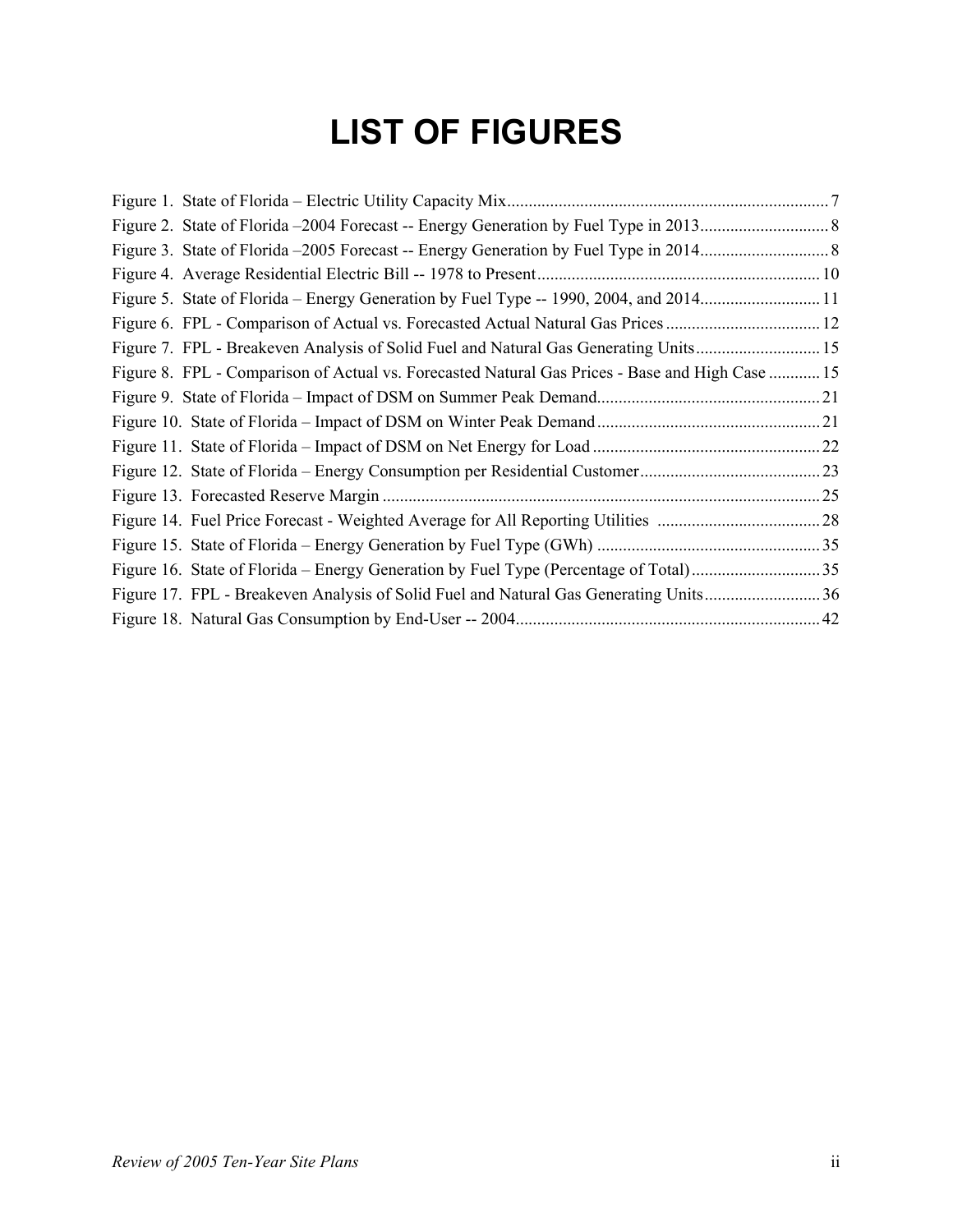# LIST OF FIGURES

Figure 1. State of Florida – Electric Utility Capacity Mix .......... 7
Figure 2. State of Florida –2004 Forecast -- Energy Generation by Fuel Type in 2013 .......... 8
Figure 3. State of Florida –2005 Forecast -- Energy Generation by Fuel Type in 2014 .......... 8
Figure 4. Average Residential Electric Bill -- 1978 to Present .......... 10
Figure 5. State of Florida – Energy Generation by Fuel Type -- 1990, 2004, and 2014 .......... 11
Figure 6. FPL - Comparison of Actual vs. Forecasted Actual Natural Gas Prices .......... 12
Figure 7. FPL - Breakeven Analysis of Solid Fuel and Natural Gas Generating Units .......... 15
Figure 8. FPL - Comparison of Actual vs. Forecasted Natural Gas Prices - Base and High Case .......... 15
Figure 9. State of Florida – Impact of DSM on Summer Peak Demand .......... 21
Figure 10. State of Florida – Impact of DSM on Winter Peak Demand .......... 21
Figure 11. State of Florida – Impact of DSM on Net Energy for Load .......... 22
Figure 12. State of Florida – Energy Consumption per Residential Customer .......... 23
Figure 13. Forecasted Reserve Margin .......... 25
Figure 14. Fuel Price Forecast - Weighted Average for All Reporting Utilities .......... 28
Figure 15. State of Florida – Energy Generation by Fuel Type (GWh) .......... 35
Figure 16. State of Florida – Energy Generation by Fuel Type (Percentage of Total) .......... 35
Figure 17. FPL - Breakeven Analysis of Solid Fuel and Natural Gas Generating Units .......... 36
Figure 18. Natural Gas Consumption by End-User -- 2004 .......... 42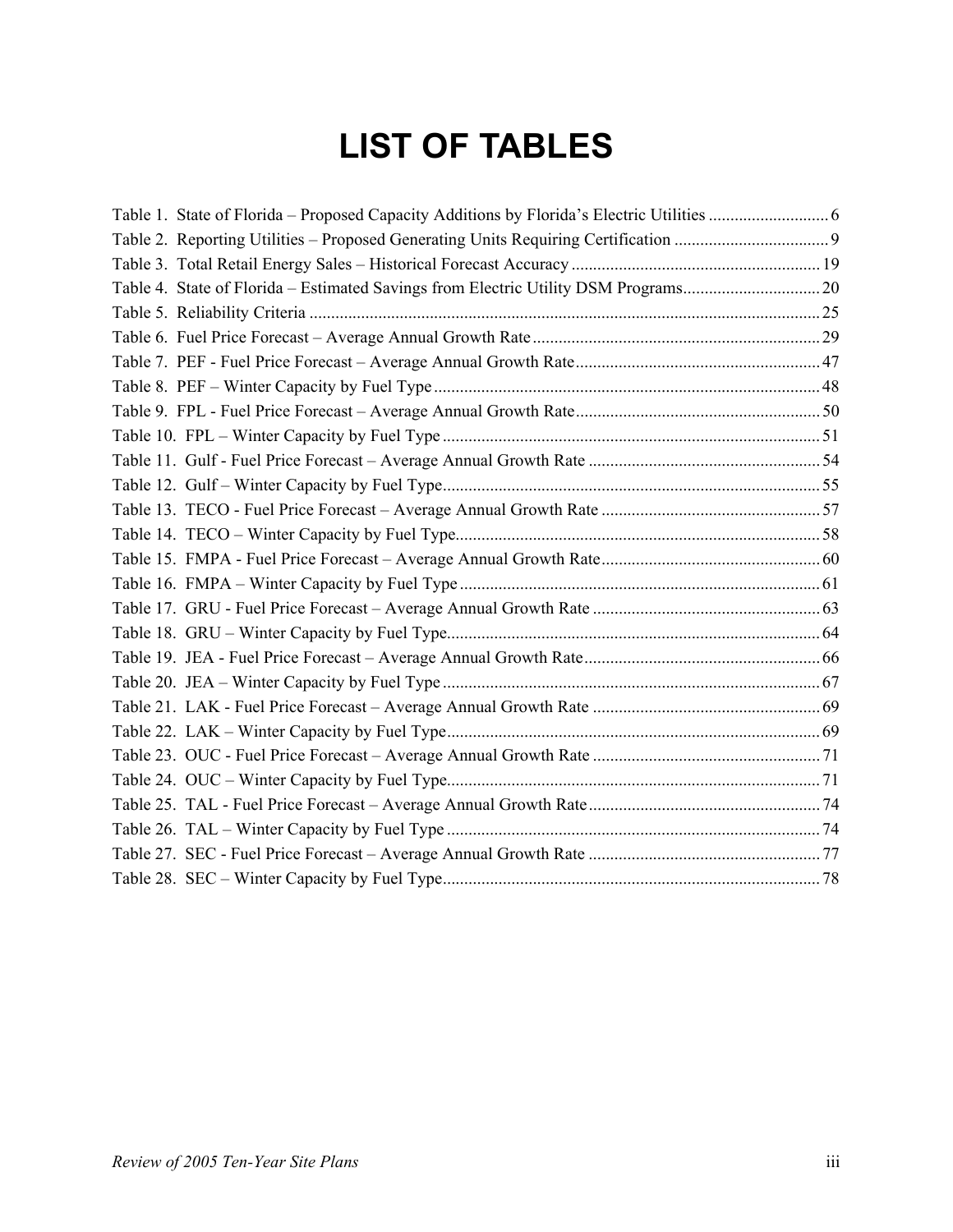# LIST OF TABLES

Table 1. State of Florida – Proposed Capacity Additions by Florida's Electric Utilities ............................ 6
Table 2. Reporting Utilities – Proposed Generating Units Requiring Certification .................................... 9
Table 3. Total Retail Energy Sales – Historical Forecast Accuracy .......................................................... 19
Table 4. State of Florida – Estimated Savings from Electric Utility DSM Programs................................ 20
Table 5. Reliability Criteria ...................................................................................................................... 25
Table 6. Fuel Price Forecast – Average Annual Growth Rate .................................................................. 29
Table 7. PEF - Fuel Price Forecast – Average Annual Growth Rate......................................................... 47
Table 8. PEF – Winter Capacity by Fuel Type .......................................................................................... 48
Table 9. FPL - Fuel Price Forecast – Average Annual Growth Rate......................................................... 50
Table 10. FPL – Winter Capacity by Fuel Type ....................................................................................... 51
Table 11. Gulf - Fuel Price Forecast – Average Annual Growth Rate ...................................................... 54
Table 12. Gulf – Winter Capacity by Fuel Type....................................................................................... 55
Table 13. TECO - Fuel Price Forecast – Average Annual Growth Rate ................................................... 57
Table 14. TECO – Winter Capacity by Fuel Type.................................................................................... 58
Table 15. FMPA - Fuel Price Forecast – Average Annual Growth Rate................................................... 60
Table 16. FMPA – Winter Capacity by Fuel Type ................................................................................... 61
Table 17. GRU - Fuel Price Forecast – Average Annual Growth Rate ..................................................... 63
Table 18. GRU – Winter Capacity by Fuel Type...................................................................................... 64
Table 19. JEA - Fuel Price Forecast – Average Annual Growth Rate....................................................... 66
Table 20. JEA – Winter Capacity by Fuel Type ....................................................................................... 67
Table 21. LAK - Fuel Price Forecast – Average Annual Growth Rate ..................................................... 69
Table 22. LAK – Winter Capacity by Fuel Type...................................................................................... 69
Table 23. OUC - Fuel Price Forecast – Average Annual Growth Rate ..................................................... 71
Table 24. OUC – Winter Capacity by Fuel Type...................................................................................... 71
Table 25. TAL - Fuel Price Forecast – Average Annual Growth Rate...................................................... 74
Table 26. TAL – Winter Capacity by Fuel Type ...................................................................................... 74
Table 27. SEC - Fuel Price Forecast – Average Annual Growth Rate ...................................................... 77
Table 28. SEC – Winter Capacity by Fuel Type....................................................................................... 78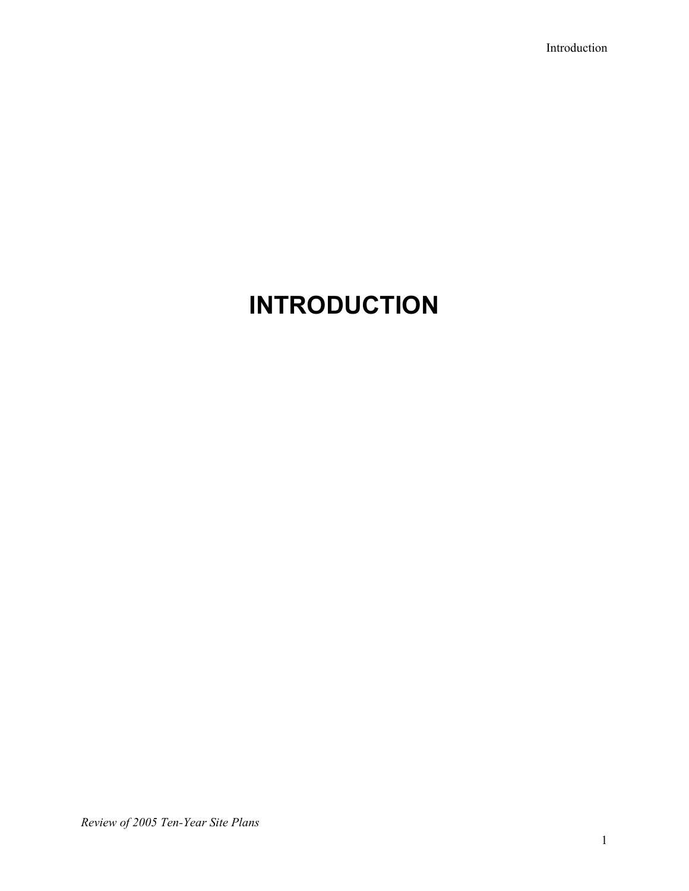# INTRODUCTION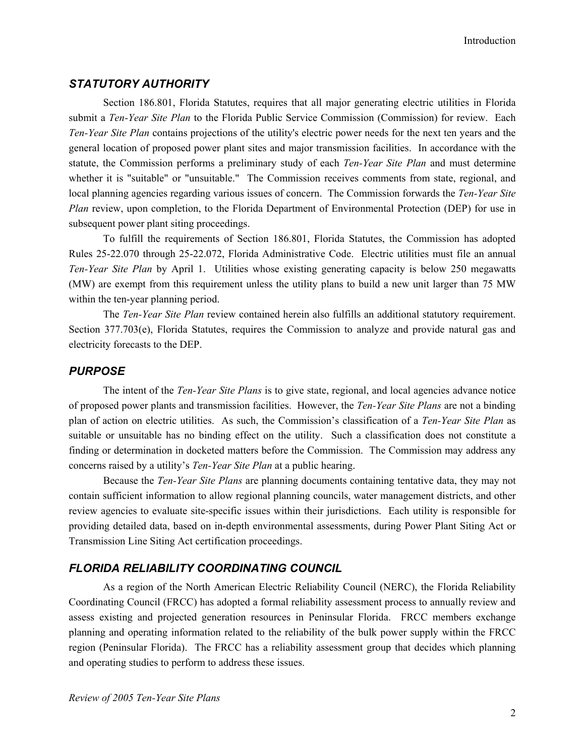## *STATUTORY AUTHORITY*

Section 186.801, Florida Statutes, requires that all major generating electric utilities in Florida submit a *Ten-Year Site Plan* to the Florida Public Service Commission (Commission) for review. Each *Ten-Year Site Plan* contains projections of the utility's electric power needs for the next ten years and the general location of proposed power plant sites and major transmission facilities. In accordance with the statute, the Commission performs a preliminary study of each *Ten-Year Site Plan* and must determine whether it is "suitable" or "unsuitable." The Commission receives comments from state, regional, and local planning agencies regarding various issues of concern. The Commission forwards the *Ten-Year Site Plan* review, upon completion, to the Florida Department of Environmental Protection (DEP) for use in subsequent power plant siting proceedings.

To fulfill the requirements of Section 186.801, Florida Statutes, the Commission has adopted Rules 25-22.070 through 25-22.072, Florida Administrative Code. Electric utilities must file an annual *Ten-Year Site Plan* by April 1. Utilities whose existing generating capacity is below 250 megawatts (MW) are exempt from this requirement unless the utility plans to build a new unit larger than 75 MW within the ten-year planning period.

The *Ten-Year Site Plan* review contained herein also fulfills an additional statutory requirement. Section 377.703(e), Florida Statutes, requires the Commission to analyze and provide natural gas and electricity forecasts to the DEP.

## *PURPOSE*

The intent of the *Ten-Year Site Plans* is to give state, regional, and local agencies advance notice of proposed power plants and transmission facilities. However, the *Ten-Year Site Plans* are not a binding plan of action on electric utilities. As such, the Commission's classification of a *Ten-Year Site Plan* as suitable or unsuitable has no binding effect on the utility. Such a classification does not constitute a finding or determination in docketed matters before the Commission. The Commission may address any concerns raised by a utility's *Ten-Year Site Plan* at a public hearing.

Because the *Ten-Year Site Plans* are planning documents containing tentative data, they may not contain sufficient information to allow regional planning councils, water management districts, and other review agencies to evaluate site-specific issues within their jurisdictions. Each utility is responsible for providing detailed data, based on in-depth environmental assessments, during Power Plant Siting Act or Transmission Line Siting Act certification proceedings.

## *FLORIDA RELIABILITY COORDINATING COUNCIL*

As a region of the North American Electric Reliability Council (NERC), the Florida Reliability Coordinating Council (FRCC) has adopted a formal reliability assessment process to annually review and assess existing and projected generation resources in Peninsular Florida. FRCC members exchange planning and operating information related to the reliability of the bulk power supply within the FRCC region (Peninsular Florida). The FRCC has a reliability assessment group that decides which planning and operating studies to perform to address these issues.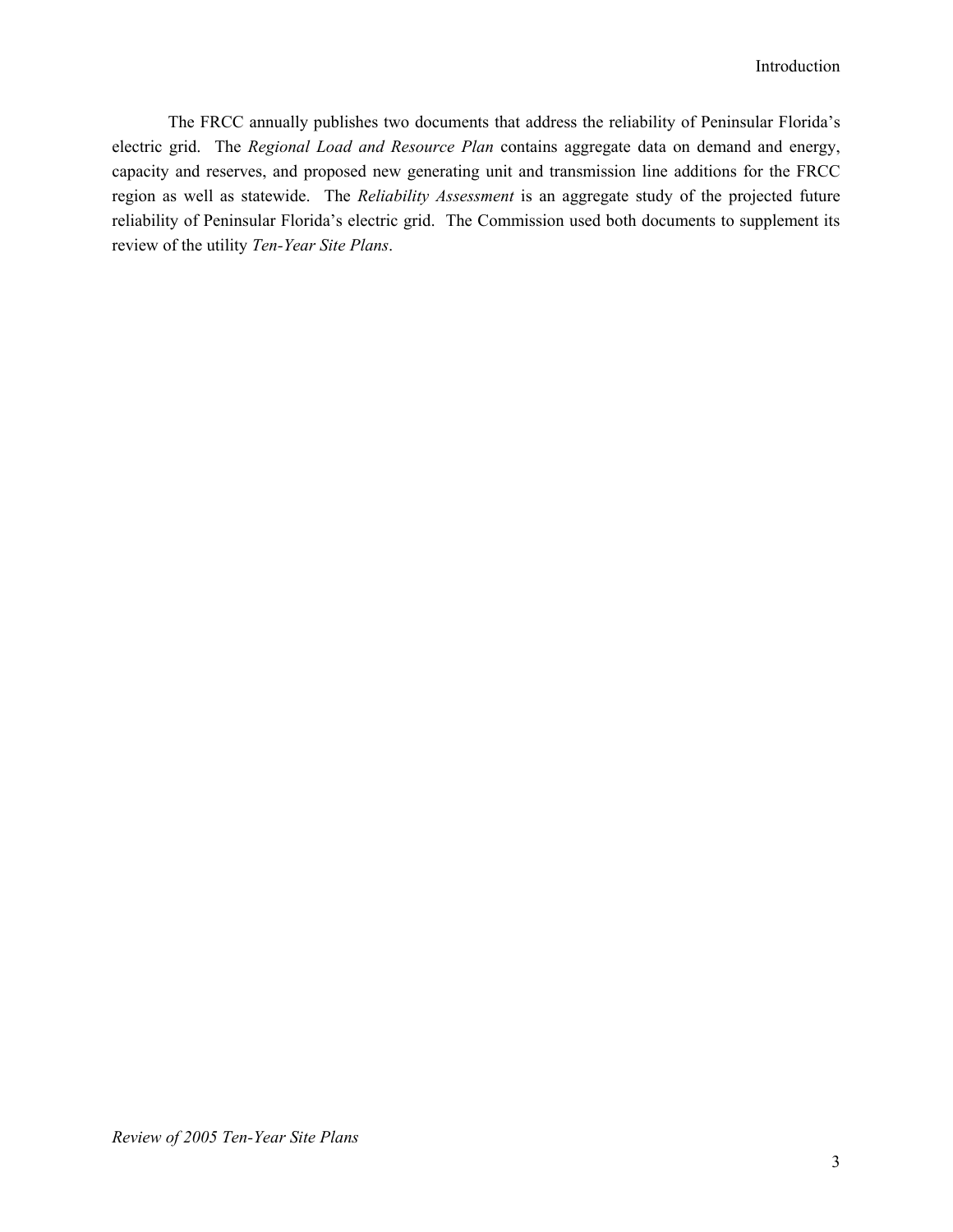The FRCC annually publishes two documents that address the reliability of Peninsular Florida's electric grid. The *Regional Load and Resource Plan* contains aggregate data on demand and energy, capacity and reserves, and proposed new generating unit and transmission line additions for the FRCC region as well as statewide. The *Reliability Assessment* is an aggregate study of the projected future reliability of Peninsular Florida's electric grid. The Commission used both documents to supplement its review of the utility *Ten-Year Site Plans*.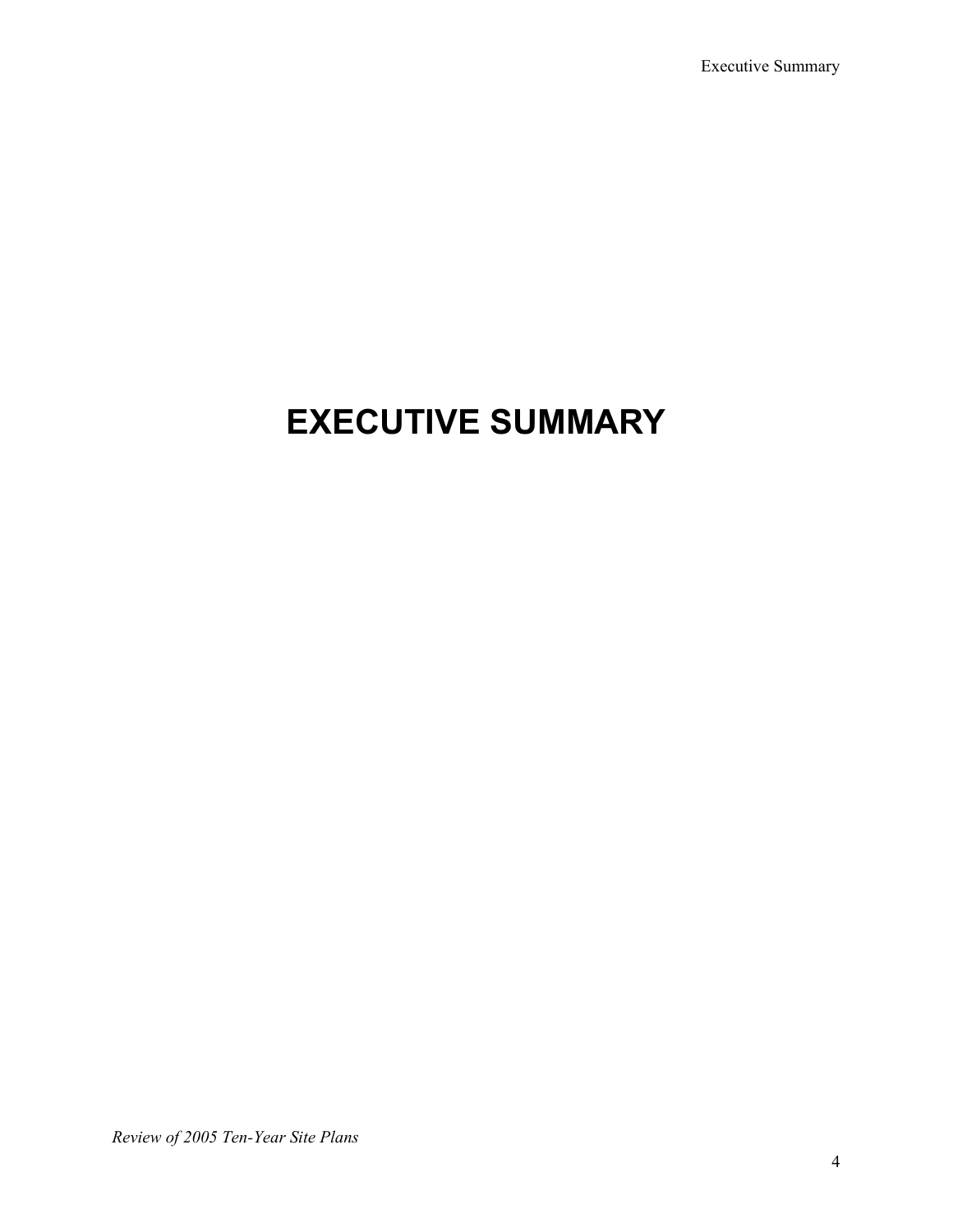# EXECUTIVE SUMMARY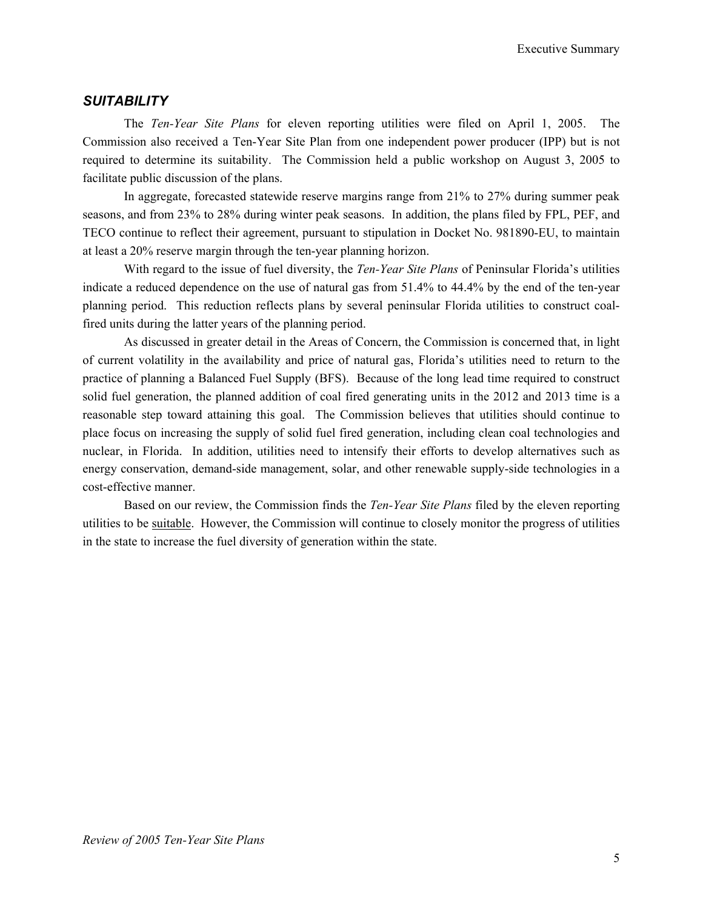## *SUITABILITY*

The *Ten-Year Site Plans* for eleven reporting utilities were filed on April 1, 2005. The Commission also received a Ten-Year Site Plan from one independent power producer (IPP) but is not required to determine its suitability. The Commission held a public workshop on August 3, 2005 to facilitate public discussion of the plans.

In aggregate, forecasted statewide reserve margins range from 21% to 27% during summer peak seasons, and from 23% to 28% during winter peak seasons. In addition, the plans filed by FPL, PEF, and TECO continue to reflect their agreement, pursuant to stipulation in Docket No. 981890-EU, to maintain at least a 20% reserve margin through the ten-year planning horizon.

With regard to the issue of fuel diversity, the *Ten-Year Site Plans* of Peninsular Florida's utilities indicate a reduced dependence on the use of natural gas from 51.4% to 44.4% by the end of the ten-year planning period. This reduction reflects plans by several peninsular Florida utilities to construct coal-fired units during the latter years of the planning period.

As discussed in greater detail in the Areas of Concern, the Commission is concerned that, in light of current volatility in the availability and price of natural gas, Florida's utilities need to return to the practice of planning a Balanced Fuel Supply (BFS). Because of the long lead time required to construct solid fuel generation, the planned addition of coal fired generating units in the 2012 and 2013 time is a reasonable step toward attaining this goal. The Commission believes that utilities should continue to place focus on increasing the supply of solid fuel fired generation, including clean coal technologies and nuclear, in Florida. In addition, utilities need to intensify their efforts to develop alternatives such as energy conservation, demand-side management, solar, and other renewable supply-side technologies in a cost-effective manner.

Based on our review, the Commission finds the *Ten-Year Site Plans* filed by the eleven reporting utilities to be suitable. However, the Commission will continue to closely monitor the progress of utilities in the state to increase the fuel diversity of generation within the state.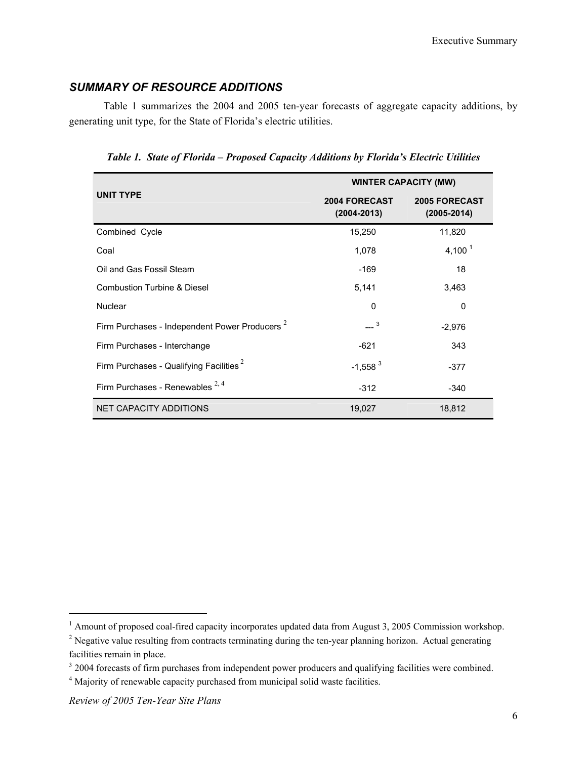## *SUMMARY OF RESOURCE ADDITIONS*

Table 1 summarizes the 2004 and 2005 ten-year forecasts of aggregate capacity additions, by generating unit type, for the State of Florida's electric utilities.

***Table 1. State of Florida – Proposed Capacity Additions by Florida's Electric Utilities***

| UNIT TYPE | WINTER CAPACITY (MW) | |
|---|---|---|
| | 2004 FORECAST (2004-2013) | 2005 FORECAST (2005-2014) |
| Combined Cycle | 15,250 | 11,820 |
| Coal | 1,078 | 4,100 [1] |
| Oil and Gas Fossil Steam | -169 | 18 |
| Combustion Turbine & Diesel | 5,141 | 3,463 |
| Nuclear | 0 | 0 |
| Firm Purchases - Independent Power Producers [2] | --- [3] | -2,976 |
| Firm Purchases - Interchange | -621 | 343 |
| Firm Purchases - Qualifying Facilities [2] | -1,558 [3] | -377 |
| Firm Purchases - Renewables [2, 4] | -312 | -340 |
| NET CAPACITY ADDITIONS | 19,027 | 18,812 |

---

[1] Amount of proposed coal-fired capacity incorporates updated data from August 3, 2005 Commission workshop.

[2] Negative value resulting from contracts terminating during the ten-year planning horizon. Actual generating facilities remain in place.

[3] 2004 forecasts of firm purchases from independent power producers and qualifying facilities were combined.

[4] Majority of renewable capacity purchased from municipal solid waste facilities.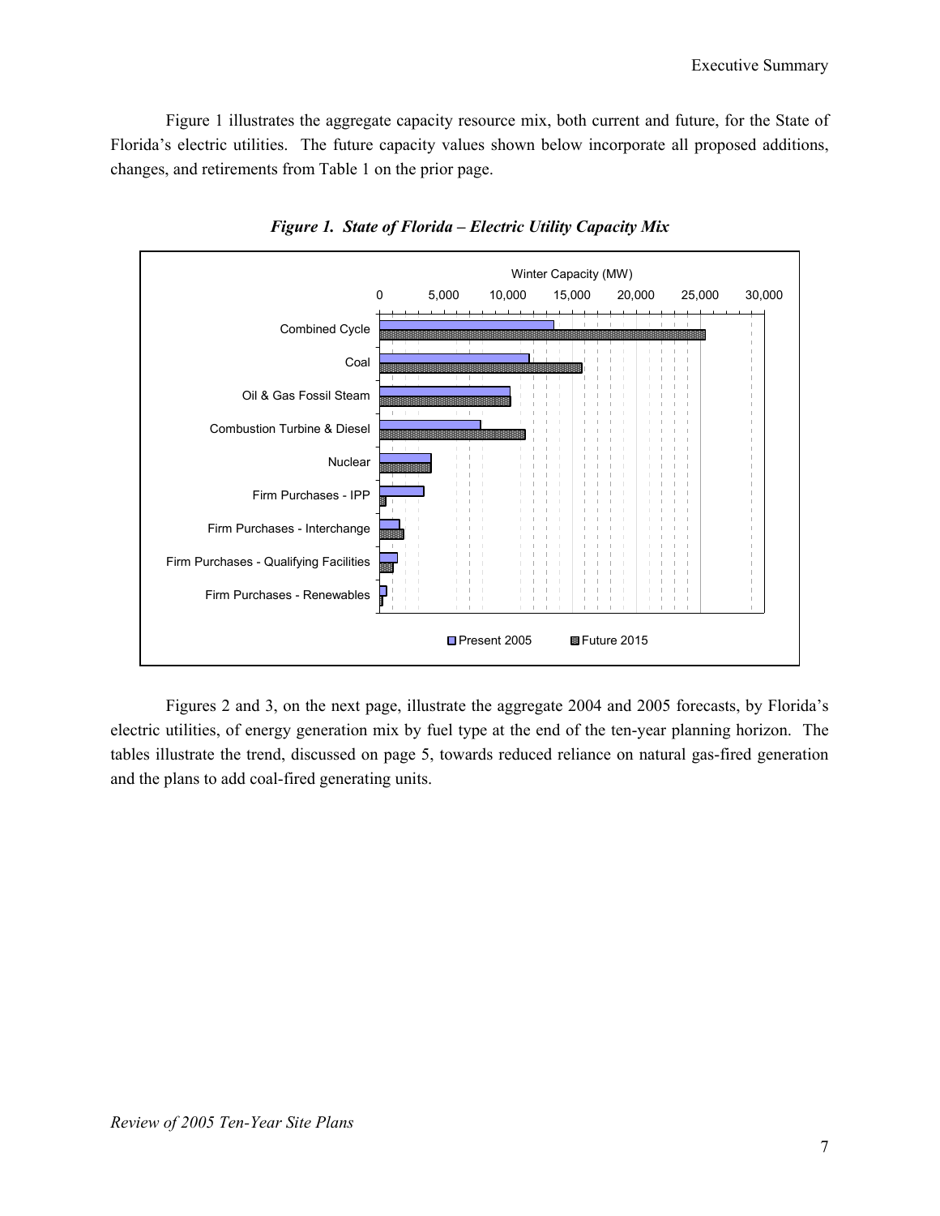Figure 1 illustrates the aggregate capacity resource mix, both current and future, for the State of Florida's electric utilities. The future capacity values shown below incorporate all proposed additions, changes, and retirements from Table 1 on the prior page.

***Figure 1. State of Florida – Electric Utility Capacity Mix***

Figures 2 and 3, on the next page, illustrate the aggregate 2004 and 2005 forecasts, by Florida's electric utilities, of energy generation mix by fuel type at the end of the ten-year planning horizon. The tables illustrate the trend, discussed on page 5, towards reduced reliance on natural gas-fired generation and the plans to add coal-fired generating units.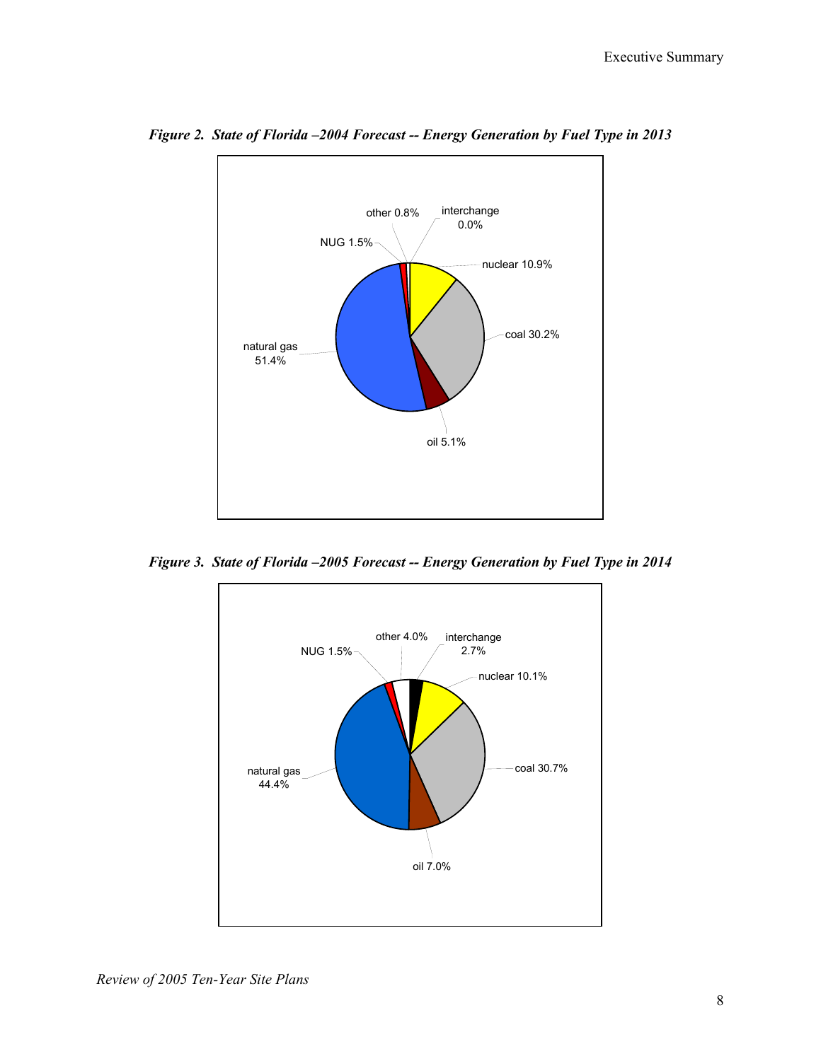*Figure 2. State of Florida –2004 Forecast -- Energy Generation by Fuel Type in 2013*

| Fuel Type | Share |
| --- | --- |
| natural gas | 51.4% |
| coal | 30.2% |
| nuclear | 10.9% |
| oil | 5.1% |
| NUG | 1.5% |
| other | 0.8% |
| interchange | 0.0% |

*Figure 3. State of Florida –2005 Forecast -- Energy Generation by Fuel Type in 2014*

| Fuel Type | Share |
| --- | --- |
| natural gas | 44.4% |
| coal | 30.7% |
| nuclear | 10.1% |
| oil | 7.0% |
| other | 4.0% |
| interchange | 2.7% |
| NUG | 1.5% |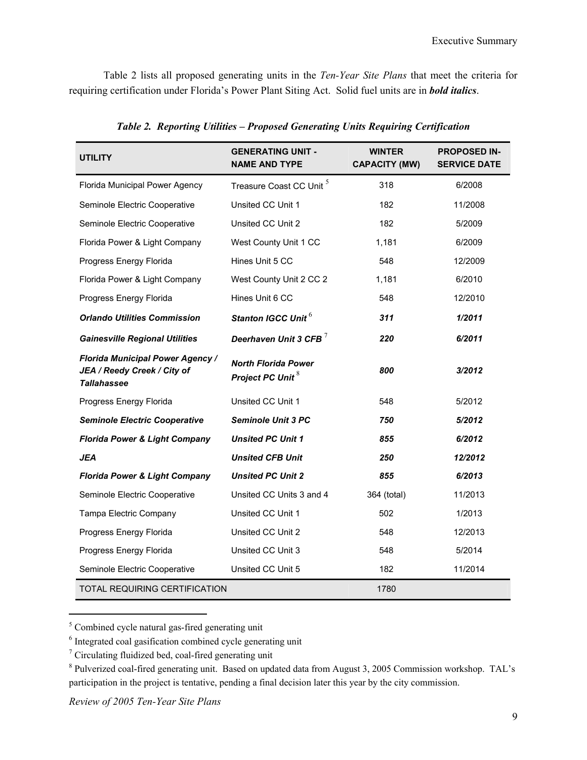Table 2 lists all proposed generating units in the *Ten-Year Site Plans* that meet the criteria for requiring certification under Florida's Power Plant Siting Act. Solid fuel units are in ***bold italics***.

***Table 2. Reporting Utilities – Proposed Generating Units Requiring Certification***

| UTILITY | GENERATING UNIT - NAME AND TYPE | WINTER CAPACITY (MW) | PROPOSED IN-SERVICE DATE |
|---|---|---|---|
| Florida Municipal Power Agency | Treasure Coast CC Unit [5] | 318 | 6/2008 |
| Seminole Electric Cooperative | Unsited CC Unit 1 | 182 | 11/2008 |
| Seminole Electric Cooperative | Unsited CC Unit 2 | 182 | 5/2009 |
| Florida Power & Light Company | West County Unit 1 CC | 1,181 | 6/2009 |
| Progress Energy Florida | Hines Unit 5 CC | 548 | 12/2009 |
| Florida Power & Light Company | West County Unit 2 CC 2 | 1,181 | 6/2010 |
| Progress Energy Florida | Hines Unit 6 CC | 548 | 12/2010 |
| ***Orlando Utilities Commission*** | ***Stanton IGCC Unit*** [6] | ***311*** | ***1/2011*** |
| ***Gainesville Regional Utilities*** | ***Deerhaven Unit 3 CFB*** [7] | ***220*** | ***6/2011*** |
| ***Florida Municipal Power Agency / JEA / Reedy Creek / City of Tallahassee*** | ***North Florida Power Project PC Unit*** [8] | ***800*** | ***3/2012*** |
| Progress Energy Florida | Unsited CC Unit 1 | 548 | 5/2012 |
| ***Seminole Electric Cooperative*** | ***Seminole Unit 3 PC*** | ***750*** | ***5/2012*** |
| ***Florida Power & Light Company*** | ***Unsited PC Unit 1*** | ***855*** | ***6/2012*** |
| ***JEA*** | ***Unsited CFB Unit*** | ***250*** | ***12/2012*** |
| ***Florida Power & Light Company*** | ***Unsited PC Unit 2*** | ***855*** | ***6/2013*** |
| Seminole Electric Cooperative | Unsited CC Units 3 and 4 | 364 (total) | 11/2013 |
| Tampa Electric Company | Unsited CC Unit 1 | 502 | 1/2013 |
| Progress Energy Florida | Unsited CC Unit 2 | 548 | 12/2013 |
| Progress Energy Florida | Unsited CC Unit 3 | 548 | 5/2014 |
| Seminole Electric Cooperative | Unsited CC Unit 5 | 182 | 11/2014 |
| TOTAL REQUIRING CERTIFICATION | | 1780 | |

[5] Combined cycle natural gas-fired generating unit

[6] Integrated coal gasification combined cycle generating unit

[7] Circulating fluidized bed, coal-fired generating unit

[8] Pulverized coal-fired generating unit. Based on updated data from August 3, 2005 Commission workshop. TAL's participation in the project is tentative, pending a final decision later this year by the city commission.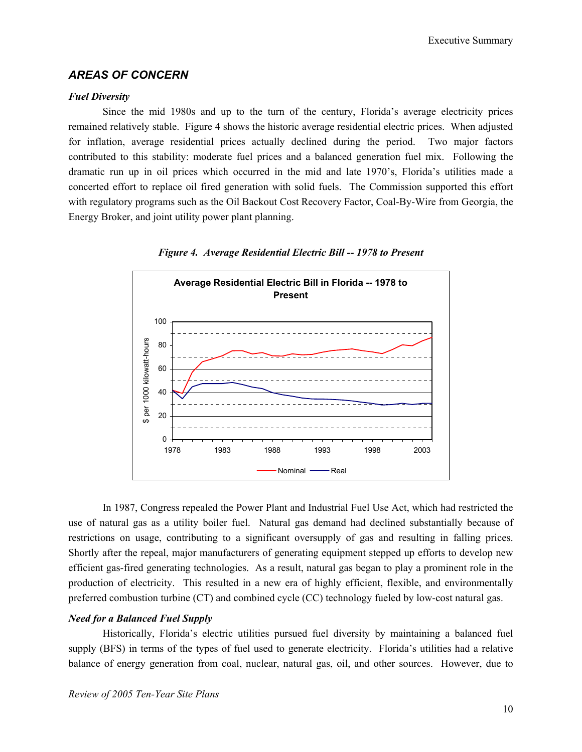## *AREAS OF CONCERN*

### *Fuel Diversity*

Since the mid 1980s and up to the turn of the century, Florida's average electricity prices remained relatively stable. Figure 4 shows the historic average residential electric prices. When adjusted for inflation, average residential prices actually declined during the period. Two major factors contributed to this stability: moderate fuel prices and a balanced generation fuel mix. Following the dramatic run up in oil prices which occurred in the mid and late 1970's, Florida's utilities made a concerted effort to replace oil fired generation with solid fuels. The Commission supported this effort with regulatory programs such as the Oil Backout Cost Recovery Factor, Coal-By-Wire from Georgia, the Energy Broker, and joint utility power plant planning.

***Figure 4. Average Residential Electric Bill -- 1978 to Present***

In 1987, Congress repealed the Power Plant and Industrial Fuel Use Act, which had restricted the use of natural gas as a utility boiler fuel. Natural gas demand had declined substantially because of restrictions on usage, contributing to a significant oversupply of gas and resulting in falling prices. Shortly after the repeal, major manufacturers of generating equipment stepped up efforts to develop new efficient gas-fired generating technologies. As a result, natural gas began to play a prominent role in the production of electricity. This resulted in a new era of highly efficient, flexible, and environmentally preferred combustion turbine (CT) and combined cycle (CC) technology fueled by low-cost natural gas.

### *Need for a Balanced Fuel Supply*

Historically, Florida's electric utilities pursued fuel diversity by maintaining a balanced fuel supply (BFS) in terms of the types of fuel used to generate electricity. Florida's utilities had a relative balance of energy generation from coal, nuclear, natural gas, oil, and other sources. However, due to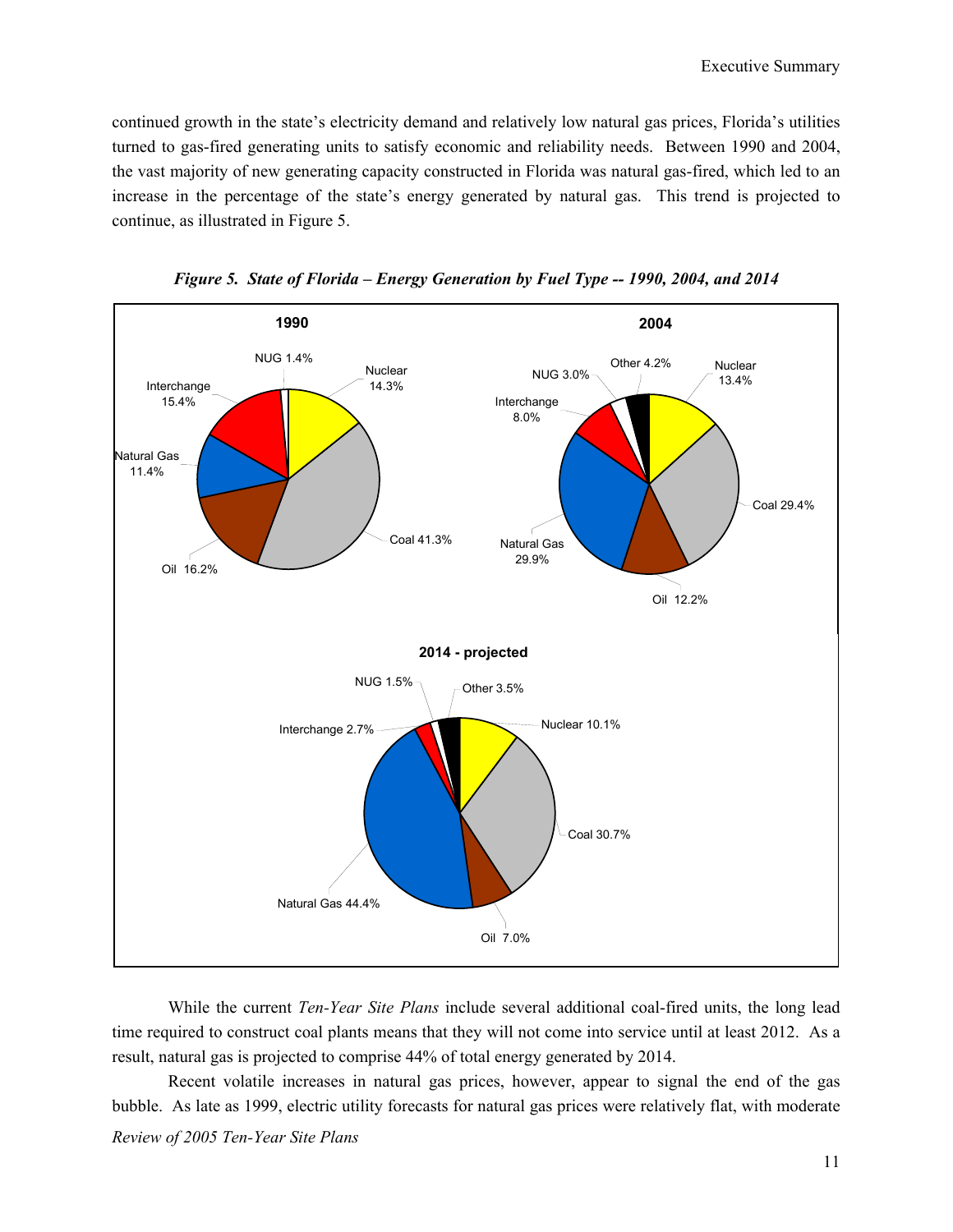continued growth in the state's electricity demand and relatively low natural gas prices, Florida's utilities turned to gas-fired generating units to satisfy economic and reliability needs. Between 1990 and 2004, the vast majority of new generating capacity constructed in Florida was natural gas-fired, which led to an increase in the percentage of the state's energy generated by natural gas. This trend is projected to continue, as illustrated in Figure 5.

***Figure 5. State of Florida – Energy Generation by Fuel Type -- 1990, 2004, and 2014***

**1990**

| Fuel Type | Share |
|---|---|
| Nuclear | 14.3% |
| Coal | 41.3% |
| Oil | 16.2% |
| Natural Gas | 11.4% |
| Interchange | 15.4% |
| NUG | 1.4% |

**2004**

| Fuel Type | Share |
|---|---|
| Nuclear | 13.4% |
| Coal | 29.4% |
| Oil | 12.2% |
| Natural Gas | 29.9% |
| Interchange | 8.0% |
| NUG | 3.0% |
| Other | 4.2% |

**2014 - projected**

| Fuel Type | Share |
|---|---|
| Nuclear | 10.1% |
| Coal | 30.7% |
| Oil | 7.0% |
| Natural Gas | 44.4% |
| Interchange | 2.7% |
| NUG | 1.5% |
| Other | 3.5% |

While the current *Ten-Year Site Plans* include several additional coal-fired units, the long lead time required to construct coal plants means that they will not come into service until at least 2012. As a result, natural gas is projected to comprise 44% of total energy generated by 2014.

Recent volatile increases in natural gas prices, however, appear to signal the end of the gas bubble. As late as 1999, electric utility forecasts for natural gas prices were relatively flat, with moderate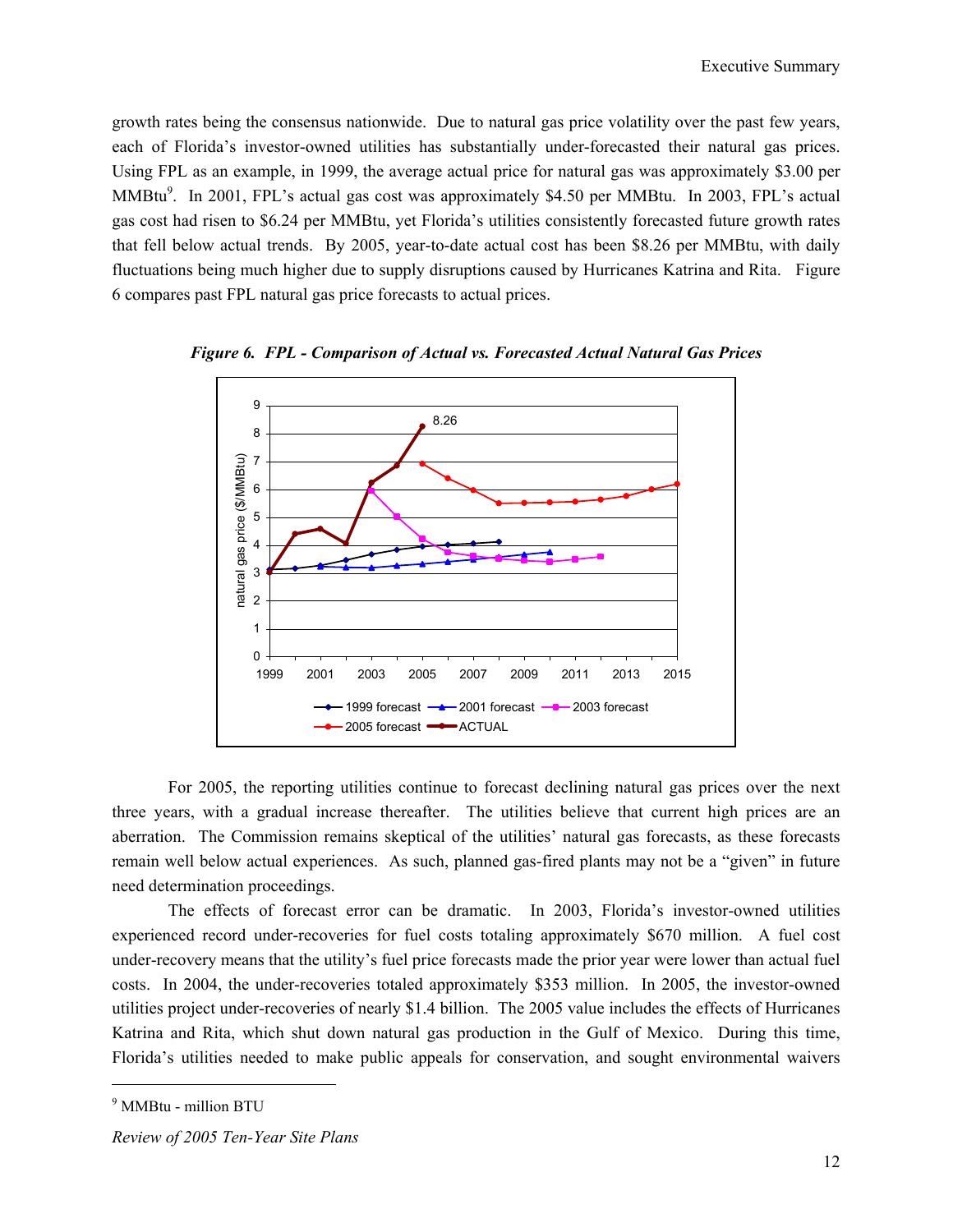growth rates being the consensus nationwide. Due to natural gas price volatility over the past few years, each of Florida's investor-owned utilities has substantially under-forecasted their natural gas prices. Using FPL as an example, in 1999, the average actual price for natural gas was approximately $3.00 per MMBtu[9]. In 2001, FPL's actual gas cost was approximately $4.50 per MMBtu. In 2003, FPL's actual gas cost had risen to $6.24 per MMBtu, yet Florida's utilities consistently forecasted future growth rates that fell below actual trends. By 2005, year-to-date actual cost has been $8.26 per MMBtu, with daily fluctuations being much higher due to supply disruptions caused by Hurricanes Katrina and Rita. Figure 6 compares past FPL natural gas price forecasts to actual prices.

*Figure 6. FPL - Comparison of Actual vs. Forecasted Actual Natural Gas Prices*

For 2005, the reporting utilities continue to forecast declining natural gas prices over the next three years, with a gradual increase thereafter. The utilities believe that current high prices are an aberration. The Commission remains skeptical of the utilities' natural gas forecasts, as these forecasts remain well below actual experiences. As such, planned gas-fired plants may not be a "given" in future need determination proceedings.

The effects of forecast error can be dramatic. In 2003, Florida's investor-owned utilities experienced record under-recoveries for fuel costs totaling approximately $670 million. A fuel cost under-recovery means that the utility's fuel price forecasts made the prior year were lower than actual fuel costs. In 2004, the under-recoveries totaled approximately $353 million. In 2005, the investor-owned utilities project under-recoveries of nearly $1.4 billion. The 2005 value includes the effects of Hurricanes Katrina and Rita, which shut down natural gas production in the Gulf of Mexico. During this time, Florida's utilities needed to make public appeals for conservation, and sought environmental waivers

[9] MMBtu - million BTU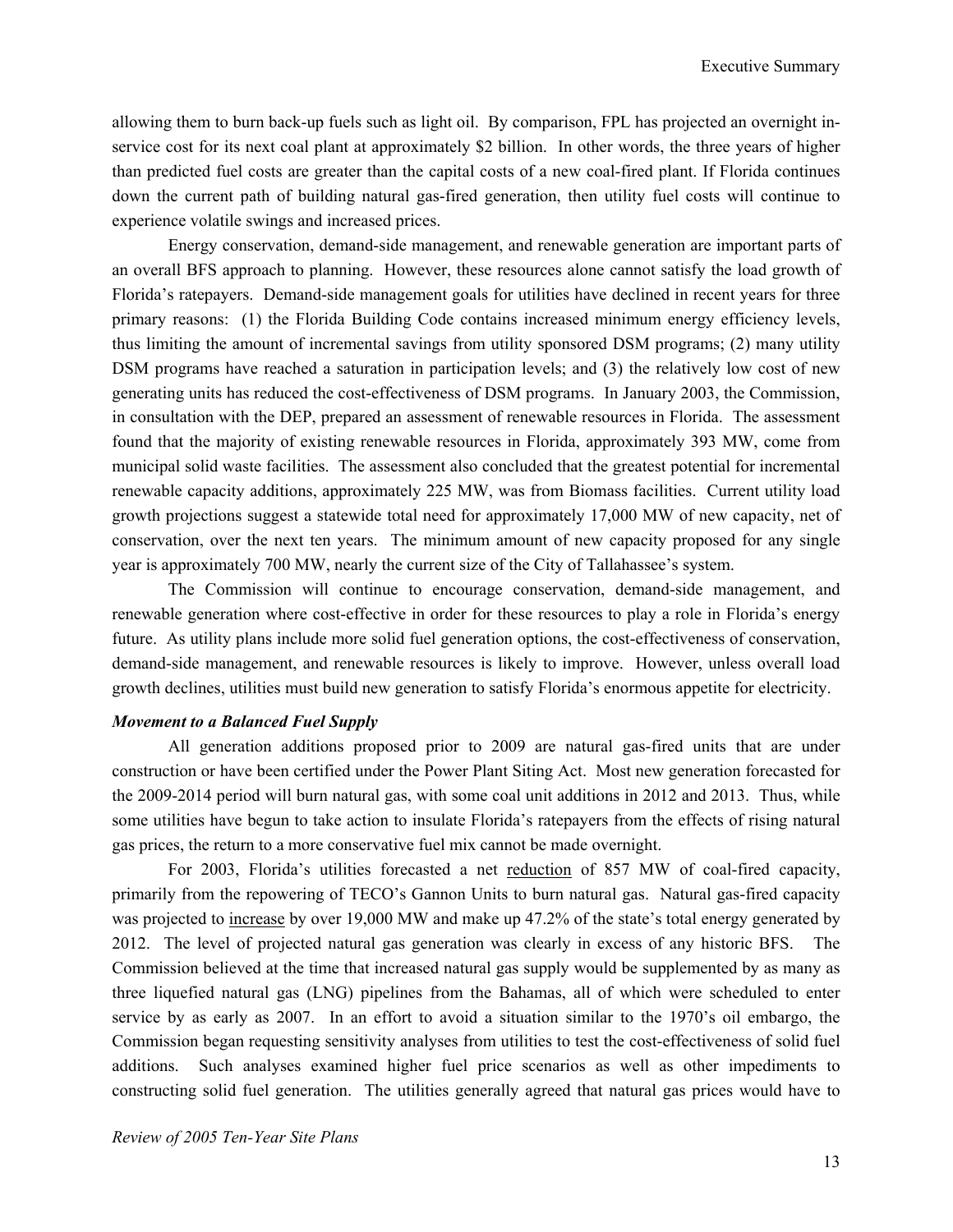allowing them to burn back-up fuels such as light oil. By comparison, FPL has projected an overnight in-service cost for its next coal plant at approximately $2 billion. In other words, the three years of higher than predicted fuel costs are greater than the capital costs of a new coal-fired plant. If Florida continues down the current path of building natural gas-fired generation, then utility fuel costs will continue to experience volatile swings and increased prices.

Energy conservation, demand-side management, and renewable generation are important parts of an overall BFS approach to planning. However, these resources alone cannot satisfy the load growth of Florida's ratepayers. Demand-side management goals for utilities have declined in recent years for three primary reasons: (1) the Florida Building Code contains increased minimum energy efficiency levels, thus limiting the amount of incremental savings from utility sponsored DSM programs; (2) many utility DSM programs have reached a saturation in participation levels; and (3) the relatively low cost of new generating units has reduced the cost-effectiveness of DSM programs. In January 2003, the Commission, in consultation with the DEP, prepared an assessment of renewable resources in Florida. The assessment found that the majority of existing renewable resources in Florida, approximately 393 MW, come from municipal solid waste facilities. The assessment also concluded that the greatest potential for incremental renewable capacity additions, approximately 225 MW, was from Biomass facilities. Current utility load growth projections suggest a statewide total need for approximately 17,000 MW of new capacity, net of conservation, over the next ten years. The minimum amount of new capacity proposed for any single year is approximately 700 MW, nearly the current size of the City of Tallahassee's system.

The Commission will continue to encourage conservation, demand-side management, and renewable generation where cost-effective in order for these resources to play a role in Florida's energy future. As utility plans include more solid fuel generation options, the cost-effectiveness of conservation, demand-side management, and renewable resources is likely to improve. However, unless overall load growth declines, utilities must build new generation to satisfy Florida's enormous appetite for electricity.

***Movement to a Balanced Fuel Supply***

All generation additions proposed prior to 2009 are natural gas-fired units that are under construction or have been certified under the Power Plant Siting Act. Most new generation forecasted for the 2009-2014 period will burn natural gas, with some coal unit additions in 2012 and 2013. Thus, while some utilities have begun to take action to insulate Florida's ratepayers from the effects of rising natural gas prices, the return to a more conservative fuel mix cannot be made overnight.

For 2003, Florida's utilities forecasted a net reduction of 857 MW of coal-fired capacity, primarily from the repowering of TECO's Gannon Units to burn natural gas. Natural gas-fired capacity was projected to increase by over 19,000 MW and make up 47.2% of the state's total energy generated by 2012. The level of projected natural gas generation was clearly in excess of any historic BFS. The Commission believed at the time that increased natural gas supply would be supplemented by as many as three liquefied natural gas (LNG) pipelines from the Bahamas, all of which were scheduled to enter service by as early as 2007. In an effort to avoid a situation similar to the 1970's oil embargo, the Commission began requesting sensitivity analyses from utilities to test the cost-effectiveness of solid fuel additions. Such analyses examined higher fuel price scenarios as well as other impediments to constructing solid fuel generation. The utilities generally agreed that natural gas prices would have to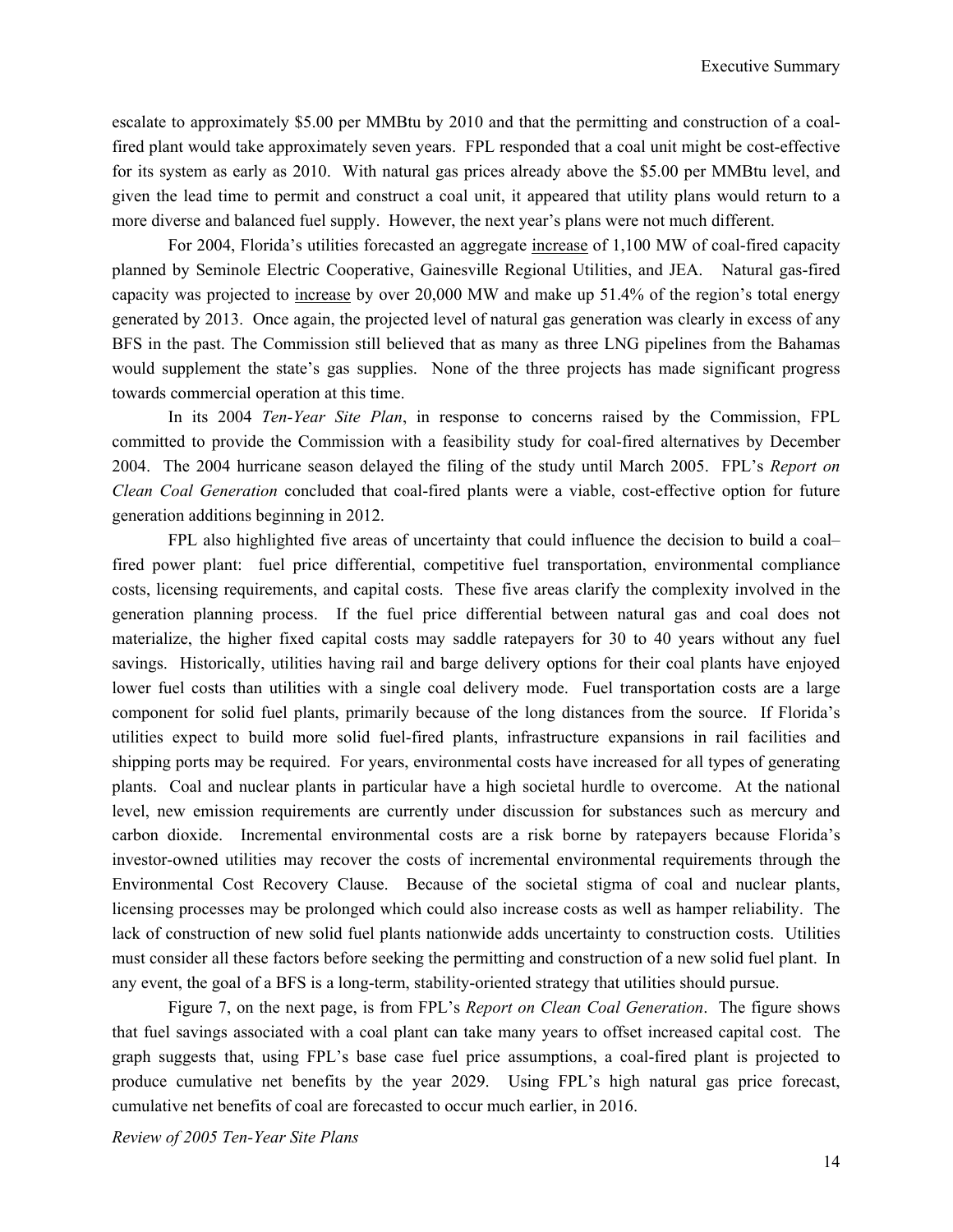escalate to approximately $5.00 per MMBtu by 2010 and that the permitting and construction of a coal-fired plant would take approximately seven years. FPL responded that a coal unit might be cost-effective for its system as early as 2010. With natural gas prices already above the $5.00 per MMBtu level, and given the lead time to permit and construct a coal unit, it appeared that utility plans would return to a more diverse and balanced fuel supply. However, the next year's plans were not much different.

For 2004, Florida's utilities forecasted an aggregate <u>increase</u> of 1,100 MW of coal-fired capacity planned by Seminole Electric Cooperative, Gainesville Regional Utilities, and JEA. Natural gas-fired capacity was projected to <u>increase</u> by over 20,000 MW and make up 51.4% of the region's total energy generated by 2013. Once again, the projected level of natural gas generation was clearly in excess of any BFS in the past. The Commission still believed that as many as three LNG pipelines from the Bahamas would supplement the state's gas supplies. None of the three projects has made significant progress towards commercial operation at this time.

In its 2004 *Ten-Year Site Plan*, in response to concerns raised by the Commission, FPL committed to provide the Commission with a feasibility study for coal-fired alternatives by December 2004. The 2004 hurricane season delayed the filing of the study until March 2005. FPL's *Report on Clean Coal Generation* concluded that coal-fired plants were a viable, cost-effective option for future generation additions beginning in 2012.

FPL also highlighted five areas of uncertainty that could influence the decision to build a coal–fired power plant: fuel price differential, competitive fuel transportation, environmental compliance costs, licensing requirements, and capital costs. These five areas clarify the complexity involved in the generation planning process. If the fuel price differential between natural gas and coal does not materialize, the higher fixed capital costs may saddle ratepayers for 30 to 40 years without any fuel savings. Historically, utilities having rail and barge delivery options for their coal plants have enjoyed lower fuel costs than utilities with a single coal delivery mode. Fuel transportation costs are a large component for solid fuel plants, primarily because of the long distances from the source. If Florida's utilities expect to build more solid fuel-fired plants, infrastructure expansions in rail facilities and shipping ports may be required. For years, environmental costs have increased for all types of generating plants. Coal and nuclear plants in particular have a high societal hurdle to overcome. At the national level, new emission requirements are currently under discussion for substances such as mercury and carbon dioxide. Incremental environmental costs are a risk borne by ratepayers because Florida's investor-owned utilities may recover the costs of incremental environmental requirements through the Environmental Cost Recovery Clause. Because of the societal stigma of coal and nuclear plants, licensing processes may be prolonged which could also increase costs as well as hamper reliability. The lack of construction of new solid fuel plants nationwide adds uncertainty to construction costs. Utilities must consider all these factors before seeking the permitting and construction of a new solid fuel plant. In any event, the goal of a BFS is a long-term, stability-oriented strategy that utilities should pursue.

Figure 7, on the next page, is from FPL's *Report on Clean Coal Generation*. The figure shows that fuel savings associated with a coal plant can take many years to offset increased capital cost. The graph suggests that, using FPL's base case fuel price assumptions, a coal-fired plant is projected to produce cumulative net benefits by the year 2029. Using FPL's high natural gas price forecast, cumulative net benefits of coal are forecasted to occur much earlier, in 2016.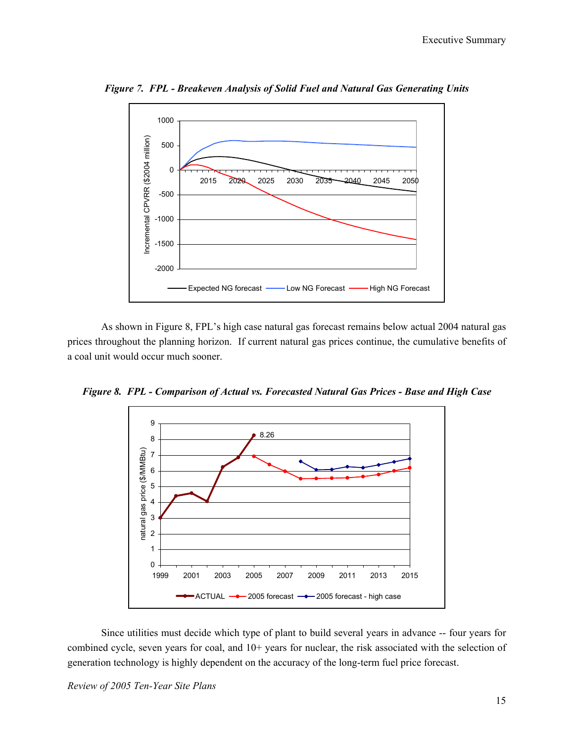*Figure 7. FPL - Breakeven Analysis of Solid Fuel and Natural Gas Generating Units*

As shown in Figure 8, FPL's high case natural gas forecast remains below actual 2004 natural gas prices throughout the planning horizon. If current natural gas prices continue, the cumulative benefits of a coal unit would occur much sooner.

*Figure 8. FPL - Comparison of Actual vs. Forecasted Natural Gas Prices - Base and High Case*

Since utilities must decide which type of plant to build several years in advance -- four years for combined cycle, seven years for coal, and 10+ years for nuclear, the risk associated with the selection of generation technology is highly dependent on the accuracy of the long-term fuel price forecast.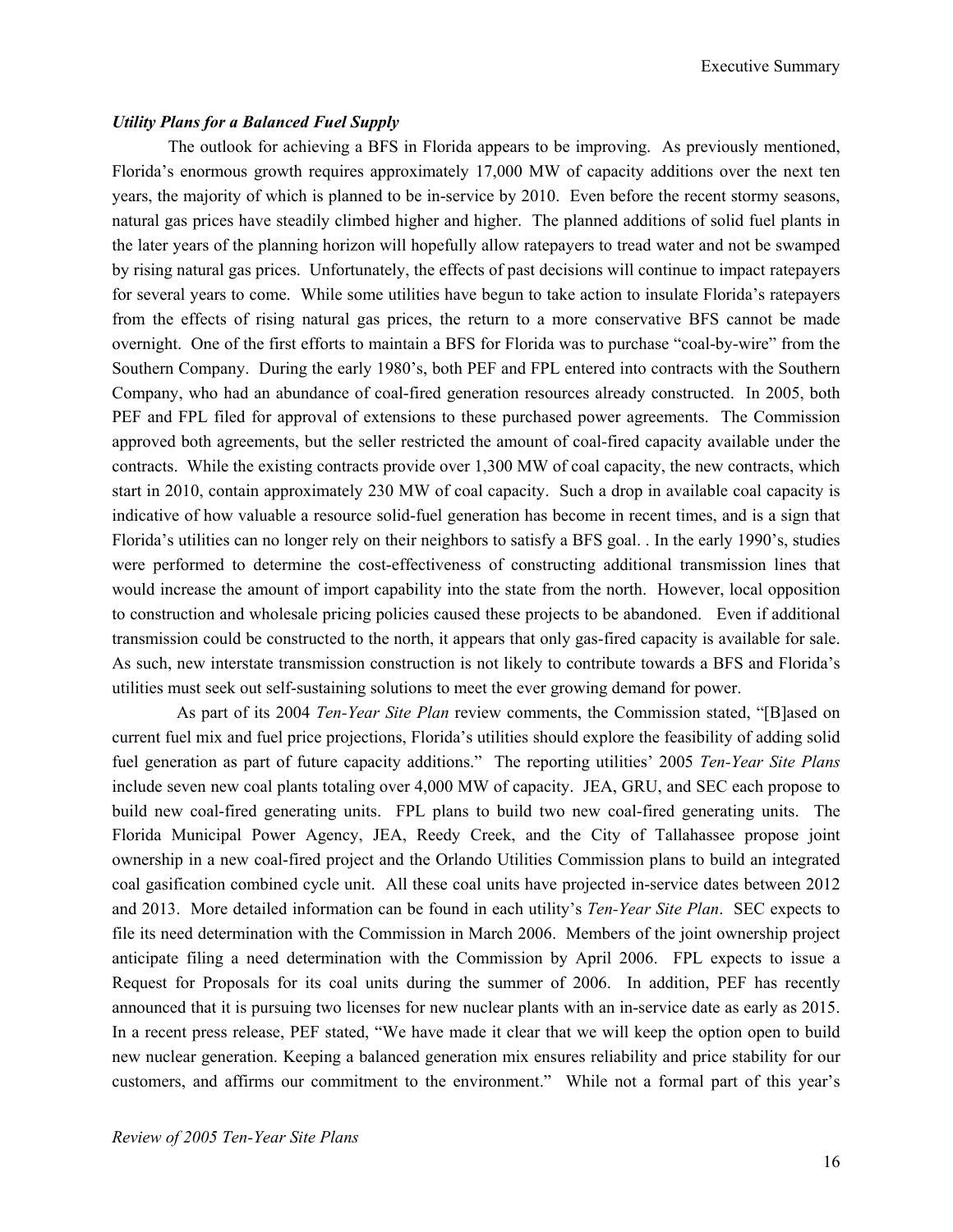***Utility Plans for a Balanced Fuel Supply***

The outlook for achieving a BFS in Florida appears to be improving. As previously mentioned, Florida's enormous growth requires approximately 17,000 MW of capacity additions over the next ten years, the majority of which is planned to be in-service by 2010. Even before the recent stormy seasons, natural gas prices have steadily climbed higher and higher. The planned additions of solid fuel plants in the later years of the planning horizon will hopefully allow ratepayers to tread water and not be swamped by rising natural gas prices. Unfortunately, the effects of past decisions will continue to impact ratepayers for several years to come. While some utilities have begun to take action to insulate Florida's ratepayers from the effects of rising natural gas prices, the return to a more conservative BFS cannot be made overnight. One of the first efforts to maintain a BFS for Florida was to purchase "coal-by-wire" from the Southern Company. During the early 1980's, both PEF and FPL entered into contracts with the Southern Company, who had an abundance of coal-fired generation resources already constructed. In 2005, both PEF and FPL filed for approval of extensions to these purchased power agreements. The Commission approved both agreements, but the seller restricted the amount of coal-fired capacity available under the contracts. While the existing contracts provide over 1,300 MW of coal capacity, the new contracts, which start in 2010, contain approximately 230 MW of coal capacity. Such a drop in available coal capacity is indicative of how valuable a resource solid-fuel generation has become in recent times, and is a sign that Florida's utilities can no longer rely on their neighbors to satisfy a BFS goal. . In the early 1990's, studies were performed to determine the cost-effectiveness of constructing additional transmission lines that would increase the amount of import capability into the state from the north. However, local opposition to construction and wholesale pricing policies caused these projects to be abandoned. Even if additional transmission could be constructed to the north, it appears that only gas-fired capacity is available for sale. As such, new interstate transmission construction is not likely to contribute towards a BFS and Florida's utilities must seek out self-sustaining solutions to meet the ever growing demand for power.

As part of its 2004 *Ten-Year Site Plan* review comments, the Commission stated, "[B]ased on current fuel mix and fuel price projections, Florida's utilities should explore the feasibility of adding solid fuel generation as part of future capacity additions." The reporting utilities' 2005 *Ten-Year Site Plans* include seven new coal plants totaling over 4,000 MW of capacity. JEA, GRU, and SEC each propose to build new coal-fired generating units. FPL plans to build two new coal-fired generating units. The Florida Municipal Power Agency, JEA, Reedy Creek, and the City of Tallahassee propose joint ownership in a new coal-fired project and the Orlando Utilities Commission plans to build an integrated coal gasification combined cycle unit. All these coal units have projected in-service dates between 2012 and 2013. More detailed information can be found in each utility's *Ten-Year Site Plan*. SEC expects to file its need determination with the Commission in March 2006. Members of the joint ownership project anticipate filing a need determination with the Commission by April 2006. FPL expects to issue a Request for Proposals for its coal units during the summer of 2006. In addition, PEF has recently announced that it is pursuing two licenses for new nuclear plants with an in-service date as early as 2015. In a recent press release, PEF stated, "We have made it clear that we will keep the option open to build new nuclear generation. Keeping a balanced generation mix ensures reliability and price stability for our customers, and affirms our commitment to the environment." While not a formal part of this year's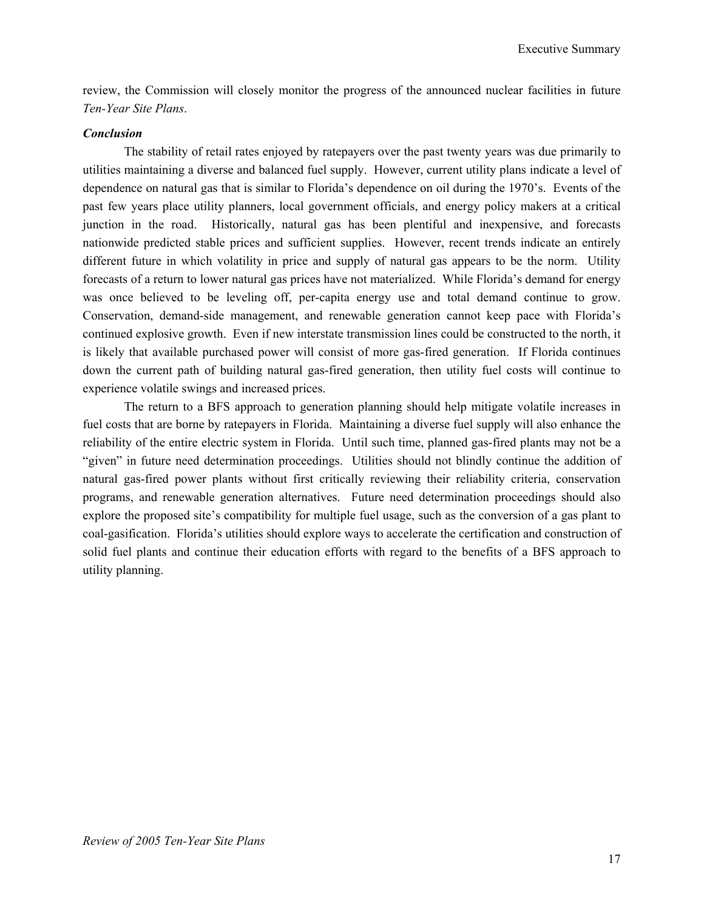review, the Commission will closely monitor the progress of the announced nuclear facilities in future *Ten-Year Site Plans*.

***Conclusion***

The stability of retail rates enjoyed by ratepayers over the past twenty years was due primarily to utilities maintaining a diverse and balanced fuel supply. However, current utility plans indicate a level of dependence on natural gas that is similar to Florida's dependence on oil during the 1970's. Events of the past few years place utility planners, local government officials, and energy policy makers at a critical junction in the road. Historically, natural gas has been plentiful and inexpensive, and forecasts nationwide predicted stable prices and sufficient supplies. However, recent trends indicate an entirely different future in which volatility in price and supply of natural gas appears to be the norm. Utility forecasts of a return to lower natural gas prices have not materialized. While Florida's demand for energy was once believed to be leveling off, per-capita energy use and total demand continue to grow. Conservation, demand-side management, and renewable generation cannot keep pace with Florida's continued explosive growth. Even if new interstate transmission lines could be constructed to the north, it is likely that available purchased power will consist of more gas-fired generation. If Florida continues down the current path of building natural gas-fired generation, then utility fuel costs will continue to experience volatile swings and increased prices.

The return to a BFS approach to generation planning should help mitigate volatile increases in fuel costs that are borne by ratepayers in Florida. Maintaining a diverse fuel supply will also enhance the reliability of the entire electric system in Florida. Until such time, planned gas-fired plants may not be a "given" in future need determination proceedings. Utilities should not blindly continue the addition of natural gas-fired power plants without first critically reviewing their reliability criteria, conservation programs, and renewable generation alternatives. Future need determination proceedings should also explore the proposed site's compatibility for multiple fuel usage, such as the conversion of a gas plant to coal-gasification. Florida's utilities should explore ways to accelerate the certification and construction of solid fuel plants and continue their education efforts with regard to the benefits of a BFS approach to utility planning.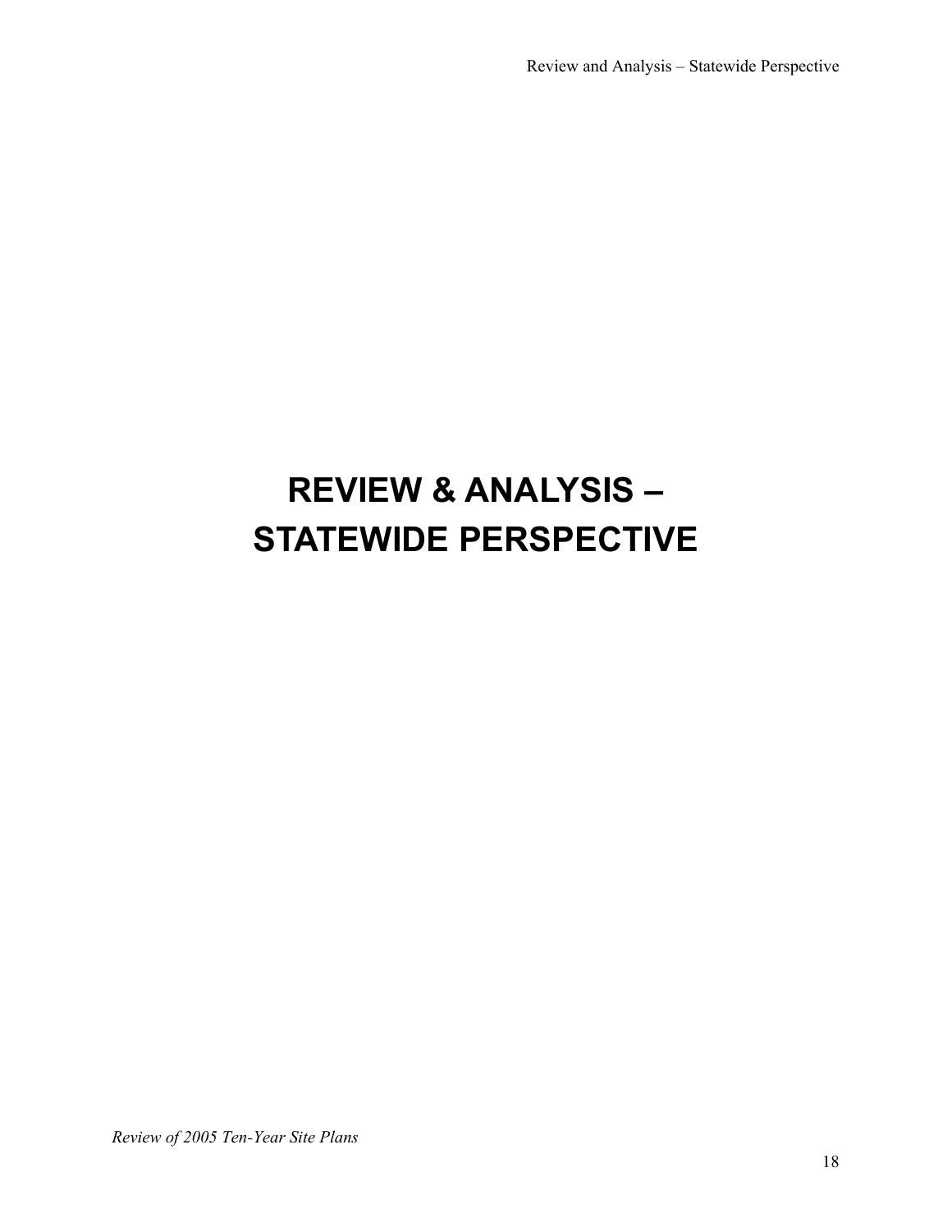# REVIEW & ANALYSIS – STATEWIDE PERSPECTIVE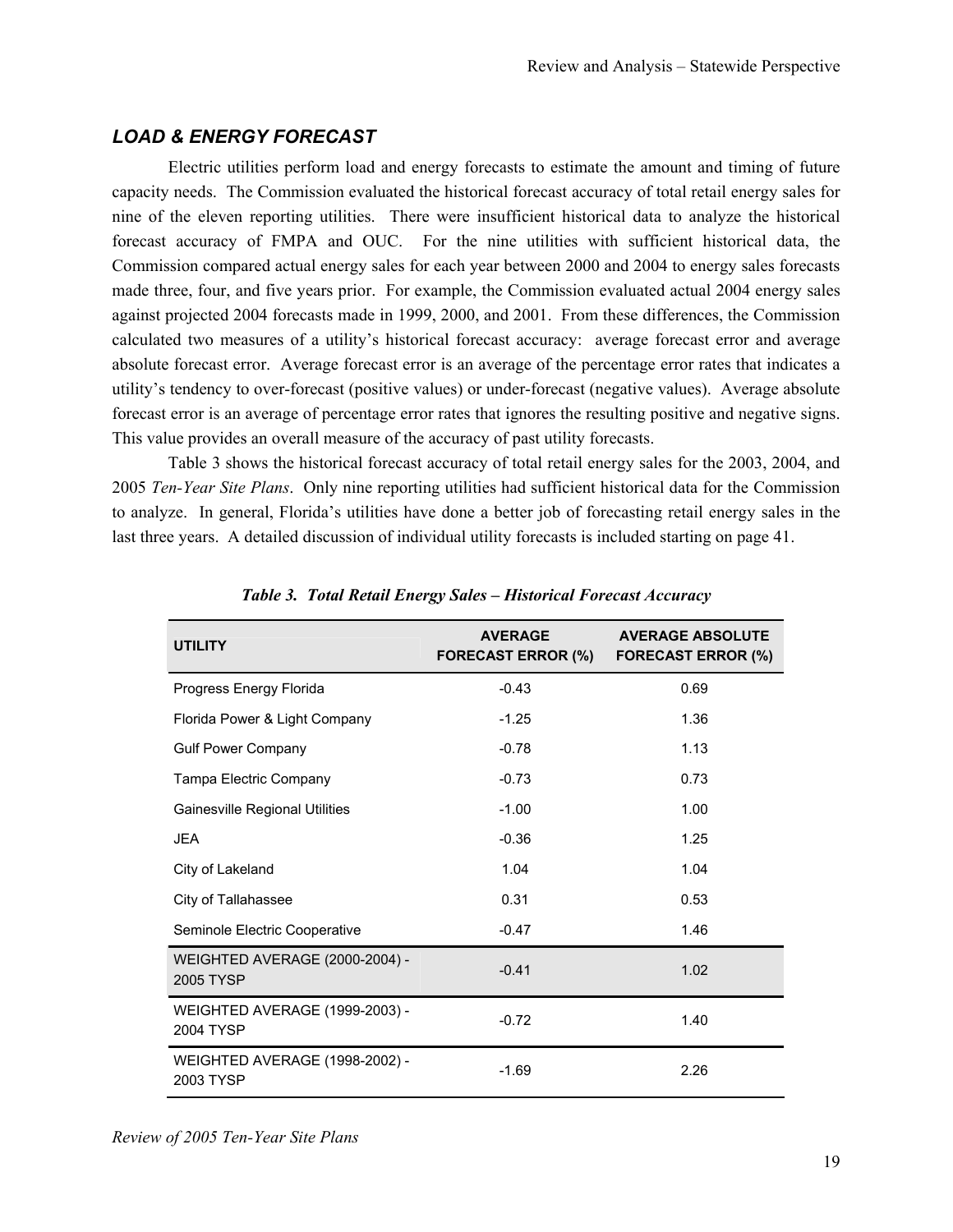## *LOAD & ENERGY FORECAST*

Electric utilities perform load and energy forecasts to estimate the amount and timing of future capacity needs. The Commission evaluated the historical forecast accuracy of total retail energy sales for nine of the eleven reporting utilities. There were insufficient historical data to analyze the historical forecast accuracy of FMPA and OUC. For the nine utilities with sufficient historical data, the Commission compared actual energy sales for each year between 2000 and 2004 to energy sales forecasts made three, four, and five years prior. For example, the Commission evaluated actual 2004 energy sales against projected 2004 forecasts made in 1999, 2000, and 2001. From these differences, the Commission calculated two measures of a utility's historical forecast accuracy: average forecast error and average absolute forecast error. Average forecast error is an average of the percentage error rates that indicates a utility's tendency to over-forecast (positive values) or under-forecast (negative values). Average absolute forecast error is an average of percentage error rates that ignores the resulting positive and negative signs. This value provides an overall measure of the accuracy of past utility forecasts.

Table 3 shows the historical forecast accuracy of total retail energy sales for the 2003, 2004, and 2005 *Ten-Year Site Plans*. Only nine reporting utilities had sufficient historical data for the Commission to analyze. In general, Florida's utilities have done a better job of forecasting retail energy sales in the last three years. A detailed discussion of individual utility forecasts is included starting on page 41.

***Table 3. Total Retail Energy Sales – Historical Forecast Accuracy***

| UTILITY | AVERAGE FORECAST ERROR (%) | AVERAGE ABSOLUTE FORECAST ERROR (%) |
|---|---|---|
| Progress Energy Florida | -0.43 | 0.69 |
| Florida Power & Light Company | -1.25 | 1.36 |
| Gulf Power Company | -0.78 | 1.13 |
| Tampa Electric Company | -0.73 | 0.73 |
| Gainesville Regional Utilities | -1.00 | 1.00 |
| JEA | -0.36 | 1.25 |
| City of Lakeland | 1.04 | 1.04 |
| City of Tallahassee | 0.31 | 0.53 |
| Seminole Electric Cooperative | -0.47 | 1.46 |
| WEIGHTED AVERAGE (2000-2004) - 2005 TYSP | -0.41 | 1.02 |
| WEIGHTED AVERAGE (1999-2003) - 2004 TYSP | -0.72 | 1.40 |
| WEIGHTED AVERAGE (1998-2002) - 2003 TYSP | -1.69 | 2.26 |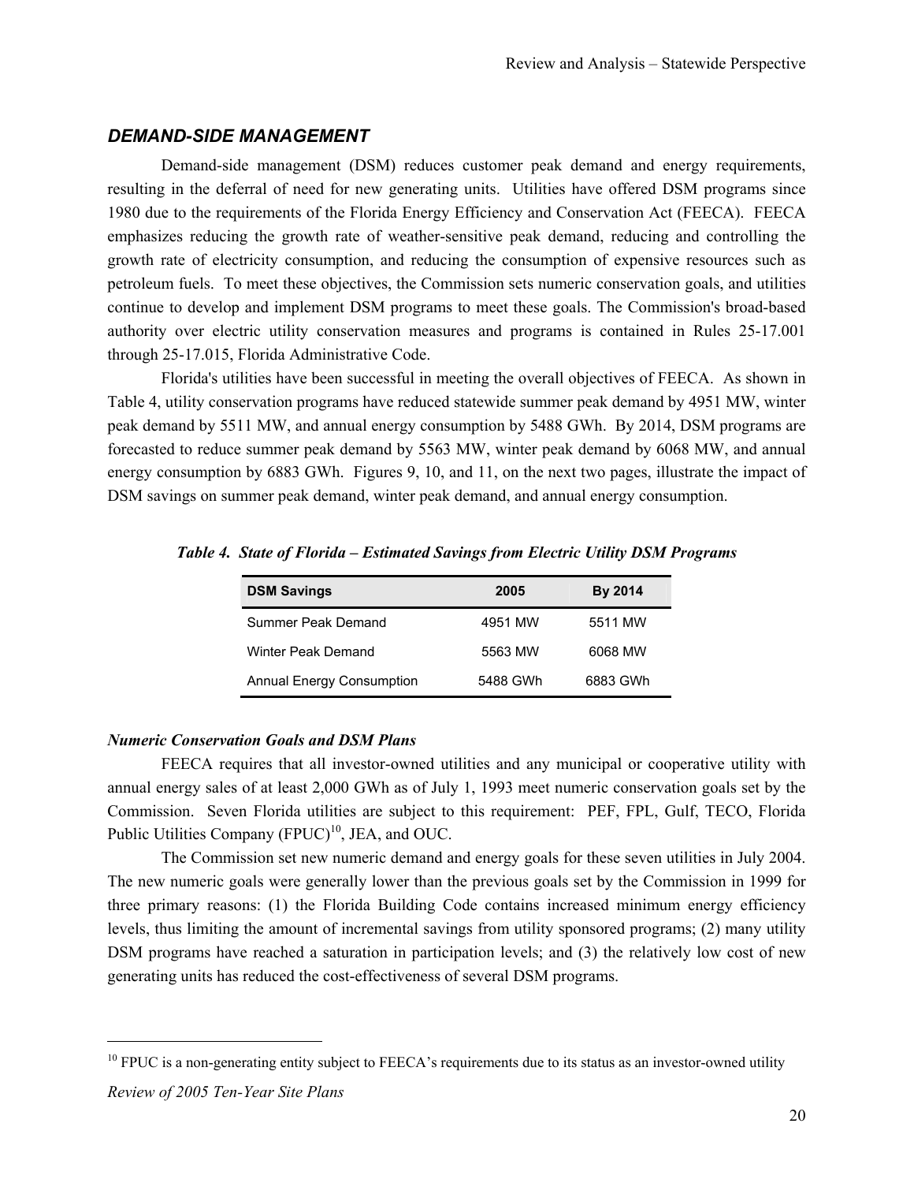## *DEMAND-SIDE MANAGEMENT*

Demand-side management (DSM) reduces customer peak demand and energy requirements, resulting in the deferral of need for new generating units. Utilities have offered DSM programs since 1980 due to the requirements of the Florida Energy Efficiency and Conservation Act (FEECA). FEECA emphasizes reducing the growth rate of weather-sensitive peak demand, reducing and controlling the growth rate of electricity consumption, and reducing the consumption of expensive resources such as petroleum fuels. To meet these objectives, the Commission sets numeric conservation goals, and utilities continue to develop and implement DSM programs to meet these goals. The Commission's broad-based authority over electric utility conservation measures and programs is contained in Rules 25-17.001 through 25-17.015, Florida Administrative Code.

Florida's utilities have been successful in meeting the overall objectives of FEECA. As shown in Table 4, utility conservation programs have reduced statewide summer peak demand by 4951 MW, winter peak demand by 5511 MW, and annual energy consumption by 5488 GWh. By 2014, DSM programs are forecasted to reduce summer peak demand by 5563 MW, winter peak demand by 6068 MW, and annual energy consumption by 6883 GWh. Figures 9, 10, and 11, on the next two pages, illustrate the impact of DSM savings on summer peak demand, winter peak demand, and annual energy consumption.

***Table 4. State of Florida – Estimated Savings from Electric Utility DSM Programs***

| DSM Savings | 2005 | By 2014 |
|---|---|---|
| Summer Peak Demand | 4951 MW | 5511 MW |
| Winter Peak Demand | 5563 MW | 6068 MW |
| Annual Energy Consumption | 5488 GWh | 6883 GWh |

### *Numeric Conservation Goals and DSM Plans*

FEECA requires that all investor-owned utilities and any municipal or cooperative utility with annual energy sales of at least 2,000 GWh as of July 1, 1993 meet numeric conservation goals set by the Commission. Seven Florida utilities are subject to this requirement: PEF, FPL, Gulf, TECO, Florida Public Utilities Company (FPUC)[10], JEA, and OUC.

The Commission set new numeric demand and energy goals for these seven utilities in July 2004. The new numeric goals were generally lower than the previous goals set by the Commission in 1999 for three primary reasons: (1) the Florida Building Code contains increased minimum energy efficiency levels, thus limiting the amount of incremental savings from utility sponsored programs; (2) many utility DSM programs have reached a saturation in participation levels; and (3) the relatively low cost of new generating units has reduced the cost-effectiveness of several DSM programs.

[10] FPUC is a non-generating entity subject to FEECA's requirements due to its status as an investor-owned utility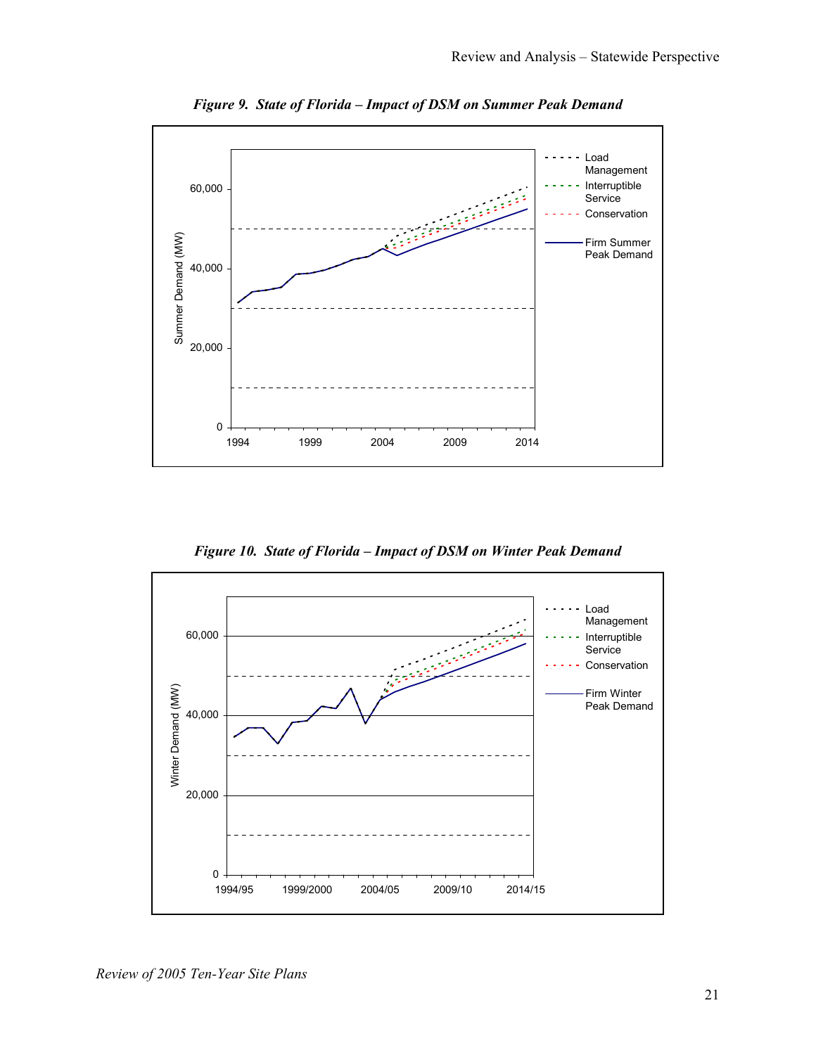*Figure 9. State of Florida – Impact of DSM on Summer Peak Demand*

*Figure 10. State of Florida – Impact of DSM on Winter Peak Demand*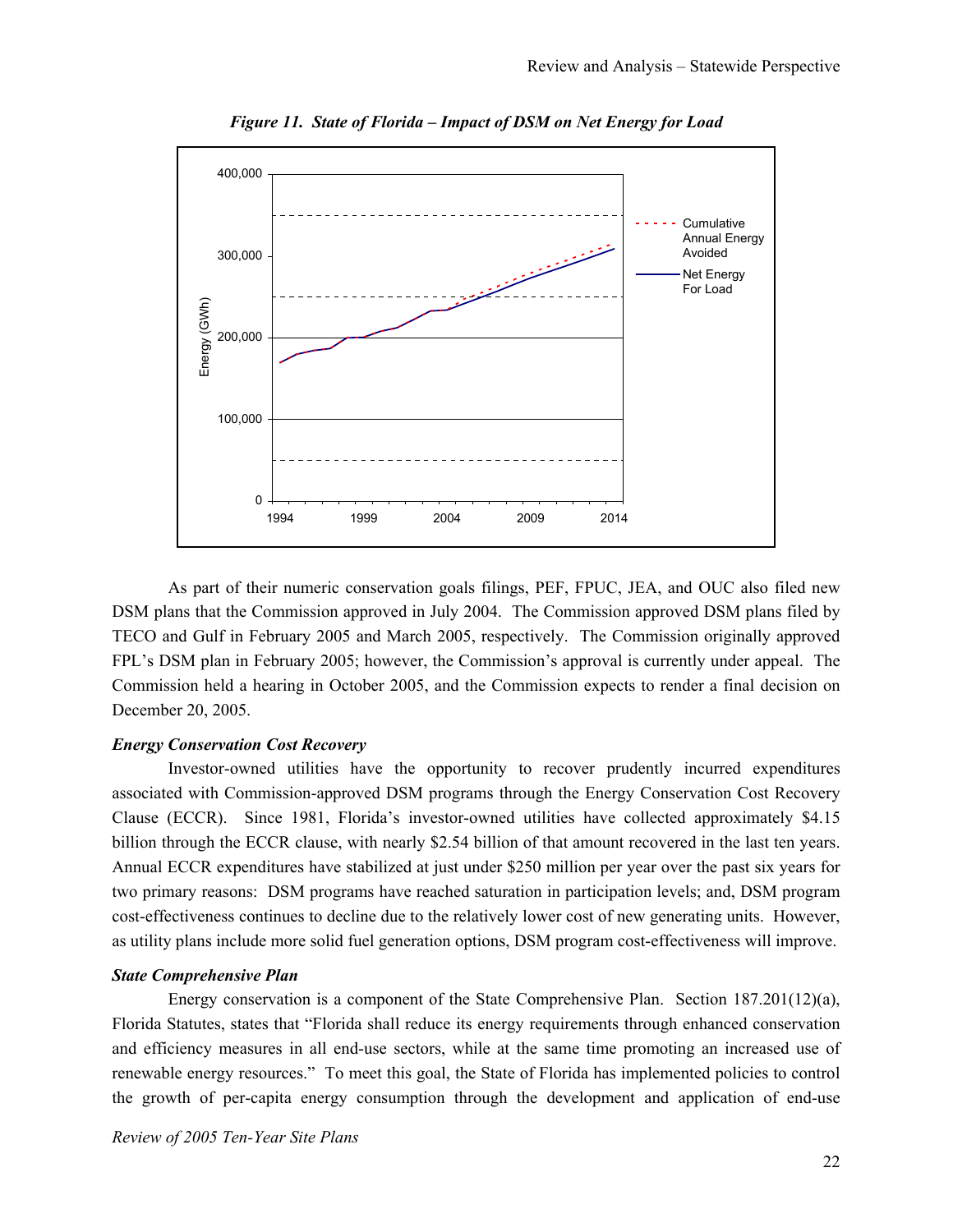*Figure 11. State of Florida – Impact of DSM on Net Energy for Load*

As part of their numeric conservation goals filings, PEF, FPUC, JEA, and OUC also filed new DSM plans that the Commission approved in July 2004. The Commission approved DSM plans filed by TECO and Gulf in February 2005 and March 2005, respectively. The Commission originally approved FPL's DSM plan in February 2005; however, the Commission's approval is currently under appeal. The Commission held a hearing in October 2005, and the Commission expects to render a final decision on December 20, 2005.

### *Energy Conservation Cost Recovery*

Investor-owned utilities have the opportunity to recover prudently incurred expenditures associated with Commission-approved DSM programs through the Energy Conservation Cost Recovery Clause (ECCR). Since 1981, Florida's investor-owned utilities have collected approximately $4.15 billion through the ECCR clause, with nearly $2.54 billion of that amount recovered in the last ten years. Annual ECCR expenditures have stabilized at just under $250 million per year over the past six years for two primary reasons: DSM programs have reached saturation in participation levels; and, DSM program cost-effectiveness continues to decline due to the relatively lower cost of new generating units. However, as utility plans include more solid fuel generation options, DSM program cost-effectiveness will improve.

### *State Comprehensive Plan*

Energy conservation is a component of the State Comprehensive Plan. Section 187.201(12)(a), Florida Statutes, states that "Florida shall reduce its energy requirements through enhanced conservation and efficiency measures in all end-use sectors, while at the same time promoting an increased use of renewable energy resources." To meet this goal, the State of Florida has implemented policies to control the growth of per-capita energy consumption through the development and application of end-use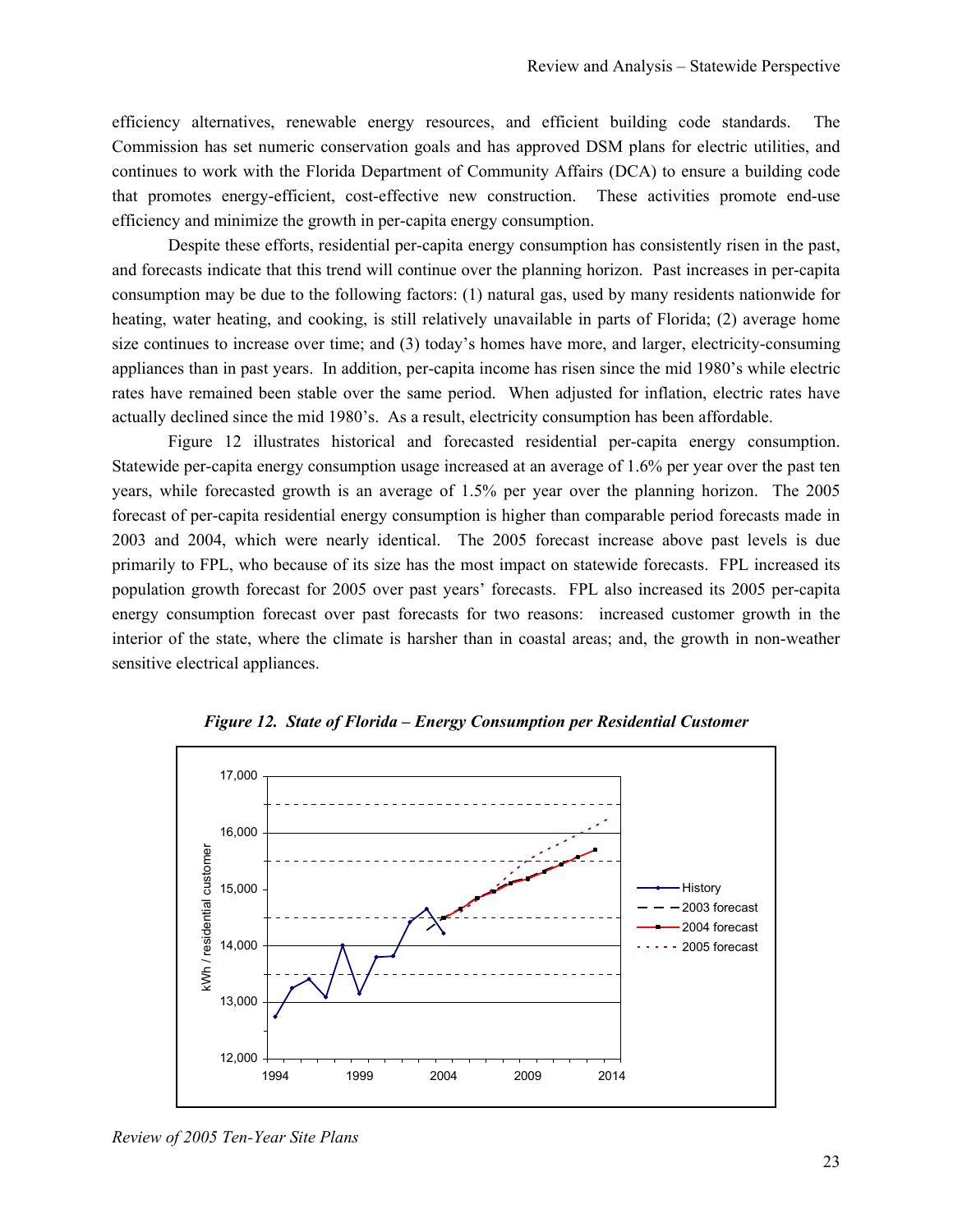efficiency alternatives, renewable energy resources, and efficient building code standards. The Commission has set numeric conservation goals and has approved DSM plans for electric utilities, and continues to work with the Florida Department of Community Affairs (DCA) to ensure a building code that promotes energy-efficient, cost-effective new construction. These activities promote end-use efficiency and minimize the growth in per-capita energy consumption.

Despite these efforts, residential per-capita energy consumption has consistently risen in the past, and forecasts indicate that this trend will continue over the planning horizon. Past increases in per-capita consumption may be due to the following factors: (1) natural gas, used by many residents nationwide for heating, water heating, and cooking, is still relatively unavailable in parts of Florida; (2) average home size continues to increase over time; and (3) today's homes have more, and larger, electricity-consuming appliances than in past years. In addition, per-capita income has risen since the mid 1980's while electric rates have remained been stable over the same period. When adjusted for inflation, electric rates have actually declined since the mid 1980's. As a result, electricity consumption has been affordable.

Figure 12 illustrates historical and forecasted residential per-capita energy consumption. Statewide per-capita energy consumption usage increased at an average of 1.6% per year over the past ten years, while forecasted growth is an average of 1.5% per year over the planning horizon. The 2005 forecast of per-capita residential energy consumption is higher than comparable period forecasts made in 2003 and 2004, which were nearly identical. The 2005 forecast increase above past levels is due primarily to FPL, who because of its size has the most impact on statewide forecasts. FPL increased its population growth forecast for 2005 over past years' forecasts. FPL also increased its 2005 per-capita energy consumption forecast over past forecasts for two reasons: increased customer growth in the interior of the state, where the climate is harsher than in coastal areas; and, the growth in non-weather sensitive electrical appliances.

***Figure 12. State of Florida – Energy Consumption per Residential Customer***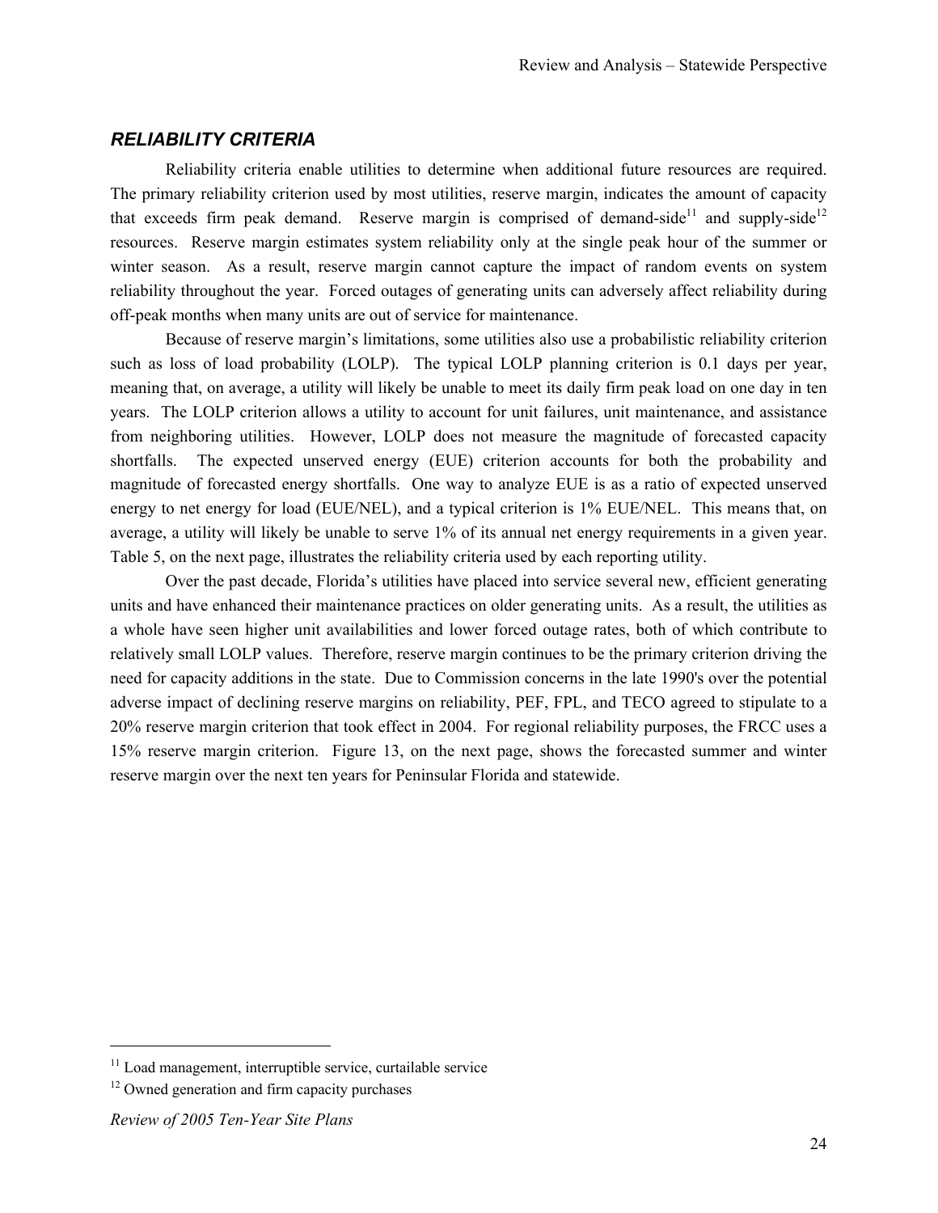## *RELIABILITY CRITERIA*

Reliability criteria enable utilities to determine when additional future resources are required. The primary reliability criterion used by most utilities, reserve margin, indicates the amount of capacity that exceeds firm peak demand. Reserve margin is comprised of demand-side[11] and supply-side[12] resources. Reserve margin estimates system reliability only at the single peak hour of the summer or winter season. As a result, reserve margin cannot capture the impact of random events on system reliability throughout the year. Forced outages of generating units can adversely affect reliability during off-peak months when many units are out of service for maintenance.

Because of reserve margin's limitations, some utilities also use a probabilistic reliability criterion such as loss of load probability (LOLP). The typical LOLP planning criterion is 0.1 days per year, meaning that, on average, a utility will likely be unable to meet its daily firm peak load on one day in ten years. The LOLP criterion allows a utility to account for unit failures, unit maintenance, and assistance from neighboring utilities. However, LOLP does not measure the magnitude of forecasted capacity shortfalls. The expected unserved energy (EUE) criterion accounts for both the probability and magnitude of forecasted energy shortfalls. One way to analyze EUE is as a ratio of expected unserved energy to net energy for load (EUE/NEL), and a typical criterion is 1% EUE/NEL. This means that, on average, a utility will likely be unable to serve 1% of its annual net energy requirements in a given year. Table 5, on the next page, illustrates the reliability criteria used by each reporting utility.

Over the past decade, Florida's utilities have placed into service several new, efficient generating units and have enhanced their maintenance practices on older generating units. As a result, the utilities as a whole have seen higher unit availabilities and lower forced outage rates, both of which contribute to relatively small LOLP values. Therefore, reserve margin continues to be the primary criterion driving the need for capacity additions in the state. Due to Commission concerns in the late 1990's over the potential adverse impact of declining reserve margins on reliability, PEF, FPL, and TECO agreed to stipulate to a 20% reserve margin criterion that took effect in 2004. For regional reliability purposes, the FRCC uses a 15% reserve margin criterion. Figure 13, on the next page, shows the forecasted summer and winter reserve margin over the next ten years for Peninsular Florida and statewide.

---

[11] Load management, interruptible service, curtailable service

[12] Owned generation and firm capacity purchases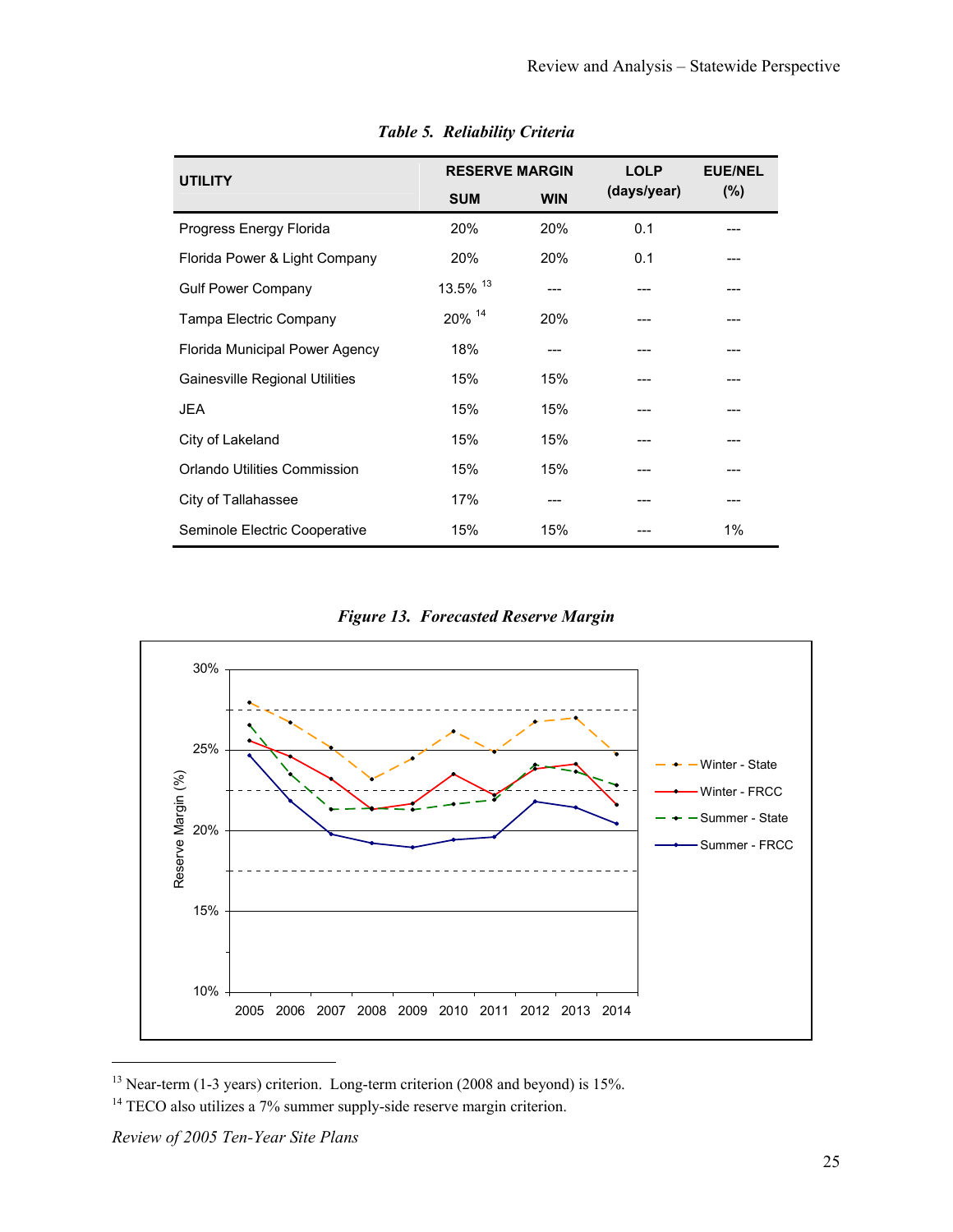*Table 5. Reliability Criteria*

| UTILITY | RESERVE MARGIN | | LOLP (days/year) | EUE/NEL (%) |
|---|---|---|---|---|
| | SUM | WIN | | |
| Progress Energy Florida | 20% | 20% | 0.1 | --- |
| Florida Power & Light Company | 20% | 20% | 0.1 | --- |
| Gulf Power Company | 13.5% [13] | --- | --- | --- |
| Tampa Electric Company | 20% [14] | 20% | --- | --- |
| Florida Municipal Power Agency | 18% | --- | --- | --- |
| Gainesville Regional Utilities | 15% | 15% | --- | --- |
| JEA | 15% | 15% | --- | --- |
| City of Lakeland | 15% | 15% | --- | --- |
| Orlando Utilities Commission | 15% | 15% | --- | --- |
| City of Tallahassee | 17% | --- | --- | --- |
| Seminole Electric Cooperative | 15% | 15% | --- | 1% |

*Figure 13. Forecasted Reserve Margin*

Reserve Margin (%)

30%, 25%, 20%, 15%, 10%

2005 2006 2007 2008 2009 2010 2011 2012 2013 2014

Winter - State
Winter - FRCC
Summer - State
Summer - FRCC

[13] Near-term (1-3 years) criterion. Long-term criterion (2008 and beyond) is 15%.

[14] TECO also utilizes a 7% summer supply-side reserve margin criterion.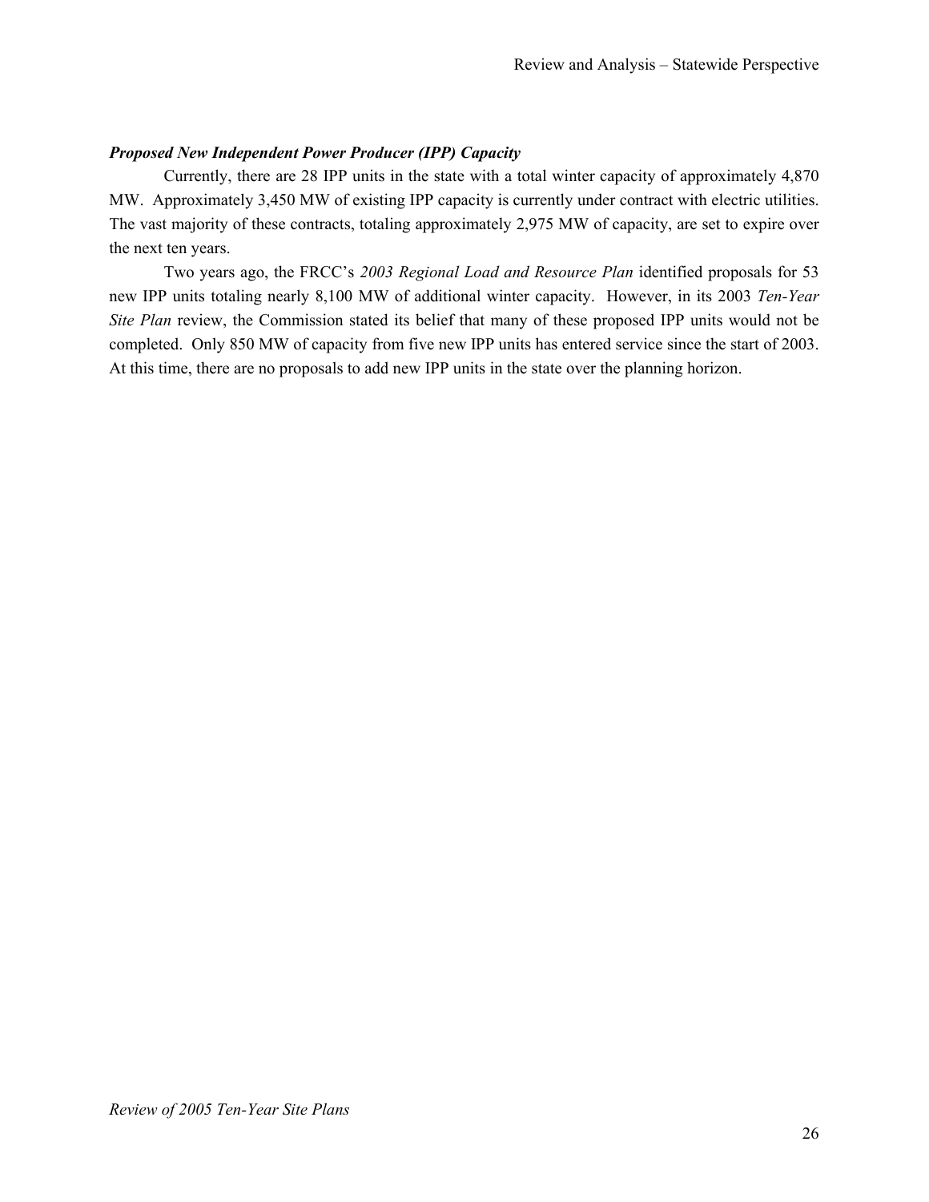***Proposed New Independent Power Producer (IPP) Capacity***

Currently, there are 28 IPP units in the state with a total winter capacity of approximately 4,870 MW. Approximately 3,450 MW of existing IPP capacity is currently under contract with electric utilities. The vast majority of these contracts, totaling approximately 2,975 MW of capacity, are set to expire over the next ten years.

Two years ago, the FRCC's *2003 Regional Load and Resource Plan* identified proposals for 53 new IPP units totaling nearly 8,100 MW of additional winter capacity. However, in its 2003 *Ten-Year Site Plan* review, the Commission stated its belief that many of these proposed IPP units would not be completed. Only 850 MW of capacity from five new IPP units has entered service since the start of 2003. At this time, there are no proposals to add new IPP units in the state over the planning horizon.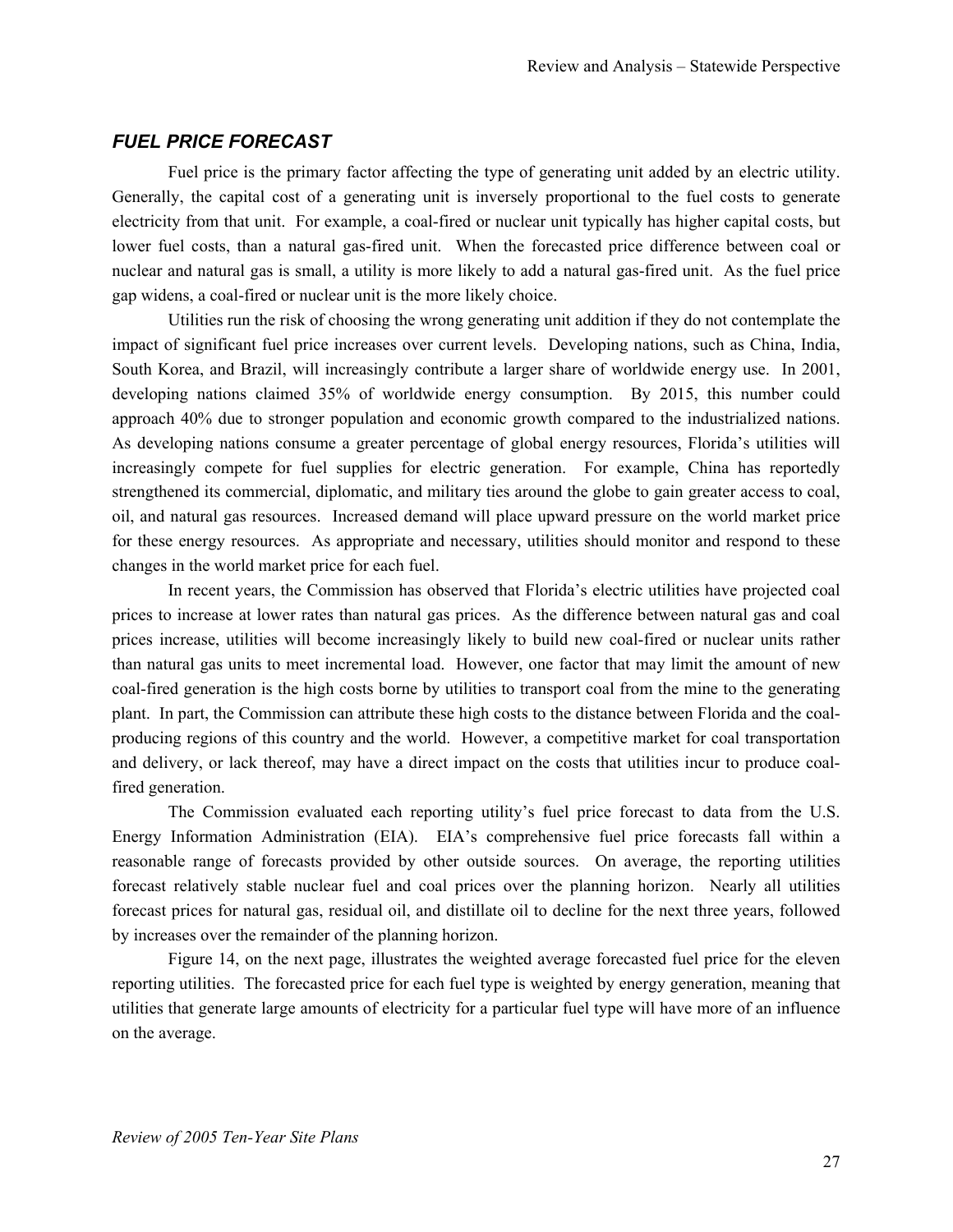## *FUEL PRICE FORECAST*

Fuel price is the primary factor affecting the type of generating unit added by an electric utility. Generally, the capital cost of a generating unit is inversely proportional to the fuel costs to generate electricity from that unit. For example, a coal-fired or nuclear unit typically has higher capital costs, but lower fuel costs, than a natural gas-fired unit. When the forecasted price difference between coal or nuclear and natural gas is small, a utility is more likely to add a natural gas-fired unit. As the fuel price gap widens, a coal-fired or nuclear unit is the more likely choice.

Utilities run the risk of choosing the wrong generating unit addition if they do not contemplate the impact of significant fuel price increases over current levels. Developing nations, such as China, India, South Korea, and Brazil, will increasingly contribute a larger share of worldwide energy use. In 2001, developing nations claimed 35% of worldwide energy consumption. By 2015, this number could approach 40% due to stronger population and economic growth compared to the industrialized nations. As developing nations consume a greater percentage of global energy resources, Florida's utilities will increasingly compete for fuel supplies for electric generation. For example, China has reportedly strengthened its commercial, diplomatic, and military ties around the globe to gain greater access to coal, oil, and natural gas resources. Increased demand will place upward pressure on the world market price for these energy resources. As appropriate and necessary, utilities should monitor and respond to these changes in the world market price for each fuel.

In recent years, the Commission has observed that Florida's electric utilities have projected coal prices to increase at lower rates than natural gas prices. As the difference between natural gas and coal prices increase, utilities will become increasingly likely to build new coal-fired or nuclear units rather than natural gas units to meet incremental load. However, one factor that may limit the amount of new coal-fired generation is the high costs borne by utilities to transport coal from the mine to the generating plant. In part, the Commission can attribute these high costs to the distance between Florida and the coal-producing regions of this country and the world. However, a competitive market for coal transportation and delivery, or lack thereof, may have a direct impact on the costs that utilities incur to produce coal-fired generation.

The Commission evaluated each reporting utility's fuel price forecast to data from the U.S. Energy Information Administration (EIA). EIA's comprehensive fuel price forecasts fall within a reasonable range of forecasts provided by other outside sources. On average, the reporting utilities forecast relatively stable nuclear fuel and coal prices over the planning horizon. Nearly all utilities forecast prices for natural gas, residual oil, and distillate oil to decline for the next three years, followed by increases over the remainder of the planning horizon.

Figure 14, on the next page, illustrates the weighted average forecasted fuel price for the eleven reporting utilities. The forecasted price for each fuel type is weighted by energy generation, meaning that utilities that generate large amounts of electricity for a particular fuel type will have more of an influence on the average.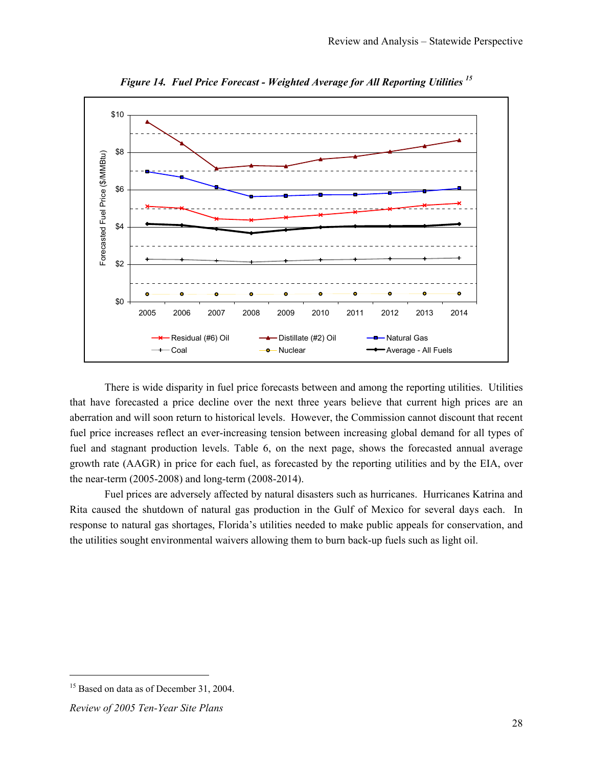*Figure 14. Fuel Price Forecast - Weighted Average for All Reporting Utilities* [15]

There is wide disparity in fuel price forecasts between and among the reporting utilities. Utilities that have forecasted a price decline over the next three years believe that current high prices are an aberration and will soon return to historical levels. However, the Commission cannot discount that recent fuel price increases reflect an ever-increasing tension between increasing global demand for all types of fuel and stagnant production levels. Table 6, on the next page, shows the forecasted annual average growth rate (AAGR) in price for each fuel, as forecasted by the reporting utilities and by the EIA, over the near-term (2005-2008) and long-term (2008-2014).

Fuel prices are adversely affected by natural disasters such as hurricanes. Hurricanes Katrina and Rita caused the shutdown of natural gas production in the Gulf of Mexico for several days each. In response to natural gas shortages, Florida's utilities needed to make public appeals for conservation, and the utilities sought environmental waivers allowing them to burn back-up fuels such as light oil.

---

[15] Based on data as of December 31, 2004.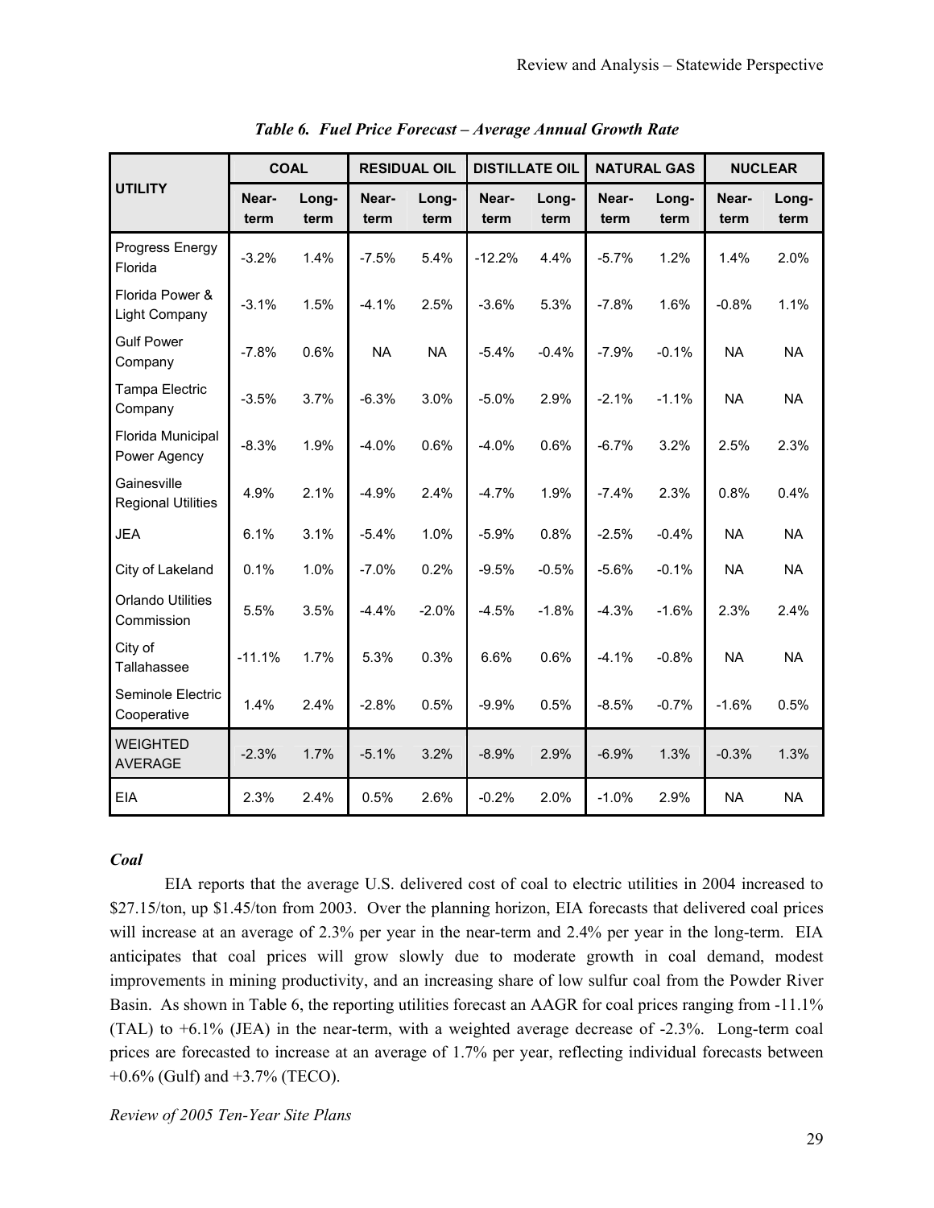*Table 6. Fuel Price Forecast – Average Annual Growth Rate*

| UTILITY | COAL | | RESIDUAL OIL | | DISTILLATE OIL | | NATURAL GAS | | NUCLEAR | |
|---|---|---|---|---|---|---|---|---|---|---|
| | Near-term | Long-term | Near-term | Long-term | Near-term | Long-term | Near-term | Long-term | Near-term | Long-term |
| Progress Energy Florida | -3.2% | 1.4% | -7.5% | 5.4% | -12.2% | 4.4% | -5.7% | 1.2% | 1.4% | 2.0% |
| Florida Power & Light Company | -3.1% | 1.5% | -4.1% | 2.5% | -3.6% | 5.3% | -7.8% | 1.6% | -0.8% | 1.1% |
| Gulf Power Company | -7.8% | 0.6% | NA | NA | -5.4% | -0.4% | -7.9% | -0.1% | NA | NA |
| Tampa Electric Company | -3.5% | 3.7% | -6.3% | 3.0% | -5.0% | 2.9% | -2.1% | -1.1% | NA | NA |
| Florida Municipal Power Agency | -8.3% | 1.9% | -4.0% | 0.6% | -4.0% | 0.6% | -6.7% | 3.2% | 2.5% | 2.3% |
| Gainesville Regional Utilities | 4.9% | 2.1% | -4.9% | 2.4% | -4.7% | 1.9% | -7.4% | 2.3% | 0.8% | 0.4% |
| JEA | 6.1% | 3.1% | -5.4% | 1.0% | -5.9% | 0.8% | -2.5% | -0.4% | NA | NA |
| City of Lakeland | 0.1% | 1.0% | -7.0% | 0.2% | -9.5% | -0.5% | -5.6% | -0.1% | NA | NA |
| Orlando Utilities Commission | 5.5% | 3.5% | -4.4% | -2.0% | -4.5% | -1.8% | -4.3% | -1.6% | 2.3% | 2.4% |
| City of Tallahassee | -11.1% | 1.7% | 5.3% | 0.3% | 6.6% | 0.6% | -4.1% | -0.8% | NA | NA |
| Seminole Electric Cooperative | 1.4% | 2.4% | -2.8% | 0.5% | -9.9% | 0.5% | -8.5% | -0.7% | -1.6% | 0.5% |
| WEIGHTED AVERAGE | -2.3% | 1.7% | -5.1% | 3.2% | -8.9% | 2.9% | -6.9% | 1.3% | -0.3% | 1.3% |
| EIA | 2.3% | 2.4% | 0.5% | 2.6% | -0.2% | 2.0% | -1.0% | 2.9% | NA | NA |

### *Coal*

EIA reports that the average U.S. delivered cost of coal to electric utilities in 2004 increased to \$27.15/ton, up \$1.45/ton from 2003. Over the planning horizon, EIA forecasts that delivered coal prices will increase at an average of 2.3% per year in the near-term and 2.4% per year in the long-term. EIA anticipates that coal prices will grow slowly due to moderate growth in coal demand, modest improvements in mining productivity, and an increasing share of low sulfur coal from the Powder River Basin. As shown in Table 6, the reporting utilities forecast an AAGR for coal prices ranging from -11.1% (TAL) to +6.1% (JEA) in the near-term, with a weighted average decrease of -2.3%. Long-term coal prices are forecasted to increase at an average of 1.7% per year, reflecting individual forecasts between +0.6% (Gulf) and +3.7% (TECO).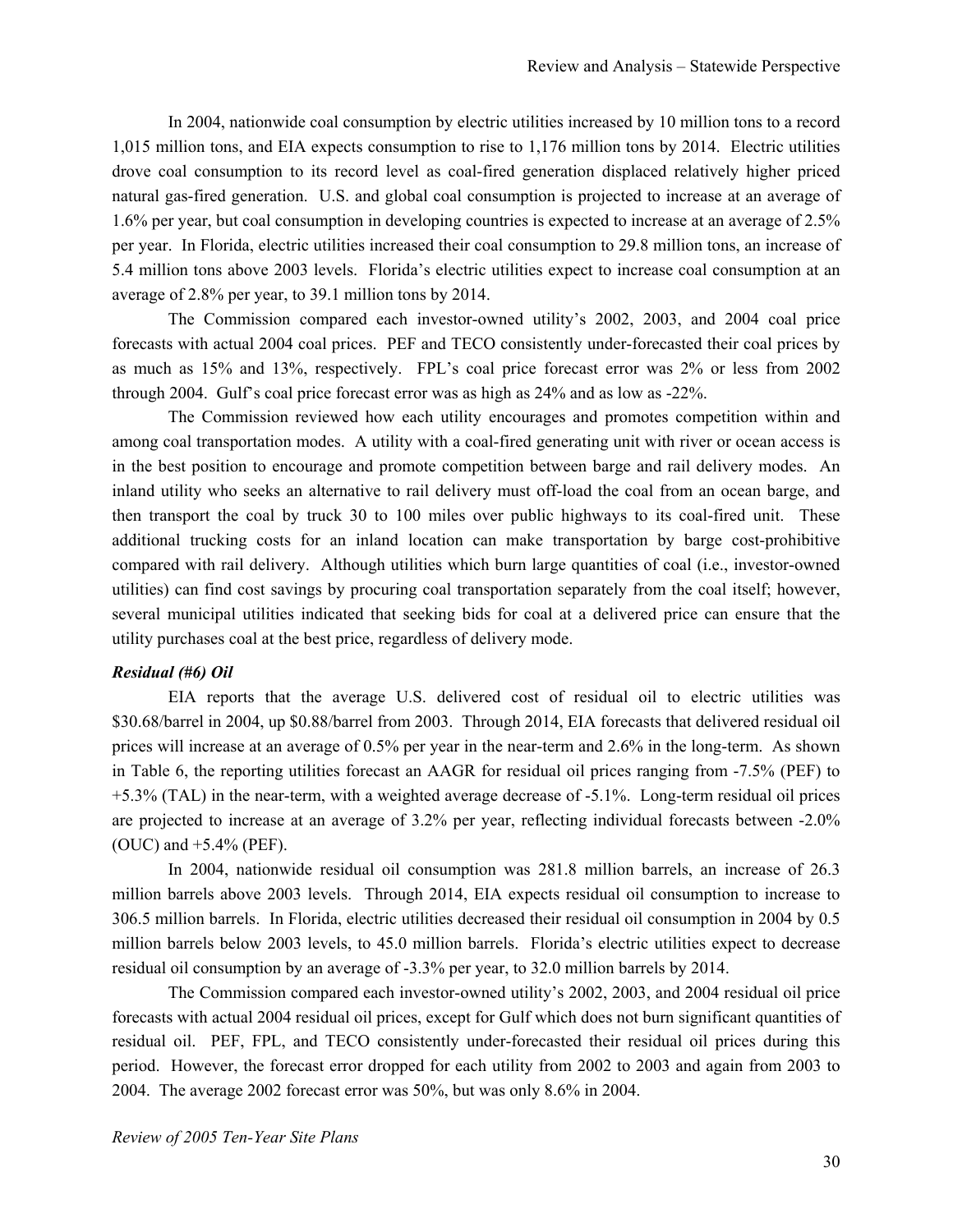In 2004, nationwide coal consumption by electric utilities increased by 10 million tons to a record 1,015 million tons, and EIA expects consumption to rise to 1,176 million tons by 2014. Electric utilities drove coal consumption to its record level as coal-fired generation displaced relatively higher priced natural gas-fired generation. U.S. and global coal consumption is projected to increase at an average of 1.6% per year, but coal consumption in developing countries is expected to increase at an average of 2.5% per year. In Florida, electric utilities increased their coal consumption to 29.8 million tons, an increase of 5.4 million tons above 2003 levels. Florida's electric utilities expect to increase coal consumption at an average of 2.8% per year, to 39.1 million tons by 2014.

The Commission compared each investor-owned utility's 2002, 2003, and 2004 coal price forecasts with actual 2004 coal prices. PEF and TECO consistently under-forecasted their coal prices by as much as 15% and 13%, respectively. FPL's coal price forecast error was 2% or less from 2002 through 2004. Gulf's coal price forecast error was as high as 24% and as low as -22%.

The Commission reviewed how each utility encourages and promotes competition within and among coal transportation modes. A utility with a coal-fired generating unit with river or ocean access is in the best position to encourage and promote competition between barge and rail delivery modes. An inland utility who seeks an alternative to rail delivery must off-load the coal from an ocean barge, and then transport the coal by truck 30 to 100 miles over public highways to its coal-fired unit. These additional trucking costs for an inland location can make transportation by barge cost-prohibitive compared with rail delivery. Although utilities which burn large quantities of coal (i.e., investor-owned utilities) can find cost savings by procuring coal transportation separately from the coal itself; however, several municipal utilities indicated that seeking bids for coal at a delivered price can ensure that the utility purchases coal at the best price, regardless of delivery mode.

***Residual (#6) Oil***

EIA reports that the average U.S. delivered cost of residual oil to electric utilities was $30.68/barrel in 2004, up $0.88/barrel from 2003. Through 2014, EIA forecasts that delivered residual oil prices will increase at an average of 0.5% per year in the near-term and 2.6% in the long-term. As shown in Table 6, the reporting utilities forecast an AAGR for residual oil prices ranging from -7.5% (PEF) to +5.3% (TAL) in the near-term, with a weighted average decrease of -5.1%. Long-term residual oil prices are projected to increase at an average of 3.2% per year, reflecting individual forecasts between -2.0% (OUC) and +5.4% (PEF).

In 2004, nationwide residual oil consumption was 281.8 million barrels, an increase of 26.3 million barrels above 2003 levels. Through 2014, EIA expects residual oil consumption to increase to 306.5 million barrels. In Florida, electric utilities decreased their residual oil consumption in 2004 by 0.5 million barrels below 2003 levels, to 45.0 million barrels. Florida's electric utilities expect to decrease residual oil consumption by an average of -3.3% per year, to 32.0 million barrels by 2014.

The Commission compared each investor-owned utility's 2002, 2003, and 2004 residual oil price forecasts with actual 2004 residual oil prices, except for Gulf which does not burn significant quantities of residual oil. PEF, FPL, and TECO consistently under-forecasted their residual oil prices during this period. However, the forecast error dropped for each utility from 2002 to 2003 and again from 2003 to 2004. The average 2002 forecast error was 50%, but was only 8.6% in 2004.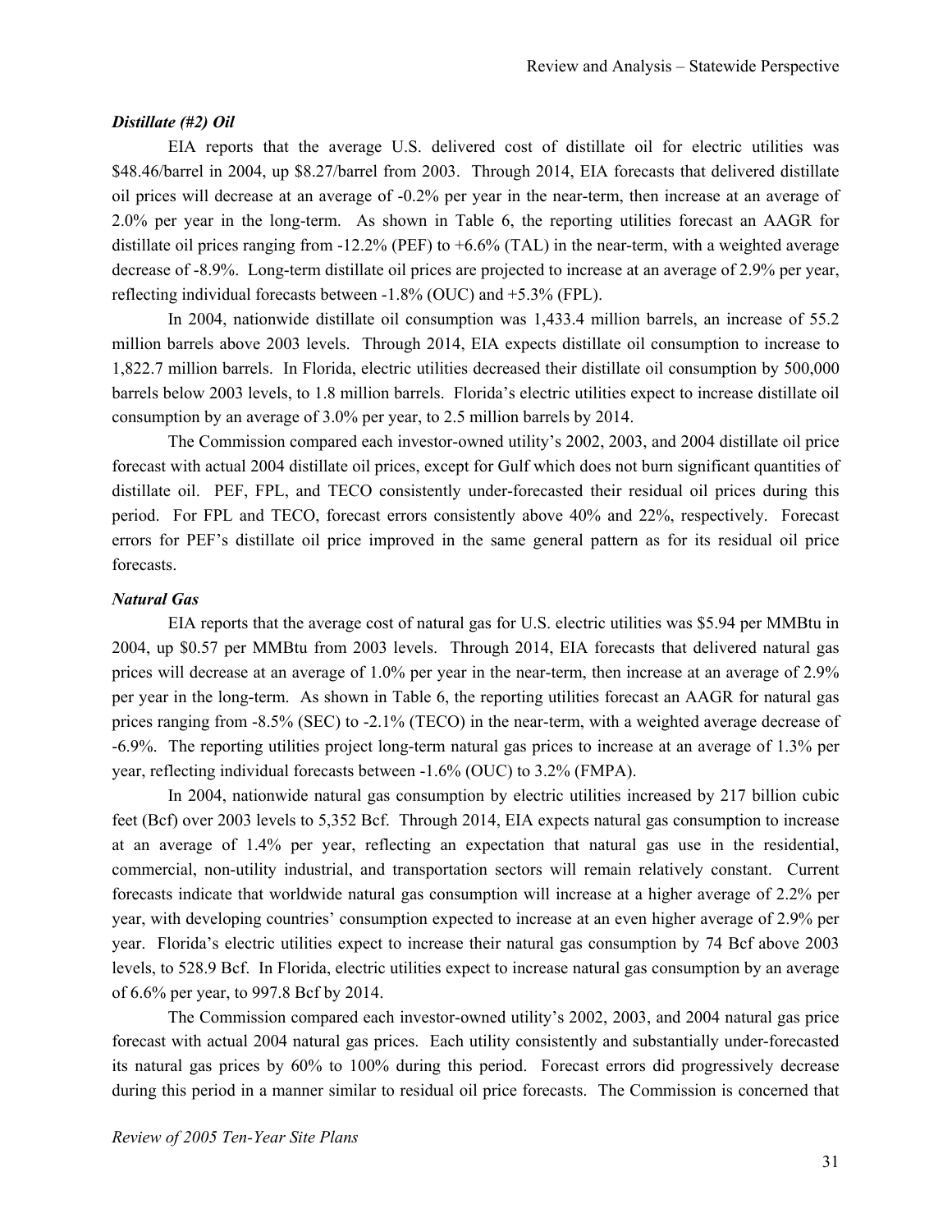***Distillate (#2) Oil***

EIA reports that the average U.S. delivered cost of distillate oil for electric utilities was \$48.46/barrel in 2004, up \$8.27/barrel from 2003. Through 2014, EIA forecasts that delivered distillate oil prices will decrease at an average of -0.2% per year in the near-term, then increase at an average of 2.0% per year in the long-term. As shown in Table 6, the reporting utilities forecast an AAGR for distillate oil prices ranging from -12.2% (PEF) to +6.6% (TAL) in the near-term, with a weighted average decrease of -8.9%. Long-term distillate oil prices are projected to increase at an average of 2.9% per year, reflecting individual forecasts between -1.8% (OUC) and +5.3% (FPL).

In 2004, nationwide distillate oil consumption was 1,433.4 million barrels, an increase of 55.2 million barrels above 2003 levels. Through 2014, EIA expects distillate oil consumption to increase to 1,822.7 million barrels. In Florida, electric utilities decreased their distillate oil consumption by 500,000 barrels below 2003 levels, to 1.8 million barrels. Florida's electric utilities expect to increase distillate oil consumption by an average of 3.0% per year, to 2.5 million barrels by 2014.

The Commission compared each investor-owned utility's 2002, 2003, and 2004 distillate oil price forecast with actual 2004 distillate oil prices, except for Gulf which does not burn significant quantities of distillate oil. PEF, FPL, and TECO consistently under-forecasted their residual oil prices during this period. For FPL and TECO, forecast errors consistently above 40% and 22%, respectively. Forecast errors for PEF's distillate oil price improved in the same general pattern as for its residual oil price forecasts.

***Natural Gas***

EIA reports that the average cost of natural gas for U.S. electric utilities was \$5.94 per MMBtu in 2004, up \$0.57 per MMBtu from 2003 levels. Through 2014, EIA forecasts that delivered natural gas prices will decrease at an average of 1.0% per year in the near-term, then increase at an average of 2.9% per year in the long-term. As shown in Table 6, the reporting utilities forecast an AAGR for natural gas prices ranging from -8.5% (SEC) to -2.1% (TECO) in the near-term, with a weighted average decrease of -6.9%. The reporting utilities project long-term natural gas prices to increase at an average of 1.3% per year, reflecting individual forecasts between -1.6% (OUC) to 3.2% (FMPA).

In 2004, nationwide natural gas consumption by electric utilities increased by 217 billion cubic feet (Bcf) over 2003 levels to 5,352 Bcf. Through 2014, EIA expects natural gas consumption to increase at an average of 1.4% per year, reflecting an expectation that natural gas use in the residential, commercial, non-utility industrial, and transportation sectors will remain relatively constant. Current forecasts indicate that worldwide natural gas consumption will increase at a higher average of 2.2% per year, with developing countries' consumption expected to increase at an even higher average of 2.9% per year. Florida's electric utilities expect to increase their natural gas consumption by 74 Bcf above 2003 levels, to 528.9 Bcf. In Florida, electric utilities expect to increase natural gas consumption by an average of 6.6% per year, to 997.8 Bcf by 2014.

The Commission compared each investor-owned utility's 2002, 2003, and 2004 natural gas price forecast with actual 2004 natural gas prices. Each utility consistently and substantially under-forecasted its natural gas prices by 60% to 100% during this period. Forecast errors did progressively decrease during this period in a manner similar to residual oil price forecasts. The Commission is concerned that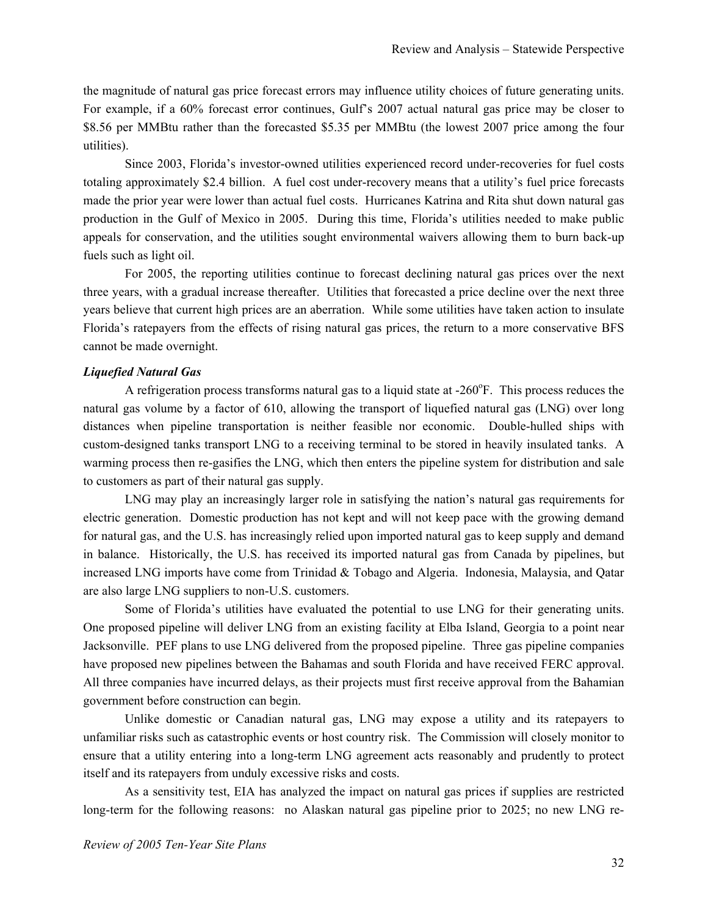the magnitude of natural gas price forecast errors may influence utility choices of future generating units. For example, if a 60% forecast error continues, Gulf's 2007 actual natural gas price may be closer to \$8.56 per MMBtu rather than the forecasted \$5.35 per MMBtu (the lowest 2007 price among the four utilities).

Since 2003, Florida's investor-owned utilities experienced record under-recoveries for fuel costs totaling approximately \$2.4 billion. A fuel cost under-recovery means that a utility's fuel price forecasts made the prior year were lower than actual fuel costs. Hurricanes Katrina and Rita shut down natural gas production in the Gulf of Mexico in 2005. During this time, Florida's utilities needed to make public appeals for conservation, and the utilities sought environmental waivers allowing them to burn back-up fuels such as light oil.

For 2005, the reporting utilities continue to forecast declining natural gas prices over the next three years, with a gradual increase thereafter. Utilities that forecasted a price decline over the next three years believe that current high prices are an aberration. While some utilities have taken action to insulate Florida's ratepayers from the effects of rising natural gas prices, the return to a more conservative BFS cannot be made overnight.

***Liquefied Natural Gas***

A refrigeration process transforms natural gas to a liquid state at -260°F. This process reduces the natural gas volume by a factor of 610, allowing the transport of liquefied natural gas (LNG) over long distances when pipeline transportation is neither feasible nor economic. Double-hulled ships with custom-designed tanks transport LNG to a receiving terminal to be stored in heavily insulated tanks. A warming process then re-gasifies the LNG, which then enters the pipeline system for distribution and sale to customers as part of their natural gas supply.

LNG may play an increasingly larger role in satisfying the nation's natural gas requirements for electric generation. Domestic production has not kept and will not keep pace with the growing demand for natural gas, and the U.S. has increasingly relied upon imported natural gas to keep supply and demand in balance. Historically, the U.S. has received its imported natural gas from Canada by pipelines, but increased LNG imports have come from Trinidad & Tobago and Algeria. Indonesia, Malaysia, and Qatar are also large LNG suppliers to non-U.S. customers.

Some of Florida's utilities have evaluated the potential to use LNG for their generating units. One proposed pipeline will deliver LNG from an existing facility at Elba Island, Georgia to a point near Jacksonville. PEF plans to use LNG delivered from the proposed pipeline. Three gas pipeline companies have proposed new pipelines between the Bahamas and south Florida and have received FERC approval. All three companies have incurred delays, as their projects must first receive approval from the Bahamian government before construction can begin.

Unlike domestic or Canadian natural gas, LNG may expose a utility and its ratepayers to unfamiliar risks such as catastrophic events or host country risk. The Commission will closely monitor to ensure that a utility entering into a long-term LNG agreement acts reasonably and prudently to protect itself and its ratepayers from unduly excessive risks and costs.

As a sensitivity test, EIA has analyzed the impact on natural gas prices if supplies are restricted long-term for the following reasons: no Alaskan natural gas pipeline prior to 2025; no new LNG re-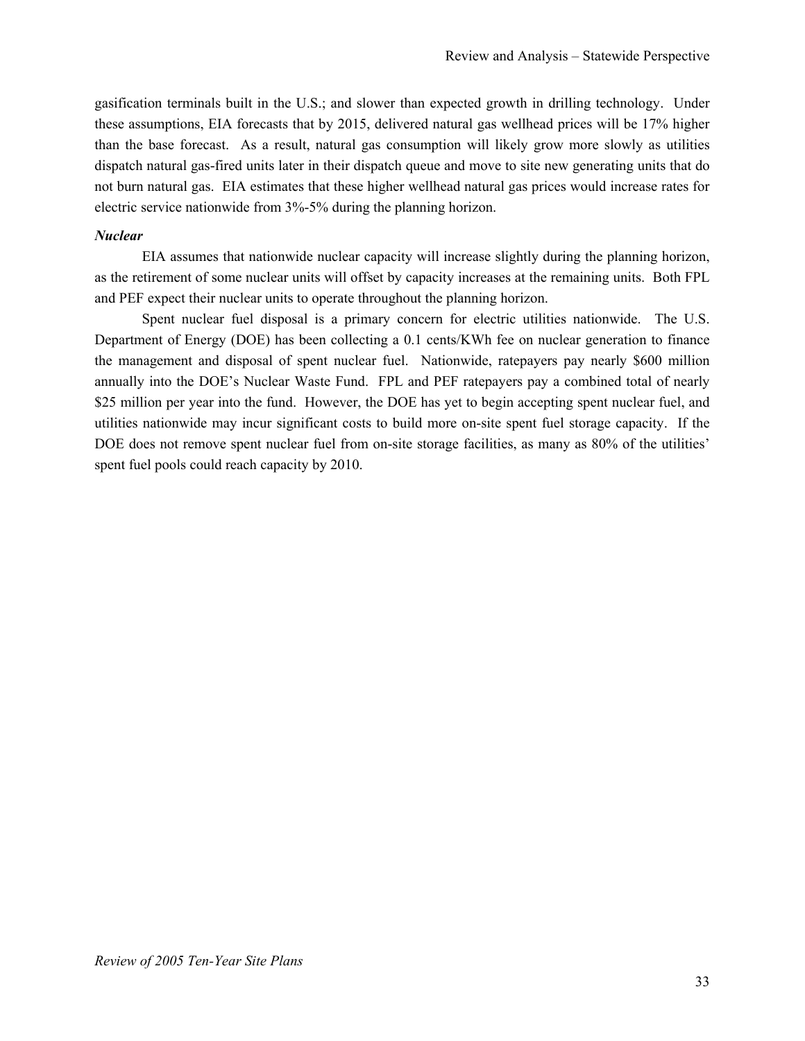gasification terminals built in the U.S.; and slower than expected growth in drilling technology. Under these assumptions, EIA forecasts that by 2015, delivered natural gas wellhead prices will be 17% higher than the base forecast. As a result, natural gas consumption will likely grow more slowly as utilities dispatch natural gas-fired units later in their dispatch queue and move to site new generating units that do not burn natural gas. EIA estimates that these higher wellhead natural gas prices would increase rates for electric service nationwide from 3%-5% during the planning horizon.

***Nuclear***

EIA assumes that nationwide nuclear capacity will increase slightly during the planning horizon, as the retirement of some nuclear units will offset by capacity increases at the remaining units. Both FPL and PEF expect their nuclear units to operate throughout the planning horizon.

Spent nuclear fuel disposal is a primary concern for electric utilities nationwide. The U.S. Department of Energy (DOE) has been collecting a 0.1 cents/KWh fee on nuclear generation to finance the management and disposal of spent nuclear fuel. Nationwide, ratepayers pay nearly $600 million annually into the DOE's Nuclear Waste Fund. FPL and PEF ratepayers pay a combined total of nearly $25 million per year into the fund. However, the DOE has yet to begin accepting spent nuclear fuel, and utilities nationwide may incur significant costs to build more on-site spent fuel storage capacity. If the DOE does not remove spent nuclear fuel from on-site storage facilities, as many as 80% of the utilities' spent fuel pools could reach capacity by 2010.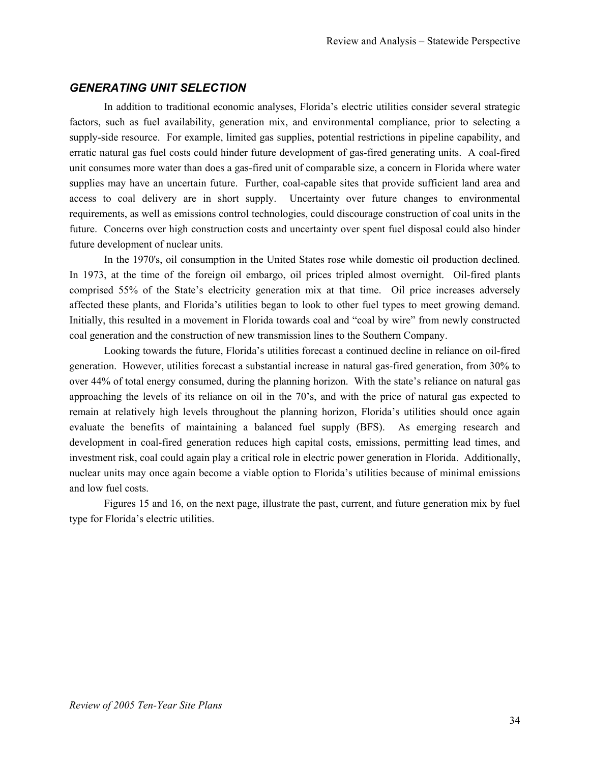## *GENERATING UNIT SELECTION*

In addition to traditional economic analyses, Florida's electric utilities consider several strategic factors, such as fuel availability, generation mix, and environmental compliance, prior to selecting a supply-side resource. For example, limited gas supplies, potential restrictions in pipeline capability, and erratic natural gas fuel costs could hinder future development of gas-fired generating units. A coal-fired unit consumes more water than does a gas-fired unit of comparable size, a concern in Florida where water supplies may have an uncertain future. Further, coal-capable sites that provide sufficient land area and access to coal delivery are in short supply. Uncertainty over future changes to environmental requirements, as well as emissions control technologies, could discourage construction of coal units in the future. Concerns over high construction costs and uncertainty over spent fuel disposal could also hinder future development of nuclear units.

In the 1970's, oil consumption in the United States rose while domestic oil production declined. In 1973, at the time of the foreign oil embargo, oil prices tripled almost overnight. Oil-fired plants comprised 55% of the State's electricity generation mix at that time. Oil price increases adversely affected these plants, and Florida's utilities began to look to other fuel types to meet growing demand. Initially, this resulted in a movement in Florida towards coal and "coal by wire" from newly constructed coal generation and the construction of new transmission lines to the Southern Company.

Looking towards the future, Florida's utilities forecast a continued decline in reliance on oil-fired generation. However, utilities forecast a substantial increase in natural gas-fired generation, from 30% to over 44% of total energy consumed, during the planning horizon. With the state's reliance on natural gas approaching the levels of its reliance on oil in the 70's, and with the price of natural gas expected to remain at relatively high levels throughout the planning horizon, Florida's utilities should once again evaluate the benefits of maintaining a balanced fuel supply (BFS). As emerging research and development in coal-fired generation reduces high capital costs, emissions, permitting lead times, and investment risk, coal could again play a critical role in electric power generation in Florida. Additionally, nuclear units may once again become a viable option to Florida's utilities because of minimal emissions and low fuel costs.

Figures 15 and 16, on the next page, illustrate the past, current, and future generation mix by fuel type for Florida's electric utilities.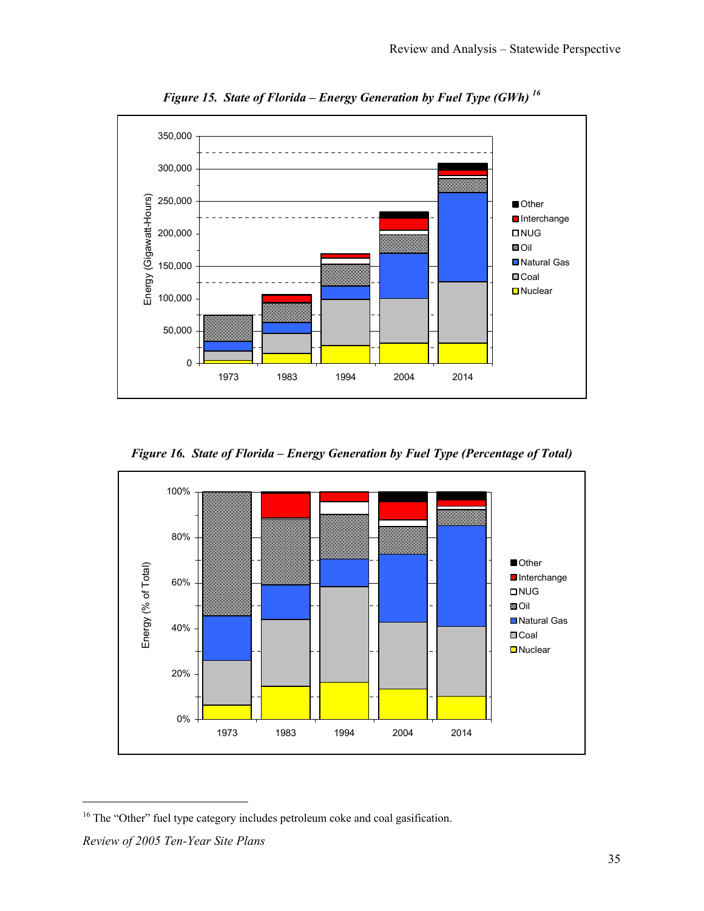*Figure 15. State of Florida – Energy Generation by Fuel Type (GWh)*[16]

*Figure 16. State of Florida – Energy Generation by Fuel Type (Percentage of Total)*

[16] The "Other" fuel type category includes petroleum coke and coal gasification.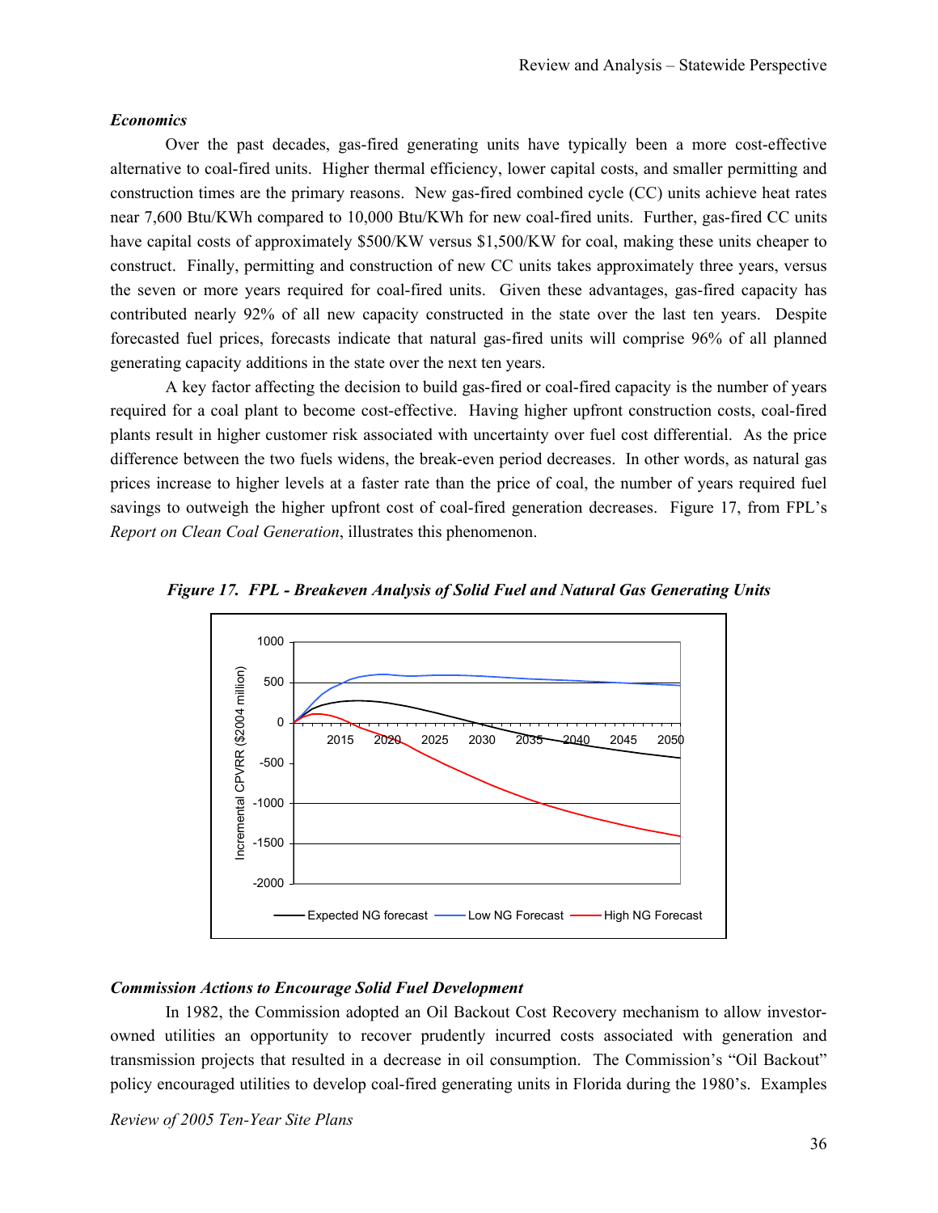### *Economics*

Over the past decades, gas-fired generating units have typically been a more cost-effective alternative to coal-fired units. Higher thermal efficiency, lower capital costs, and smaller permitting and construction times are the primary reasons. New gas-fired combined cycle (CC) units achieve heat rates near 7,600 Btu/KWh compared to 10,000 Btu/KWh for new coal-fired units. Further, gas-fired CC units have capital costs of approximately \$500/KW versus \$1,500/KW for coal, making these units cheaper to construct. Finally, permitting and construction of new CC units takes approximately three years, versus the seven or more years required for coal-fired units. Given these advantages, gas-fired capacity has contributed nearly 92% of all new capacity constructed in the state over the last ten years. Despite forecasted fuel prices, forecasts indicate that natural gas-fired units will comprise 96% of all planned generating capacity additions in the state over the next ten years.

A key factor affecting the decision to build gas-fired or coal-fired capacity is the number of years required for a coal plant to become cost-effective. Having higher upfront construction costs, coal-fired plants result in higher customer risk associated with uncertainty over fuel cost differential. As the price difference between the two fuels widens, the break-even period decreases. In other words, as natural gas prices increase to higher levels at a faster rate than the price of coal, the number of years required fuel savings to outweigh the higher upfront cost of coal-fired generation decreases. Figure 17, from FPL's *Report on Clean Coal Generation*, illustrates this phenomenon.

***Figure 17. FPL - Breakeven Analysis of Solid Fuel and Natural Gas Generating Units***

### *Commission Actions to Encourage Solid Fuel Development*

In 1982, the Commission adopted an Oil Backout Cost Recovery mechanism to allow investor-owned utilities an opportunity to recover prudently incurred costs associated with generation and transmission projects that resulted in a decrease in oil consumption. The Commission's "Oil Backout" policy encouraged utilities to develop coal-fired generating units in Florida during the 1980's. Examples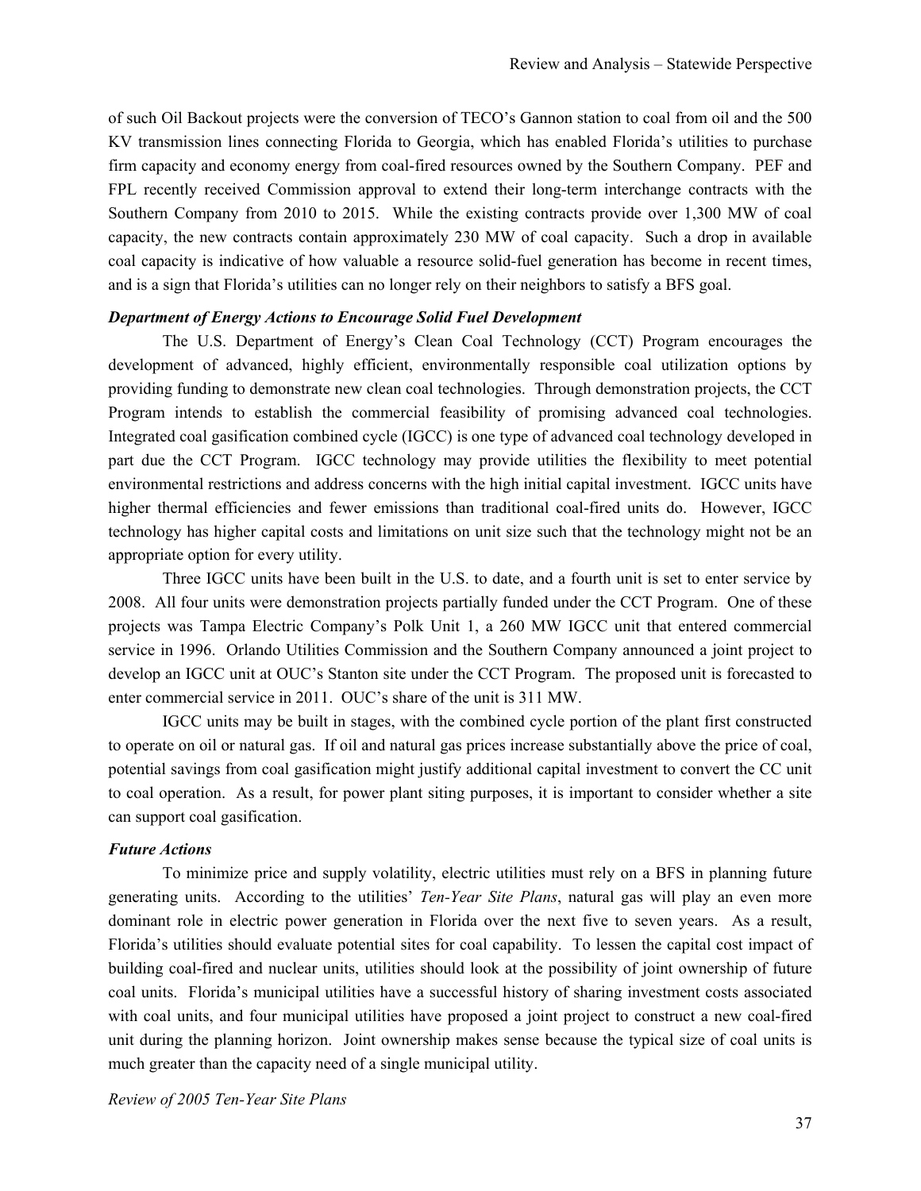of such Oil Backout projects were the conversion of TECO's Gannon station to coal from oil and the 500 KV transmission lines connecting Florida to Georgia, which has enabled Florida's utilities to purchase firm capacity and economy energy from coal-fired resources owned by the Southern Company. PEF and FPL recently received Commission approval to extend their long-term interchange contracts with the Southern Company from 2010 to 2015. While the existing contracts provide over 1,300 MW of coal capacity, the new contracts contain approximately 230 MW of coal capacity. Such a drop in available coal capacity is indicative of how valuable a resource solid-fuel generation has become in recent times, and is a sign that Florida's utilities can no longer rely on their neighbors to satisfy a BFS goal.

***Department of Energy Actions to Encourage Solid Fuel Development***

The U.S. Department of Energy's Clean Coal Technology (CCT) Program encourages the development of advanced, highly efficient, environmentally responsible coal utilization options by providing funding to demonstrate new clean coal technologies. Through demonstration projects, the CCT Program intends to establish the commercial feasibility of promising advanced coal technologies. Integrated coal gasification combined cycle (IGCC) is one type of advanced coal technology developed in part due the CCT Program. IGCC technology may provide utilities the flexibility to meet potential environmental restrictions and address concerns with the high initial capital investment. IGCC units have higher thermal efficiencies and fewer emissions than traditional coal-fired units do. However, IGCC technology has higher capital costs and limitations on unit size such that the technology might not be an appropriate option for every utility.

Three IGCC units have been built in the U.S. to date, and a fourth unit is set to enter service by 2008. All four units were demonstration projects partially funded under the CCT Program. One of these projects was Tampa Electric Company's Polk Unit 1, a 260 MW IGCC unit that entered commercial service in 1996. Orlando Utilities Commission and the Southern Company announced a joint project to develop an IGCC unit at OUC's Stanton site under the CCT Program. The proposed unit is forecasted to enter commercial service in 2011. OUC's share of the unit is 311 MW.

IGCC units may be built in stages, with the combined cycle portion of the plant first constructed to operate on oil or natural gas. If oil and natural gas prices increase substantially above the price of coal, potential savings from coal gasification might justify additional capital investment to convert the CC unit to coal operation. As a result, for power plant siting purposes, it is important to consider whether a site can support coal gasification.

***Future Actions***

To minimize price and supply volatility, electric utilities must rely on a BFS in planning future generating units. According to the utilities' *Ten-Year Site Plans*, natural gas will play an even more dominant role in electric power generation in Florida over the next five to seven years. As a result, Florida's utilities should evaluate potential sites for coal capability. To lessen the capital cost impact of building coal-fired and nuclear units, utilities should look at the possibility of joint ownership of future coal units. Florida's municipal utilities have a successful history of sharing investment costs associated with coal units, and four municipal utilities have proposed a joint project to construct a new coal-fired unit during the planning horizon. Joint ownership makes sense because the typical size of coal units is much greater than the capacity need of a single municipal utility.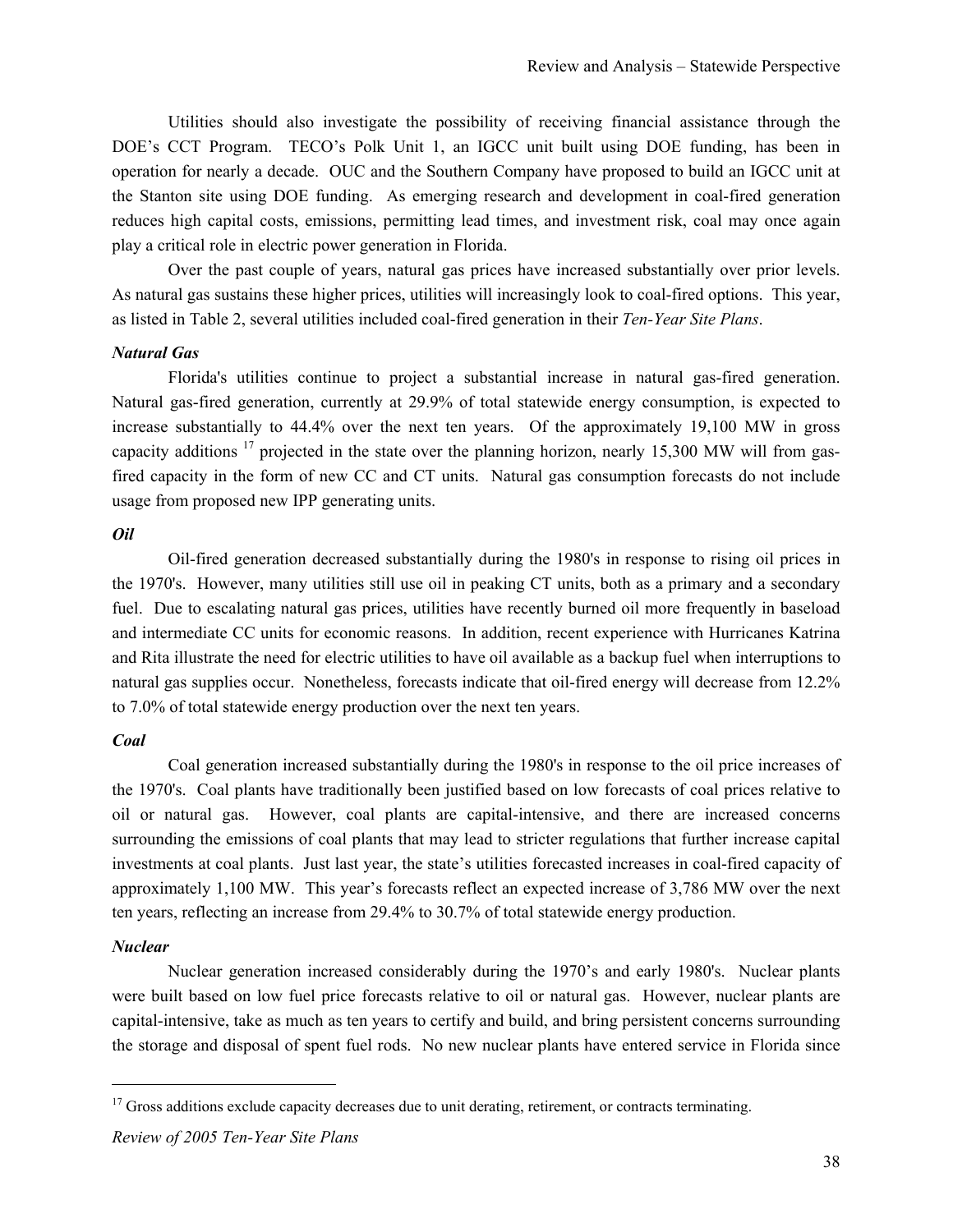Utilities should also investigate the possibility of receiving financial assistance through the DOE's CCT Program. TECO's Polk Unit 1, an IGCC unit built using DOE funding, has been in operation for nearly a decade. OUC and the Southern Company have proposed to build an IGCC unit at the Stanton site using DOE funding. As emerging research and development in coal-fired generation reduces high capital costs, emissions, permitting lead times, and investment risk, coal may once again play a critical role in electric power generation in Florida.

Over the past couple of years, natural gas prices have increased substantially over prior levels. As natural gas sustains these higher prices, utilities will increasingly look to coal-fired options. This year, as listed in Table 2, several utilities included coal-fired generation in their *Ten-Year Site Plans*.

***Natural Gas***

Florida's utilities continue to project a substantial increase in natural gas-fired generation. Natural gas-fired generation, currently at 29.9% of total statewide energy consumption, is expected to increase substantially to 44.4% over the next ten years. Of the approximately 19,100 MW in gross capacity additions [17] projected in the state over the planning horizon, nearly 15,300 MW will from gas-fired capacity in the form of new CC and CT units. Natural gas consumption forecasts do not include usage from proposed new IPP generating units.

***Oil***

Oil-fired generation decreased substantially during the 1980's in response to rising oil prices in the 1970's. However, many utilities still use oil in peaking CT units, both as a primary and a secondary fuel. Due to escalating natural gas prices, utilities have recently burned oil more frequently in baseload and intermediate CC units for economic reasons. In addition, recent experience with Hurricanes Katrina and Rita illustrate the need for electric utilities to have oil available as a backup fuel when interruptions to natural gas supplies occur. Nonetheless, forecasts indicate that oil-fired energy will decrease from 12.2% to 7.0% of total statewide energy production over the next ten years.

***Coal***

Coal generation increased substantially during the 1980's in response to the oil price increases of the 1970's. Coal plants have traditionally been justified based on low forecasts of coal prices relative to oil or natural gas. However, coal plants are capital-intensive, and there are increased concerns surrounding the emissions of coal plants that may lead to stricter regulations that further increase capital investments at coal plants. Just last year, the state's utilities forecasted increases in coal-fired capacity of approximately 1,100 MW. This year's forecasts reflect an expected increase of 3,786 MW over the next ten years, reflecting an increase from 29.4% to 30.7% of total statewide energy production.

***Nuclear***

Nuclear generation increased considerably during the 1970's and early 1980's. Nuclear plants were built based on low fuel price forecasts relative to oil or natural gas. However, nuclear plants are capital-intensive, take as much as ten years to certify and build, and bring persistent concerns surrounding the storage and disposal of spent fuel rods. No new nuclear plants have entered service in Florida since

[17] Gross additions exclude capacity decreases due to unit derating, retirement, or contracts terminating.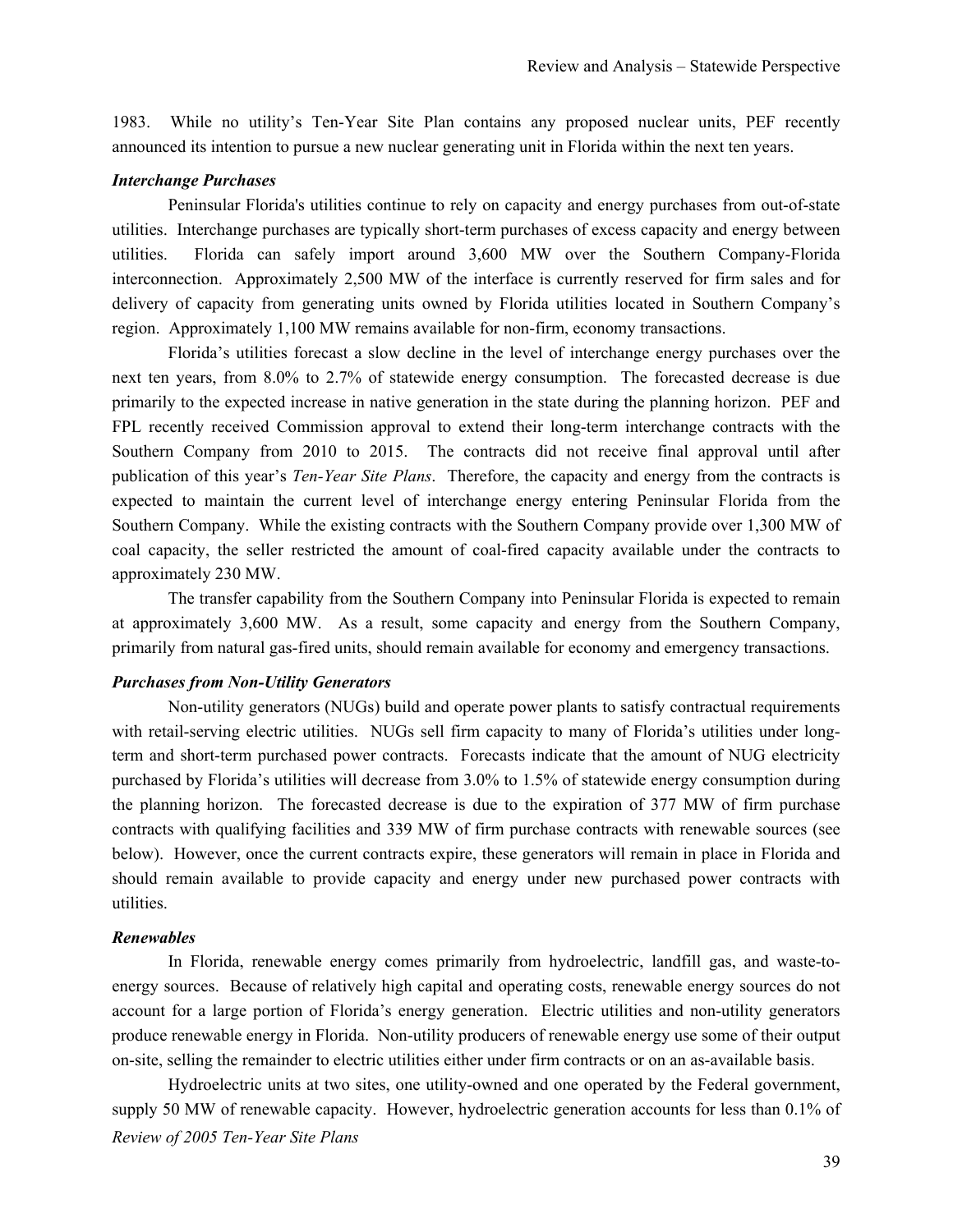1983. While no utility's Ten-Year Site Plan contains any proposed nuclear units, PEF recently announced its intention to pursue a new nuclear generating unit in Florida within the next ten years.

***Interchange Purchases***

Peninsular Florida's utilities continue to rely on capacity and energy purchases from out-of-state utilities. Interchange purchases are typically short-term purchases of excess capacity and energy between utilities. Florida can safely import around 3,600 MW over the Southern Company-Florida interconnection. Approximately 2,500 MW of the interface is currently reserved for firm sales and for delivery of capacity from generating units owned by Florida utilities located in Southern Company's region. Approximately 1,100 MW remains available for non-firm, economy transactions.

Florida's utilities forecast a slow decline in the level of interchange energy purchases over the next ten years, from 8.0% to 2.7% of statewide energy consumption. The forecasted decrease is due primarily to the expected increase in native generation in the state during the planning horizon. PEF and FPL recently received Commission approval to extend their long-term interchange contracts with the Southern Company from 2010 to 2015. The contracts did not receive final approval until after publication of this year's *Ten-Year Site Plans*. Therefore, the capacity and energy from the contracts is expected to maintain the current level of interchange energy entering Peninsular Florida from the Southern Company. While the existing contracts with the Southern Company provide over 1,300 MW of coal capacity, the seller restricted the amount of coal-fired capacity available under the contracts to approximately 230 MW.

The transfer capability from the Southern Company into Peninsular Florida is expected to remain at approximately 3,600 MW. As a result, some capacity and energy from the Southern Company, primarily from natural gas-fired units, should remain available for economy and emergency transactions.

***Purchases from Non-Utility Generators***

Non-utility generators (NUGs) build and operate power plants to satisfy contractual requirements with retail-serving electric utilities. NUGs sell firm capacity to many of Florida's utilities under long-term and short-term purchased power contracts. Forecasts indicate that the amount of NUG electricity purchased by Florida's utilities will decrease from 3.0% to 1.5% of statewide energy consumption during the planning horizon. The forecasted decrease is due to the expiration of 377 MW of firm purchase contracts with qualifying facilities and 339 MW of firm purchase contracts with renewable sources (see below). However, once the current contracts expire, these generators will remain in place in Florida and should remain available to provide capacity and energy under new purchased power contracts with utilities.

***Renewables***

In Florida, renewable energy comes primarily from hydroelectric, landfill gas, and waste-to-energy sources. Because of relatively high capital and operating costs, renewable energy sources do not account for a large portion of Florida's energy generation. Electric utilities and non-utility generators produce renewable energy in Florida. Non-utility producers of renewable energy use some of their output on-site, selling the remainder to electric utilities either under firm contracts or on an as-available basis.

Hydroelectric units at two sites, one utility-owned and one operated by the Federal government, supply 50 MW of renewable capacity. However, hydroelectric generation accounts for less than 0.1% of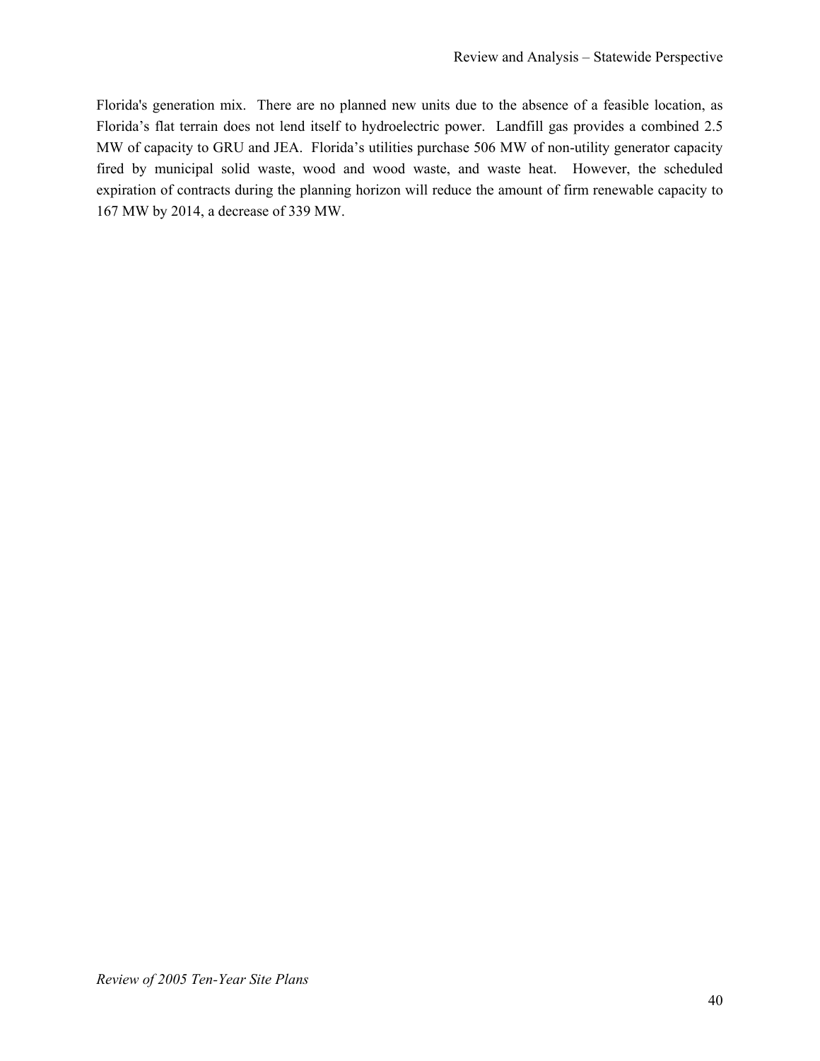Florida's generation mix. There are no planned new units due to the absence of a feasible location, as Florida's flat terrain does not lend itself to hydroelectric power. Landfill gas provides a combined 2.5 MW of capacity to GRU and JEA. Florida's utilities purchase 506 MW of non-utility generator capacity fired by municipal solid waste, wood and wood waste, and waste heat. However, the scheduled expiration of contracts during the planning horizon will reduce the amount of firm renewable capacity to 167 MW by 2014, a decrease of 339 MW.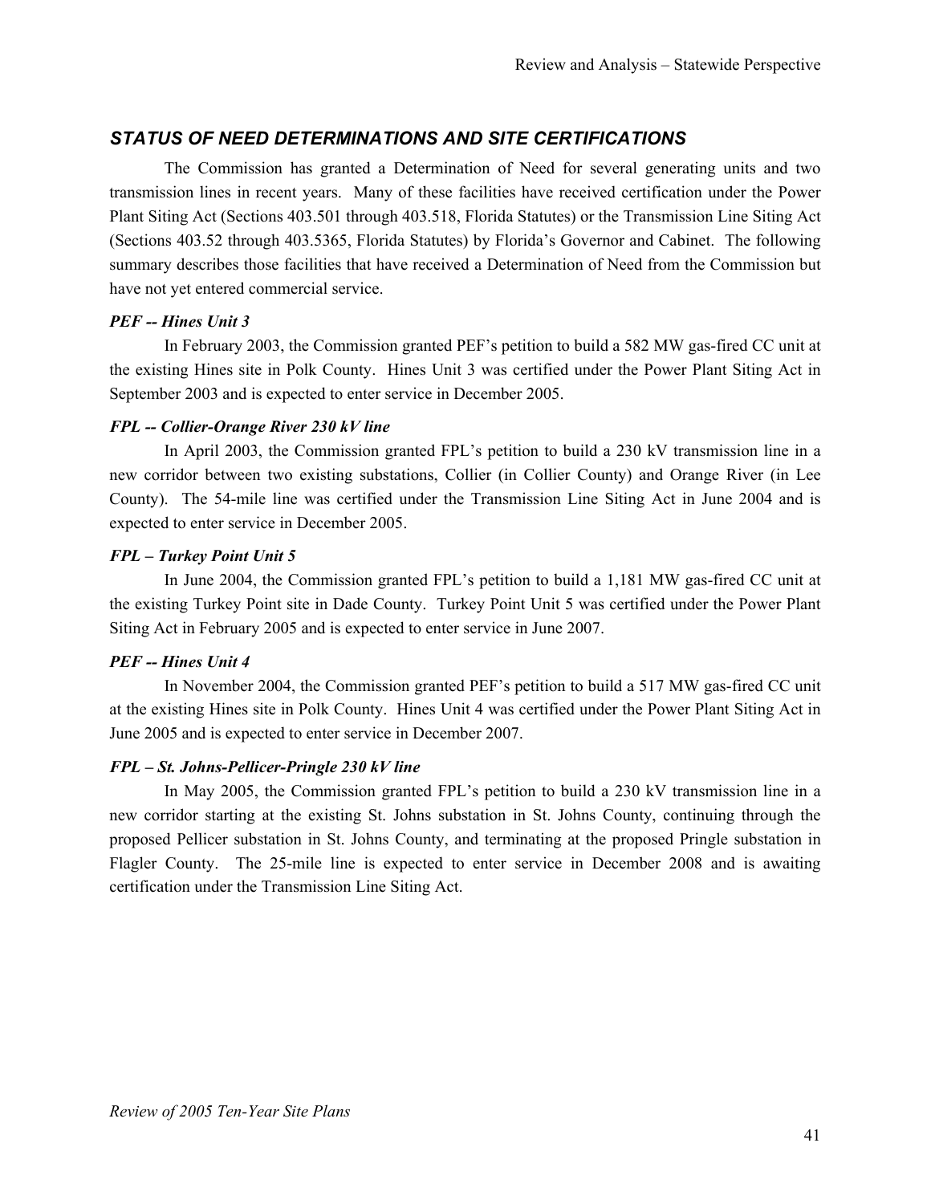## *STATUS OF NEED DETERMINATIONS AND SITE CERTIFICATIONS*

The Commission has granted a Determination of Need for several generating units and two transmission lines in recent years. Many of these facilities have received certification under the Power Plant Siting Act (Sections 403.501 through 403.518, Florida Statutes) or the Transmission Line Siting Act (Sections 403.52 through 403.5365, Florida Statutes) by Florida's Governor and Cabinet. The following summary describes those facilities that have received a Determination of Need from the Commission but have not yet entered commercial service.

### *PEF -- Hines Unit 3*

In February 2003, the Commission granted PEF's petition to build a 582 MW gas-fired CC unit at the existing Hines site in Polk County. Hines Unit 3 was certified under the Power Plant Siting Act in September 2003 and is expected to enter service in December 2005.

### *FPL -- Collier-Orange River 230 kV line*

In April 2003, the Commission granted FPL's petition to build a 230 kV transmission line in a new corridor between two existing substations, Collier (in Collier County) and Orange River (in Lee County). The 54-mile line was certified under the Transmission Line Siting Act in June 2004 and is expected to enter service in December 2005.

### *FPL – Turkey Point Unit 5*

In June 2004, the Commission granted FPL's petition to build a 1,181 MW gas-fired CC unit at the existing Turkey Point site in Dade County. Turkey Point Unit 5 was certified under the Power Plant Siting Act in February 2005 and is expected to enter service in June 2007.

### *PEF -- Hines Unit 4*

In November 2004, the Commission granted PEF's petition to build a 517 MW gas-fired CC unit at the existing Hines site in Polk County. Hines Unit 4 was certified under the Power Plant Siting Act in June 2005 and is expected to enter service in December 2007.

### *FPL – St. Johns-Pellicer-Pringle 230 kV line*

In May 2005, the Commission granted FPL's petition to build a 230 kV transmission line in a new corridor starting at the existing St. Johns substation in St. Johns County, continuing through the proposed Pellicer substation in St. Johns County, and terminating at the proposed Pringle substation in Flagler County. The 25-mile line is expected to enter service in December 2008 and is awaiting certification under the Transmission Line Siting Act.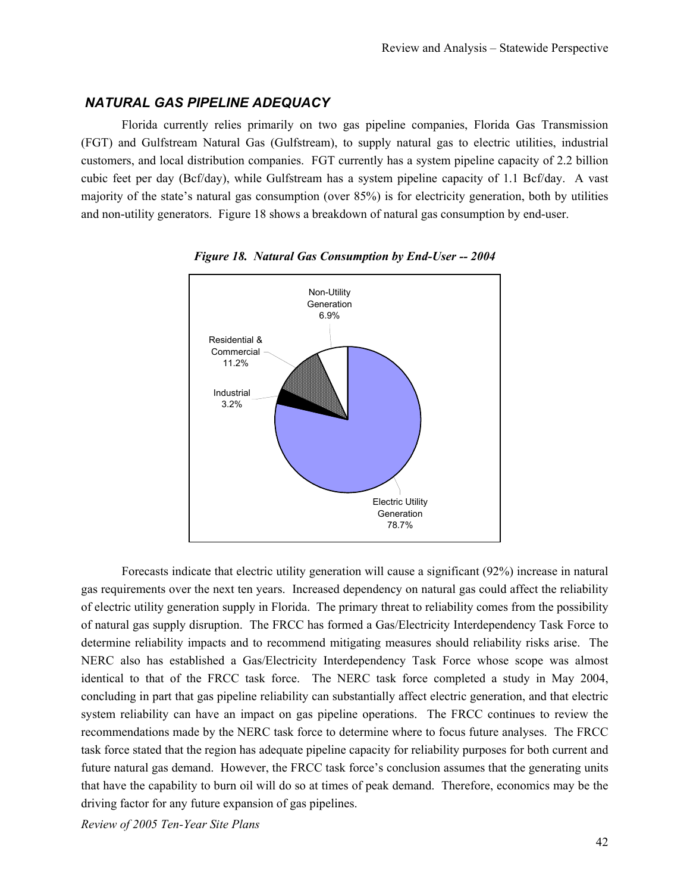## *NATURAL GAS PIPELINE ADEQUACY*

Florida currently relies primarily on two gas pipeline companies, Florida Gas Transmission (FGT) and Gulfstream Natural Gas (Gulfstream), to supply natural gas to electric utilities, industrial customers, and local distribution companies. FGT currently has a system pipeline capacity of 2.2 billion cubic feet per day (Bcf/day), while Gulfstream has a system pipeline capacity of 1.1 Bcf/day. A vast majority of the state's natural gas consumption (over 85%) is for electricity generation, both by utilities and non-utility generators. Figure 18 shows a breakdown of natural gas consumption by end-user.

***Figure 18. Natural Gas Consumption by End-User -- 2004***

| End-User | Share |
| --- | --- |
| Electric Utility Generation | 78.7% |
| Residential & Commercial | 11.2% |
| Non-Utility Generation | 6.9% |
| Industrial | 3.2% |

Forecasts indicate that electric utility generation will cause a significant (92%) increase in natural gas requirements over the next ten years. Increased dependency on natural gas could affect the reliability of electric utility generation supply in Florida. The primary threat to reliability comes from the possibility of natural gas supply disruption. The FRCC has formed a Gas/Electricity Interdependency Task Force to determine reliability impacts and to recommend mitigating measures should reliability risks arise. The NERC also has established a Gas/Electricity Interdependency Task Force whose scope was almost identical to that of the FRCC task force. The NERC task force completed a study in May 2004, concluding in part that gas pipeline reliability can substantially affect electric generation, and that electric system reliability can have an impact on gas pipeline operations. The FRCC continues to review the recommendations made by the NERC task force to determine where to focus future analyses. The FRCC task force stated that the region has adequate pipeline capacity for reliability purposes for both current and future natural gas demand. However, the FRCC task force's conclusion assumes that the generating units that have the capability to burn oil will do so at times of peak demand. Therefore, economics may be the driving factor for any future expansion of gas pipelines.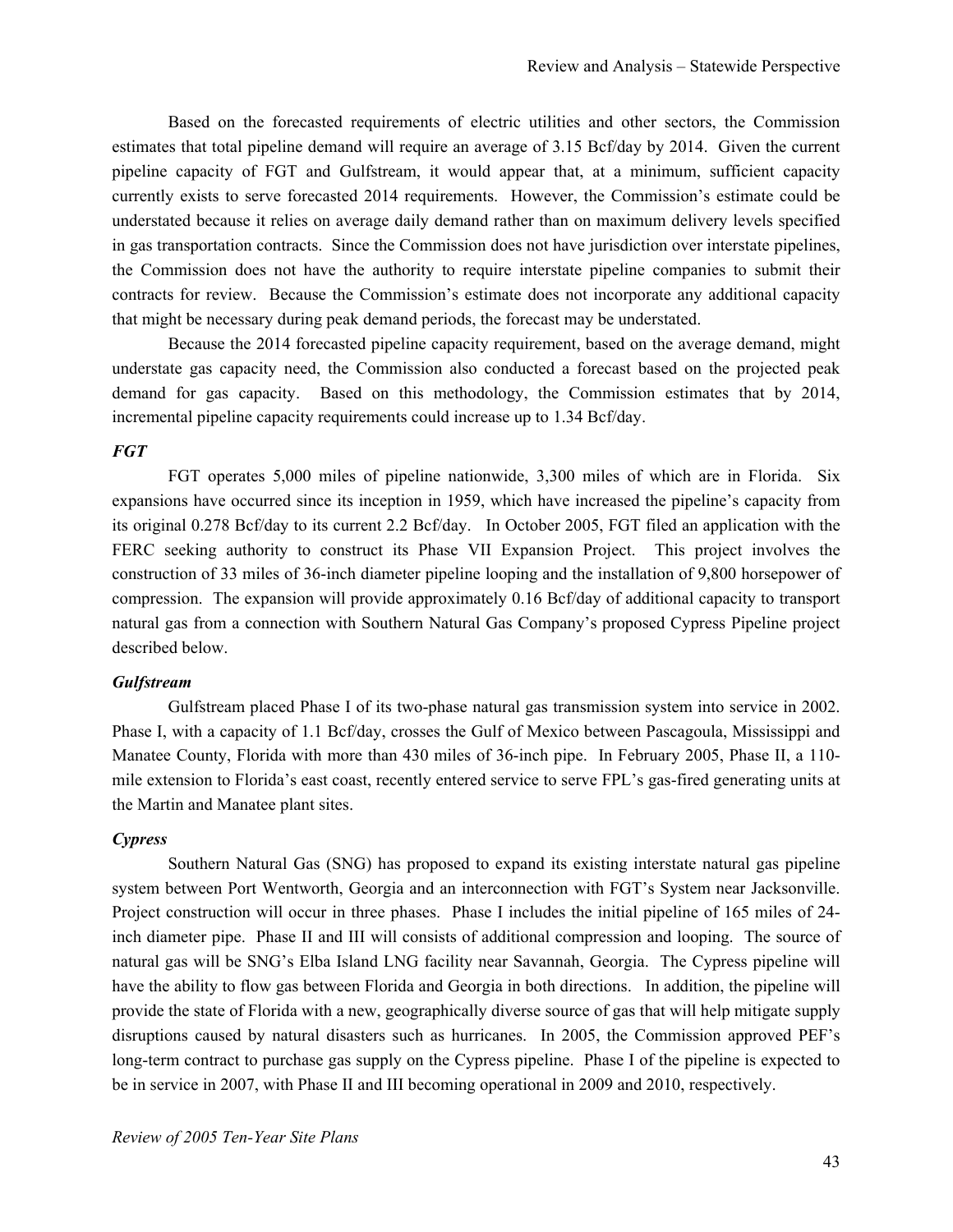Based on the forecasted requirements of electric utilities and other sectors, the Commission estimates that total pipeline demand will require an average of 3.15 Bcf/day by 2014. Given the current pipeline capacity of FGT and Gulfstream, it would appear that, at a minimum, sufficient capacity currently exists to serve forecasted 2014 requirements. However, the Commission's estimate could be understated because it relies on average daily demand rather than on maximum delivery levels specified in gas transportation contracts. Since the Commission does not have jurisdiction over interstate pipelines, the Commission does not have the authority to require interstate pipeline companies to submit their contracts for review. Because the Commission's estimate does not incorporate any additional capacity that might be necessary during peak demand periods, the forecast may be understated.

Because the 2014 forecasted pipeline capacity requirement, based on the average demand, might understate gas capacity need, the Commission also conducted a forecast based on the projected peak demand for gas capacity. Based on this methodology, the Commission estimates that by 2014, incremental pipeline capacity requirements could increase up to 1.34 Bcf/day.

***FGT***

FGT operates 5,000 miles of pipeline nationwide, 3,300 miles of which are in Florida. Six expansions have occurred since its inception in 1959, which have increased the pipeline's capacity from its original 0.278 Bcf/day to its current 2.2 Bcf/day. In October 2005, FGT filed an application with the FERC seeking authority to construct its Phase VII Expansion Project. This project involves the construction of 33 miles of 36-inch diameter pipeline looping and the installation of 9,800 horsepower of compression. The expansion will provide approximately 0.16 Bcf/day of additional capacity to transport natural gas from a connection with Southern Natural Gas Company's proposed Cypress Pipeline project described below.

***Gulfstream***

Gulfstream placed Phase I of its two-phase natural gas transmission system into service in 2002. Phase I, with a capacity of 1.1 Bcf/day, crosses the Gulf of Mexico between Pascagoula, Mississippi and Manatee County, Florida with more than 430 miles of 36-inch pipe. In February 2005, Phase II, a 110-mile extension to Florida's east coast, recently entered service to serve FPL's gas-fired generating units at the Martin and Manatee plant sites.

***Cypress***

Southern Natural Gas (SNG) has proposed to expand its existing interstate natural gas pipeline system between Port Wentworth, Georgia and an interconnection with FGT's System near Jacksonville. Project construction will occur in three phases. Phase I includes the initial pipeline of 165 miles of 24-inch diameter pipe. Phase II and III will consists of additional compression and looping. The source of natural gas will be SNG's Elba Island LNG facility near Savannah, Georgia. The Cypress pipeline will have the ability to flow gas between Florida and Georgia in both directions. In addition, the pipeline will provide the state of Florida with a new, geographically diverse source of gas that will help mitigate supply disruptions caused by natural disasters such as hurricanes. In 2005, the Commission approved PEF's long-term contract to purchase gas supply on the Cypress pipeline. Phase I of the pipeline is expected to be in service in 2007, with Phase II and III becoming operational in 2009 and 2010, respectively.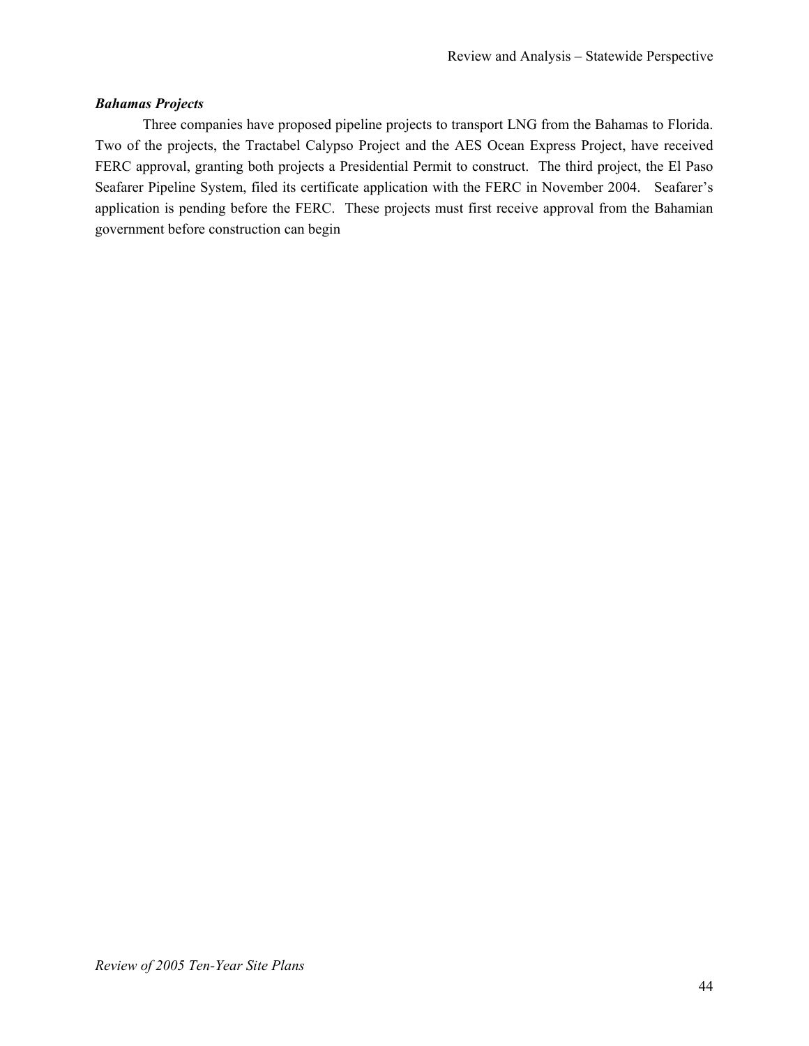***Bahamas Projects***

Three companies have proposed pipeline projects to transport LNG from the Bahamas to Florida. Two of the projects, the Tractabel Calypso Project and the AES Ocean Express Project, have received FERC approval, granting both projects a Presidential Permit to construct. The third project, the El Paso Seafarer Pipeline System, filed its certificate application with the FERC in November 2004. Seafarer's application is pending before the FERC. These projects must first receive approval from the Bahamian government before construction can begin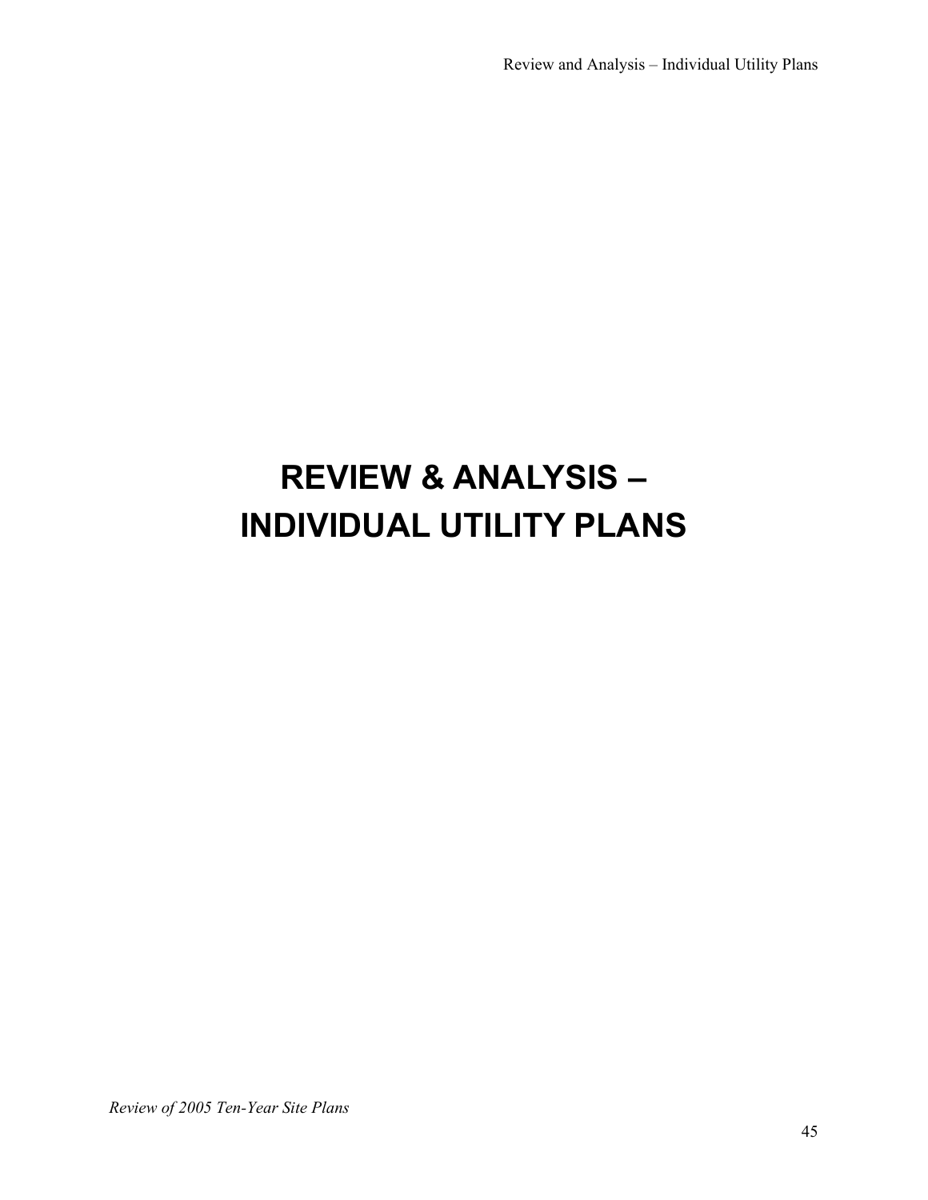# REVIEW & ANALYSIS – INDIVIDUAL UTILITY PLANS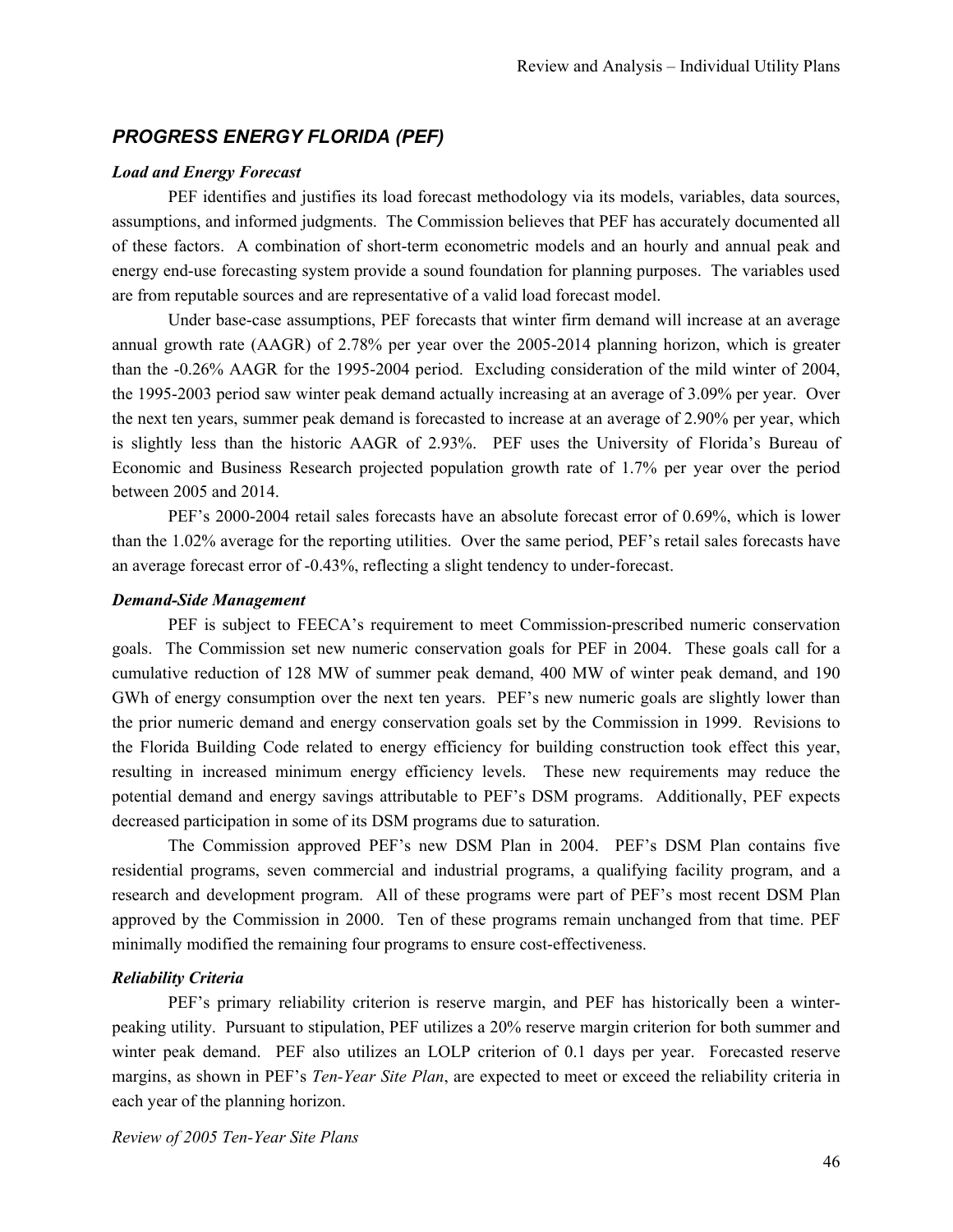## *PROGRESS ENERGY FLORIDA (PEF)*

### *Load and Energy Forecast*

PEF identifies and justifies its load forecast methodology via its models, variables, data sources, assumptions, and informed judgments. The Commission believes that PEF has accurately documented all of these factors. A combination of short-term econometric models and an hourly and annual peak and energy end-use forecasting system provide a sound foundation for planning purposes. The variables used are from reputable sources and are representative of a valid load forecast model.

Under base-case assumptions, PEF forecasts that winter firm demand will increase at an average annual growth rate (AAGR) of 2.78% per year over the 2005-2014 planning horizon, which is greater than the -0.26% AAGR for the 1995-2004 period. Excluding consideration of the mild winter of 2004, the 1995-2003 period saw winter peak demand actually increasing at an average of 3.09% per year. Over the next ten years, summer peak demand is forecasted to increase at an average of 2.90% per year, which is slightly less than the historic AAGR of 2.93%. PEF uses the University of Florida's Bureau of Economic and Business Research projected population growth rate of 1.7% per year over the period between 2005 and 2014.

PEF's 2000-2004 retail sales forecasts have an absolute forecast error of 0.69%, which is lower than the 1.02% average for the reporting utilities. Over the same period, PEF's retail sales forecasts have an average forecast error of -0.43%, reflecting a slight tendency to under-forecast.

### *Demand-Side Management*

PEF is subject to FEECA's requirement to meet Commission-prescribed numeric conservation goals. The Commission set new numeric conservation goals for PEF in 2004. These goals call for a cumulative reduction of 128 MW of summer peak demand, 400 MW of winter peak demand, and 190 GWh of energy consumption over the next ten years. PEF's new numeric goals are slightly lower than the prior numeric demand and energy conservation goals set by the Commission in 1999. Revisions to the Florida Building Code related to energy efficiency for building construction took effect this year, resulting in increased minimum energy efficiency levels. These new requirements may reduce the potential demand and energy savings attributable to PEF's DSM programs. Additionally, PEF expects decreased participation in some of its DSM programs due to saturation.

The Commission approved PEF's new DSM Plan in 2004. PEF's DSM Plan contains five residential programs, seven commercial and industrial programs, a qualifying facility program, and a research and development program. All of these programs were part of PEF's most recent DSM Plan approved by the Commission in 2000. Ten of these programs remain unchanged from that time. PEF minimally modified the remaining four programs to ensure cost-effectiveness.

### *Reliability Criteria*

PEF's primary reliability criterion is reserve margin, and PEF has historically been a winter-peaking utility. Pursuant to stipulation, PEF utilizes a 20% reserve margin criterion for both summer and winter peak demand. PEF also utilizes an LOLP criterion of 0.1 days per year. Forecasted reserve margins, as shown in PEF's *Ten-Year Site Plan*, are expected to meet or exceed the reliability criteria in each year of the planning horizon.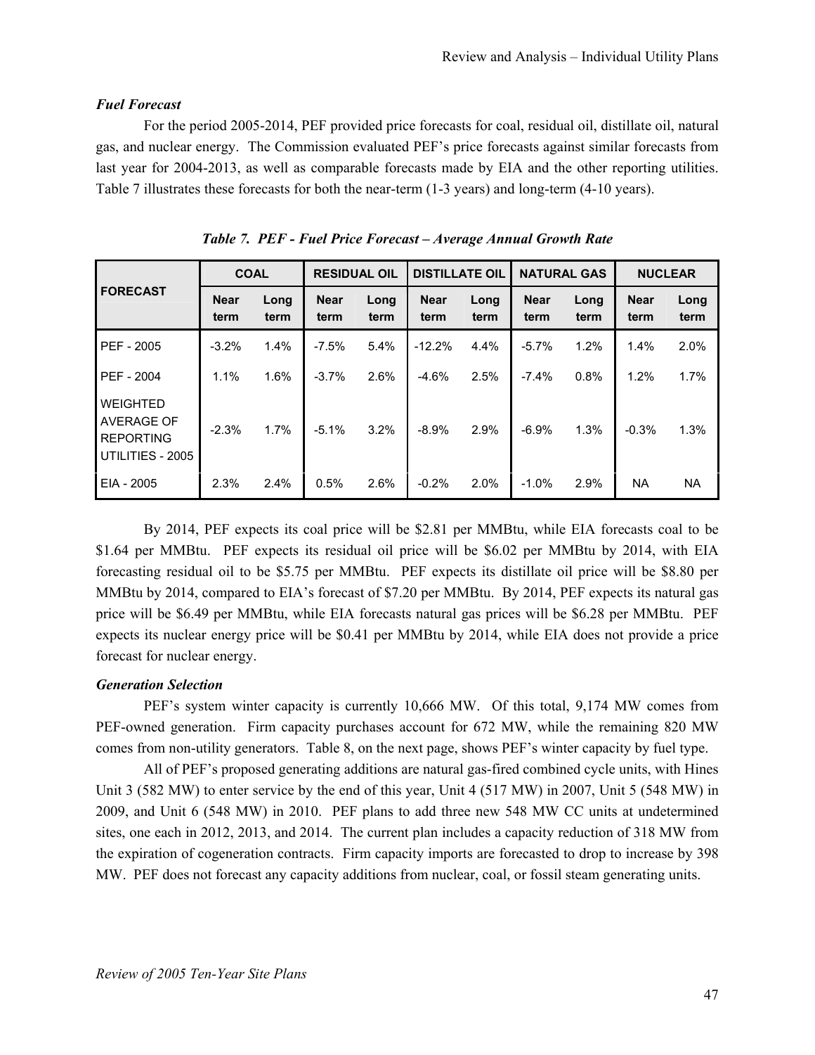### *Fuel Forecast*

For the period 2005-2014, PEF provided price forecasts for coal, residual oil, distillate oil, natural gas, and nuclear energy. The Commission evaluated PEF's price forecasts against similar forecasts from last year for 2004-2013, as well as comparable forecasts made by EIA and the other reporting utilities. Table 7 illustrates these forecasts for both the near-term (1-3 years) and long-term (4-10 years).

***Table 7. PEF - Fuel Price Forecast – Average Annual Growth Rate***

| FORECAST | COAL | | RESIDUAL OIL | | DISTILLATE OIL | | NATURAL GAS | | NUCLEAR | |
|---|---|---|---|---|---|---|---|---|---|---|
| | Near term | Long term | Near term | Long term | Near term | Long term | Near term | Long term | Near term | Long term |
| PEF - 2005 | -3.2% | 1.4% | -7.5% | 5.4% | -12.2% | 4.4% | -5.7% | 1.2% | 1.4% | 2.0% |
| PEF - 2004 | 1.1% | 1.6% | -3.7% | 2.6% | -4.6% | 2.5% | -7.4% | 0.8% | 1.2% | 1.7% |
| WEIGHTED AVERAGE OF REPORTING UTILITIES - 2005 | -2.3% | 1.7% | -5.1% | 3.2% | -8.9% | 2.9% | -6.9% | 1.3% | -0.3% | 1.3% |
| EIA - 2005 | 2.3% | 2.4% | 0.5% | 2.6% | -0.2% | 2.0% | -1.0% | 2.9% | NA | NA |

By 2014, PEF expects its coal price will be $2.81 per MMBtu, while EIA forecasts coal to be $1.64 per MMBtu. PEF expects its residual oil price will be $6.02 per MMBtu by 2014, with EIA forecasting residual oil to be $5.75 per MMBtu. PEF expects its distillate oil price will be $8.80 per MMBtu by 2014, compared to EIA's forecast of $7.20 per MMBtu. By 2014, PEF expects its natural gas price will be $6.49 per MMBtu, while EIA forecasts natural gas prices will be $6.28 per MMBtu. PEF expects its nuclear energy price will be $0.41 per MMBtu by 2014, while EIA does not provide a price forecast for nuclear energy.

### *Generation Selection*

PEF's system winter capacity is currently 10,666 MW. Of this total, 9,174 MW comes from PEF-owned generation. Firm capacity purchases account for 672 MW, while the remaining 820 MW comes from non-utility generators. Table 8, on the next page, shows PEF's winter capacity by fuel type.

All of PEF's proposed generating additions are natural gas-fired combined cycle units, with Hines Unit 3 (582 MW) to enter service by the end of this year, Unit 4 (517 MW) in 2007, Unit 5 (548 MW) in 2009, and Unit 6 (548 MW) in 2010. PEF plans to add three new 548 MW CC units at undetermined sites, one each in 2012, 2013, and 2014. The current plan includes a capacity reduction of 318 MW from the expiration of cogeneration contracts. Firm capacity imports are forecasted to drop to increase by 398 MW. PEF does not forecast any capacity additions from nuclear, coal, or fossil steam generating units.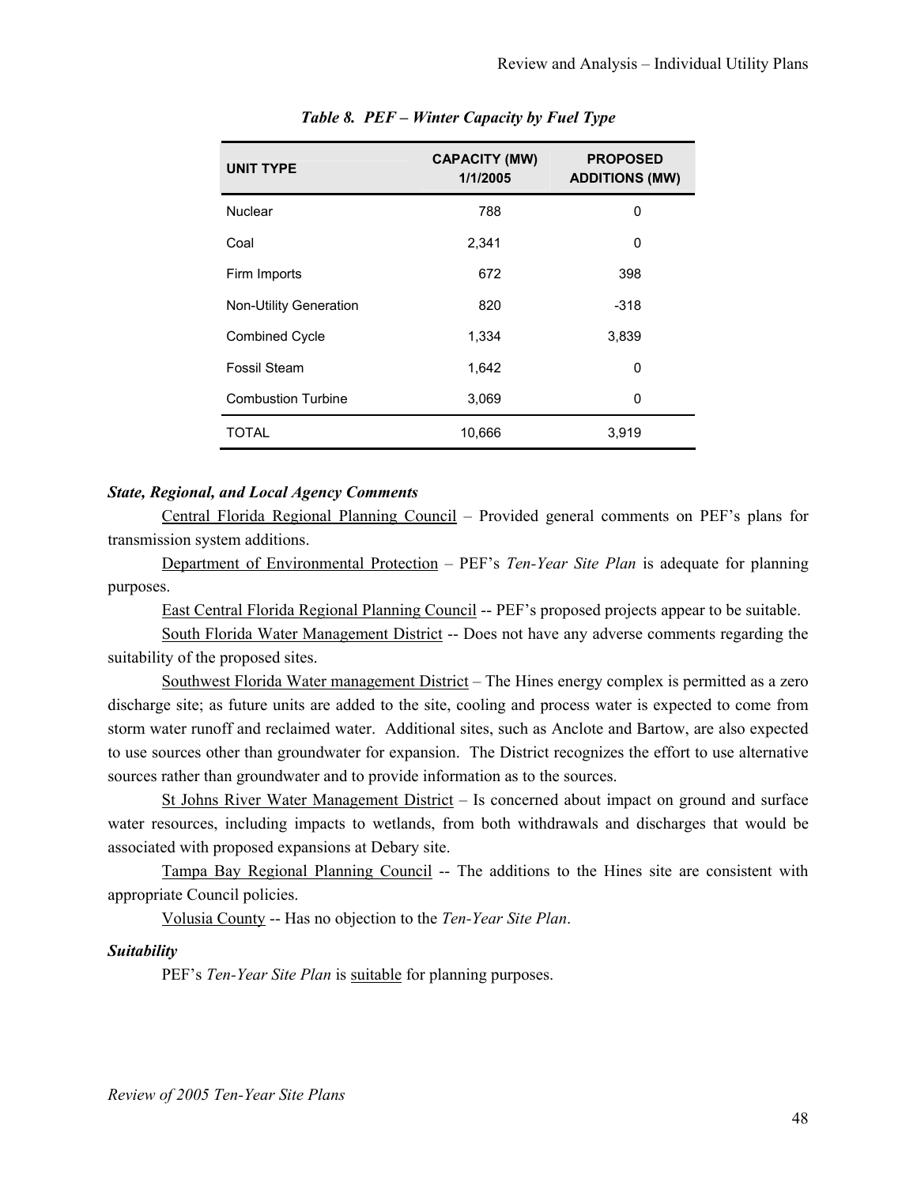*Table 8. PEF – Winter Capacity by Fuel Type*

| UNIT TYPE | CAPACITY (MW) 1/1/2005 | PROPOSED ADDITIONS (MW) |
|---|---|---|
| Nuclear | 788 | 0 |
| Coal | 2,341 | 0 |
| Firm Imports | 672 | 398 |
| Non-Utility Generation | 820 | -318 |
| Combined Cycle | 1,334 | 3,839 |
| Fossil Steam | 1,642 | 0 |
| Combustion Turbine | 3,069 | 0 |
| TOTAL | 10,666 | 3,919 |

***State, Regional, and Local Agency Comments***

Central Florida Regional Planning Council – Provided general comments on PEF's plans for transmission system additions.

Department of Environmental Protection – PEF's *Ten-Year Site Plan* is adequate for planning purposes.

East Central Florida Regional Planning Council -- PEF's proposed projects appear to be suitable.

South Florida Water Management District -- Does not have any adverse comments regarding the suitability of the proposed sites.

Southwest Florida Water management District – The Hines energy complex is permitted as a zero discharge site; as future units are added to the site, cooling and process water is expected to come from storm water runoff and reclaimed water. Additional sites, such as Anclote and Bartow, are also expected to use sources other than groundwater for expansion. The District recognizes the effort to use alternative sources rather than groundwater and to provide information as to the sources.

St Johns River Water Management District – Is concerned about impact on ground and surface water resources, including impacts to wetlands, from both withdrawals and discharges that would be associated with proposed expansions at Debary site.

Tampa Bay Regional Planning Council -- The additions to the Hines site are consistent with appropriate Council policies.

Volusia County -- Has no objection to the *Ten-Year Site Plan*.

***Suitability***

PEF's *Ten-Year Site Plan* is suitable for planning purposes.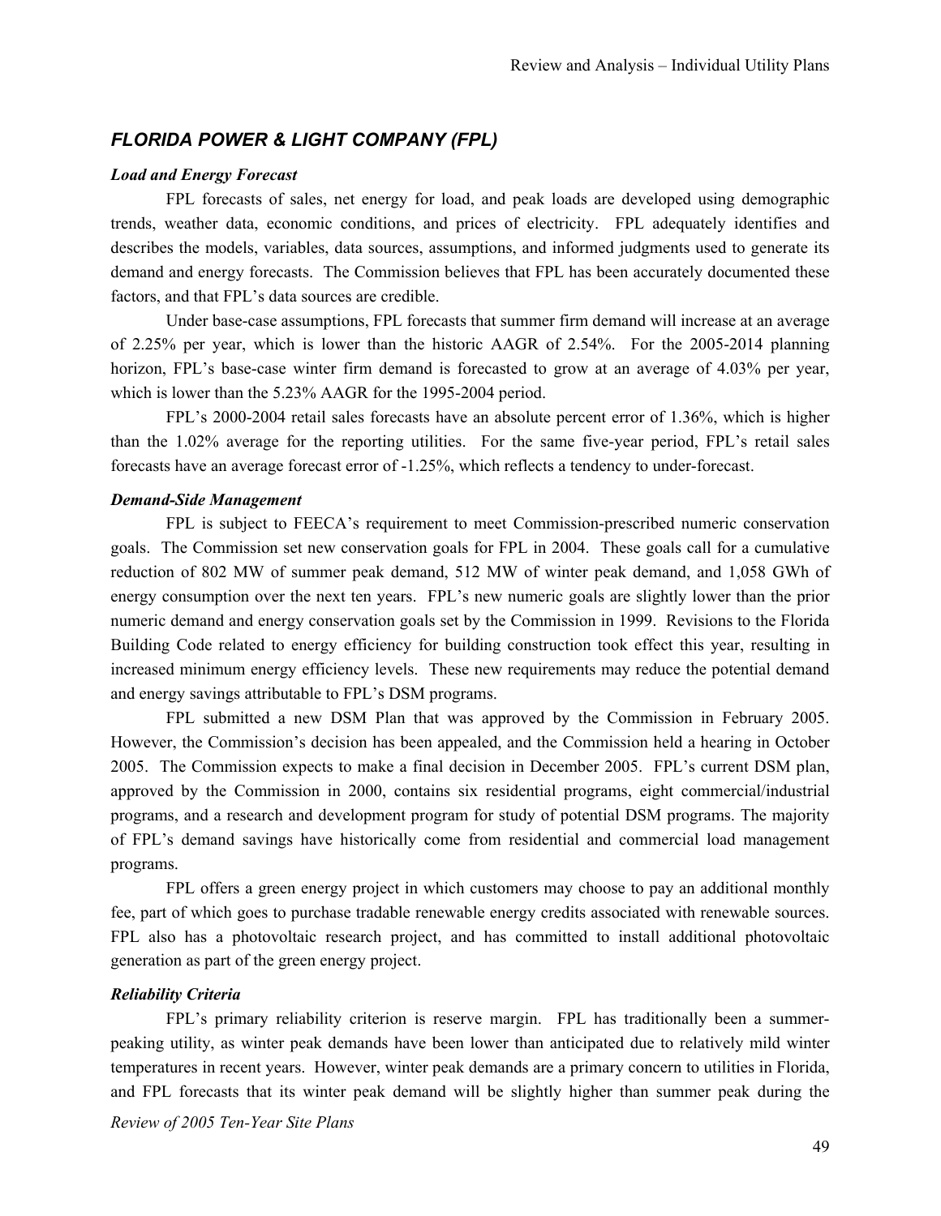## *FLORIDA POWER & LIGHT COMPANY (FPL)*

***Load and Energy Forecast***

FPL forecasts of sales, net energy for load, and peak loads are developed using demographic trends, weather data, economic conditions, and prices of electricity. FPL adequately identifies and describes the models, variables, data sources, assumptions, and informed judgments used to generate its demand and energy forecasts. The Commission believes that FPL has been accurately documented these factors, and that FPL's data sources are credible.

Under base-case assumptions, FPL forecasts that summer firm demand will increase at an average of 2.25% per year, which is lower than the historic AAGR of 2.54%. For the 2005-2014 planning horizon, FPL's base-case winter firm demand is forecasted to grow at an average of 4.03% per year, which is lower than the 5.23% AAGR for the 1995-2004 period.

FPL's 2000-2004 retail sales forecasts have an absolute percent error of 1.36%, which is higher than the 1.02% average for the reporting utilities. For the same five-year period, FPL's retail sales forecasts have an average forecast error of -1.25%, which reflects a tendency to under-forecast.

***Demand-Side Management***

FPL is subject to FEECA's requirement to meet Commission-prescribed numeric conservation goals. The Commission set new conservation goals for FPL in 2004. These goals call for a cumulative reduction of 802 MW of summer peak demand, 512 MW of winter peak demand, and 1,058 GWh of energy consumption over the next ten years. FPL's new numeric goals are slightly lower than the prior numeric demand and energy conservation goals set by the Commission in 1999. Revisions to the Florida Building Code related to energy efficiency for building construction took effect this year, resulting in increased minimum energy efficiency levels. These new requirements may reduce the potential demand and energy savings attributable to FPL's DSM programs.

FPL submitted a new DSM Plan that was approved by the Commission in February 2005. However, the Commission's decision has been appealed, and the Commission held a hearing in October 2005. The Commission expects to make a final decision in December 2005. FPL's current DSM plan, approved by the Commission in 2000, contains six residential programs, eight commercial/industrial programs, and a research and development program for study of potential DSM programs. The majority of FPL's demand savings have historically come from residential and commercial load management programs.

FPL offers a green energy project in which customers may choose to pay an additional monthly fee, part of which goes to purchase tradable renewable energy credits associated with renewable sources. FPL also has a photovoltaic research project, and has committed to install additional photovoltaic generation as part of the green energy project.

***Reliability Criteria***

FPL's primary reliability criterion is reserve margin. FPL has traditionally been a summer-peaking utility, as winter peak demands have been lower than anticipated due to relatively mild winter temperatures in recent years. However, winter peak demands are a primary concern to utilities in Florida, and FPL forecasts that its winter peak demand will be slightly higher than summer peak during the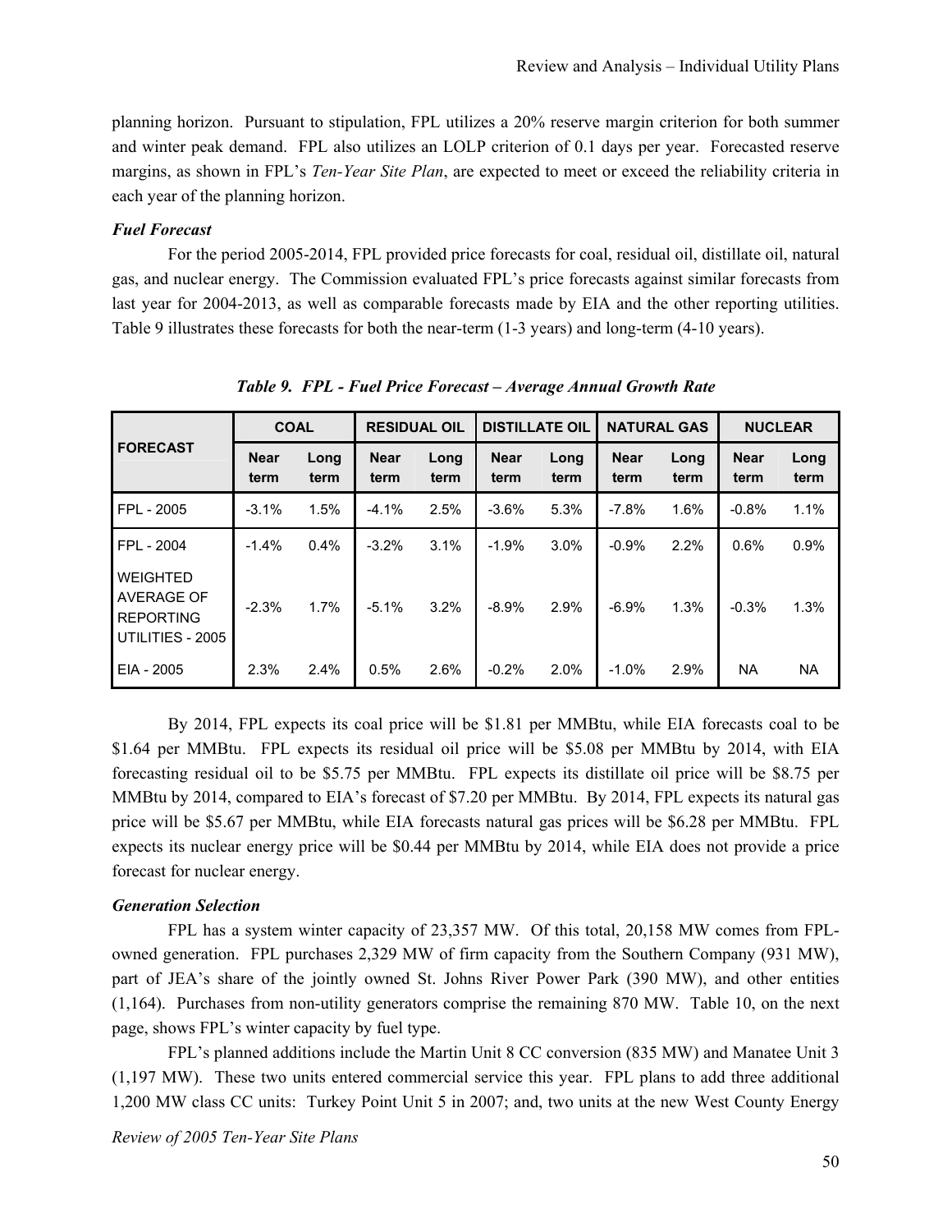planning horizon. Pursuant to stipulation, FPL utilizes a 20% reserve margin criterion for both summer and winter peak demand. FPL also utilizes an LOLP criterion of 0.1 days per year. Forecasted reserve margins, as shown in FPL's *Ten-Year Site Plan*, are expected to meet or exceed the reliability criteria in each year of the planning horizon.

### *Fuel Forecast*

For the period 2005-2014, FPL provided price forecasts for coal, residual oil, distillate oil, natural gas, and nuclear energy. The Commission evaluated FPL's price forecasts against similar forecasts from last year for 2004-2013, as well as comparable forecasts made by EIA and the other reporting utilities. Table 9 illustrates these forecasts for both the near-term (1-3 years) and long-term (4-10 years).

***Table 9. FPL - Fuel Price Forecast – Average Annual Growth Rate***

| FORECAST | COAL | | RESIDUAL OIL | | DISTILLATE OIL | | NATURAL GAS | | NUCLEAR | |
|---|---|---|---|---|---|---|---|---|---|---|
| | Near term | Long term | Near term | Long term | Near term | Long term | Near term | Long term | Near term | Long term |
| FPL - 2005 | -3.1% | 1.5% | -4.1% | 2.5% | -3.6% | 5.3% | -7.8% | 1.6% | -0.8% | 1.1% |
| FPL - 2004 | -1.4% | 0.4% | -3.2% | 3.1% | -1.9% | 3.0% | -0.9% | 2.2% | 0.6% | 0.9% |
| WEIGHTED AVERAGE OF REPORTING UTILITIES - 2005 | -2.3% | 1.7% | -5.1% | 3.2% | -8.9% | 2.9% | -6.9% | 1.3% | -0.3% | 1.3% |
| EIA - 2005 | 2.3% | 2.4% | 0.5% | 2.6% | -0.2% | 2.0% | -1.0% | 2.9% | NA | NA |

By 2014, FPL expects its coal price will be $1.81 per MMBtu, while EIA forecasts coal to be $1.64 per MMBtu. FPL expects its residual oil price will be $5.08 per MMBtu by 2014, with EIA forecasting residual oil to be $5.75 per MMBtu. FPL expects its distillate oil price will be $8.75 per MMBtu by 2014, compared to EIA's forecast of $7.20 per MMBtu. By 2014, FPL expects its natural gas price will be $5.67 per MMBtu, while EIA forecasts natural gas prices will be $6.28 per MMBtu. FPL expects its nuclear energy price will be $0.44 per MMBtu by 2014, while EIA does not provide a price forecast for nuclear energy.

### *Generation Selection*

FPL has a system winter capacity of 23,357 MW. Of this total, 20,158 MW comes from FPL-owned generation. FPL purchases 2,329 MW of firm capacity from the Southern Company (931 MW), part of JEA's share of the jointly owned St. Johns River Power Park (390 MW), and other entities (1,164). Purchases from non-utility generators comprise the remaining 870 MW. Table 10, on the next page, shows FPL's winter capacity by fuel type.

FPL's planned additions include the Martin Unit 8 CC conversion (835 MW) and Manatee Unit 3 (1,197 MW). These two units entered commercial service this year. FPL plans to add three additional 1,200 MW class CC units: Turkey Point Unit 5 in 2007; and, two units at the new West County Energy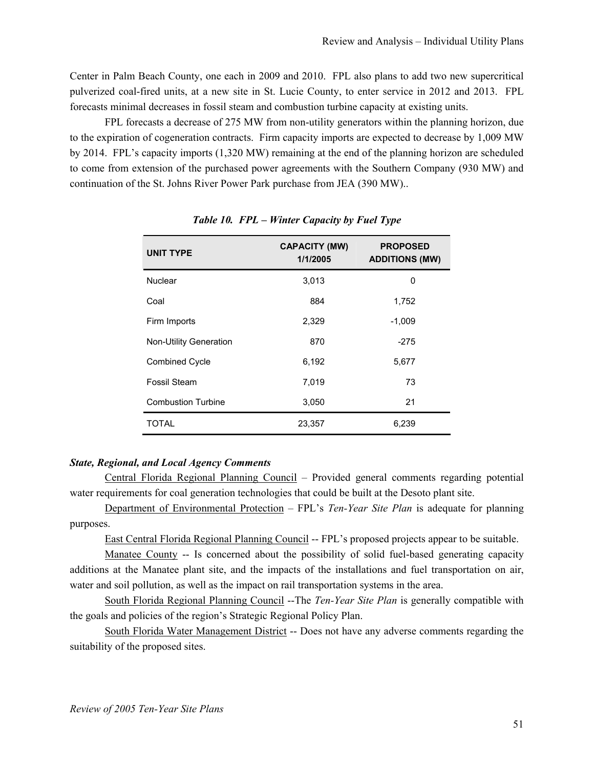Center in Palm Beach County, one each in 2009 and 2010. FPL also plans to add two new supercritical pulverized coal-fired units, at a new site in St. Lucie County, to enter service in 2012 and 2013. FPL forecasts minimal decreases in fossil steam and combustion turbine capacity at existing units.

FPL forecasts a decrease of 275 MW from non-utility generators within the planning horizon, due to the expiration of cogeneration contracts. Firm capacity imports are expected to decrease by 1,009 MW by 2014. FPL's capacity imports (1,320 MW) remaining at the end of the planning horizon are scheduled to come from extension of the purchased power agreements with the Southern Company (930 MW) and continuation of the St. Johns River Power Park purchase from JEA (390 MW)..

***Table 10. FPL – Winter Capacity by Fuel Type***

| UNIT TYPE | CAPACITY (MW) 1/1/2005 | PROPOSED ADDITIONS (MW) |
|---|---|---|
| Nuclear | 3,013 | 0 |
| Coal | 884 | 1,752 |
| Firm Imports | 2,329 | -1,009 |
| Non-Utility Generation | 870 | -275 |
| Combined Cycle | 6,192 | 5,677 |
| Fossil Steam | 7,019 | 73 |
| Combustion Turbine | 3,050 | 21 |
| TOTAL | 23,357 | 6,239 |

***State, Regional, and Local Agency Comments***

Central Florida Regional Planning Council – Provided general comments regarding potential water requirements for coal generation technologies that could be built at the Desoto plant site.

Department of Environmental Protection – FPL's *Ten-Year Site Plan* is adequate for planning purposes.

East Central Florida Regional Planning Council -- FPL's proposed projects appear to be suitable.

Manatee County -- Is concerned about the possibility of solid fuel-based generating capacity additions at the Manatee plant site, and the impacts of the installations and fuel transportation on air, water and soil pollution, as well as the impact on rail transportation systems in the area.

South Florida Regional Planning Council --The *Ten-Year Site Plan* is generally compatible with the goals and policies of the region's Strategic Regional Policy Plan.

South Florida Water Management District -- Does not have any adverse comments regarding the suitability of the proposed sites.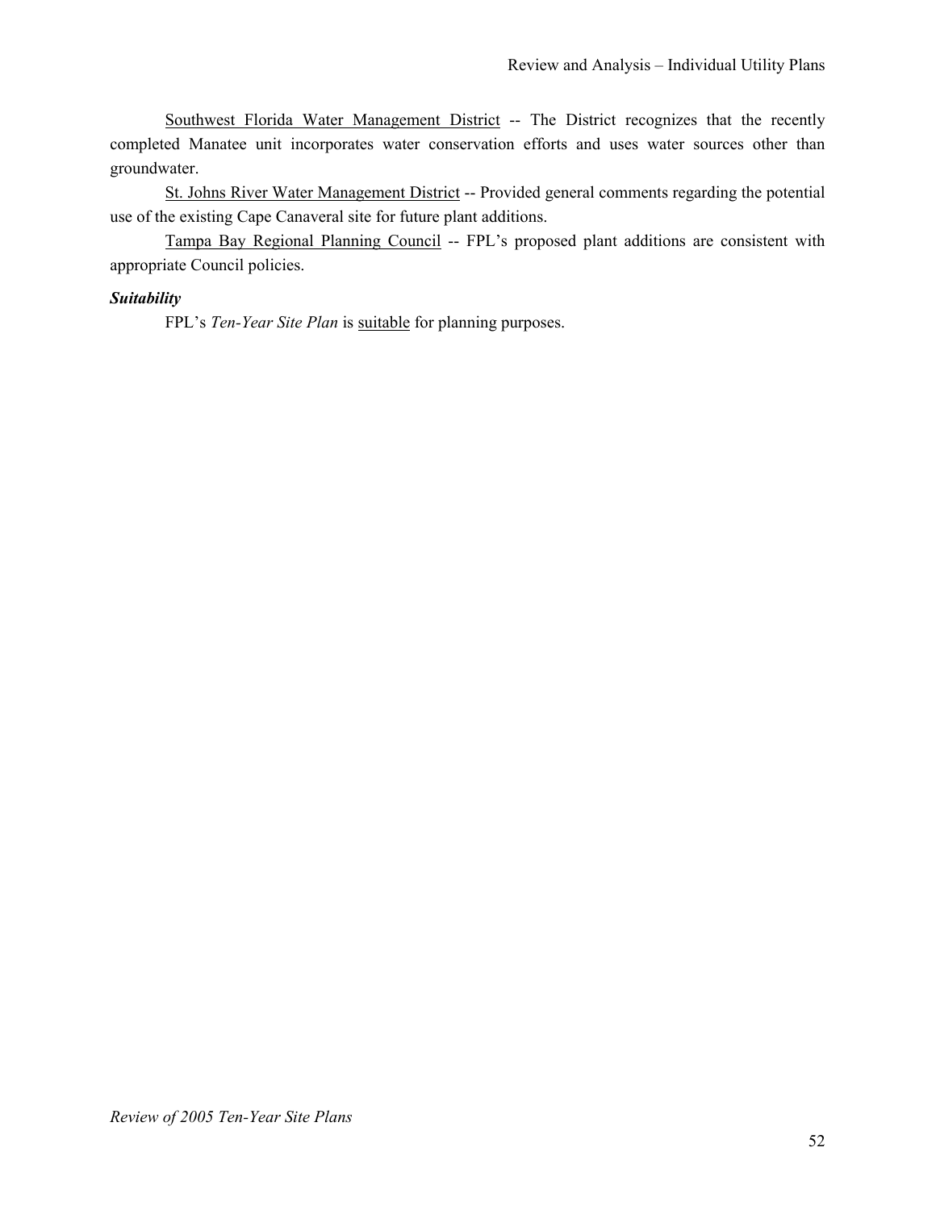Southwest Florida Water Management District -- The District recognizes that the recently completed Manatee unit incorporates water conservation efforts and uses water sources other than groundwater.

St. Johns River Water Management District -- Provided general comments regarding the potential use of the existing Cape Canaveral site for future plant additions.

Tampa Bay Regional Planning Council -- FPL's proposed plant additions are consistent with appropriate Council policies.

***Suitability***

FPL's *Ten-Year Site Plan* is suitable for planning purposes.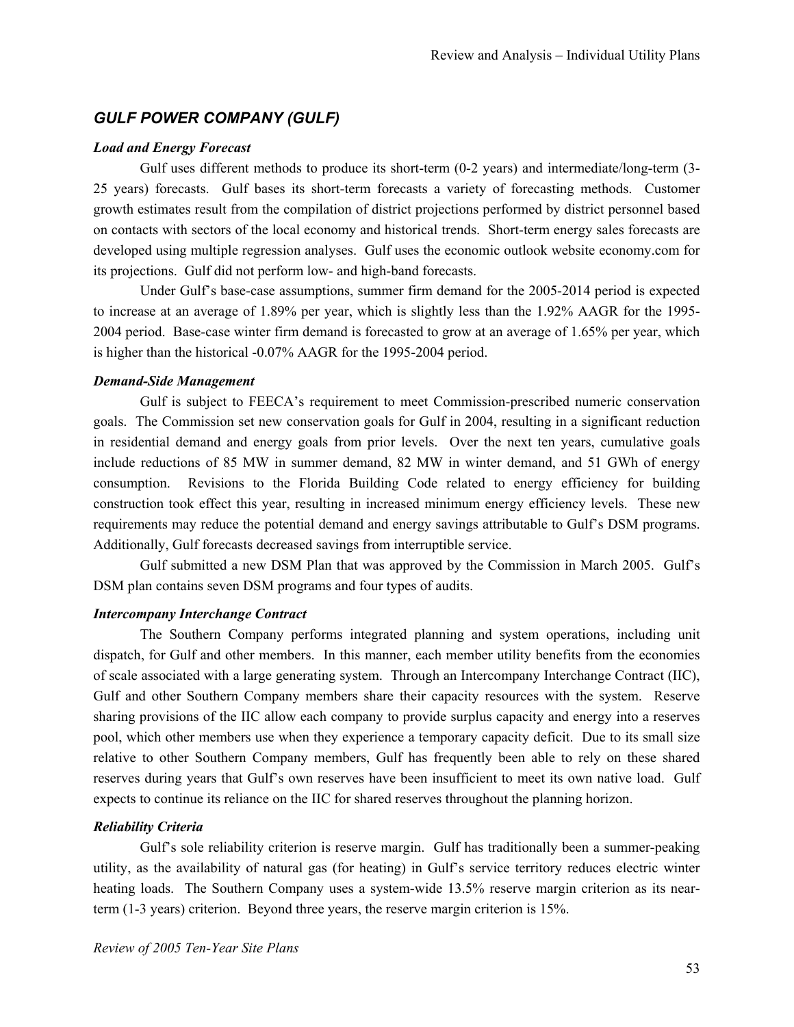## *GULF POWER COMPANY (GULF)*

***Load and Energy Forecast***

Gulf uses different methods to produce its short-term (0-2 years) and intermediate/long-term (3-25 years) forecasts. Gulf bases its short-term forecasts a variety of forecasting methods. Customer growth estimates result from the compilation of district projections performed by district personnel based on contacts with sectors of the local economy and historical trends. Short-term energy sales forecasts are developed using multiple regression analyses. Gulf uses the economic outlook website economy.com for its projections. Gulf did not perform low- and high-band forecasts.

Under Gulf's base-case assumptions, summer firm demand for the 2005-2014 period is expected to increase at an average of 1.89% per year, which is slightly less than the 1.92% AAGR for the 1995-2004 period. Base-case winter firm demand is forecasted to grow at an average of 1.65% per year, which is higher than the historical -0.07% AAGR for the 1995-2004 period.

***Demand-Side Management***

Gulf is subject to FEECA's requirement to meet Commission-prescribed numeric conservation goals. The Commission set new conservation goals for Gulf in 2004, resulting in a significant reduction in residential demand and energy goals from prior levels. Over the next ten years, cumulative goals include reductions of 85 MW in summer demand, 82 MW in winter demand, and 51 GWh of energy consumption. Revisions to the Florida Building Code related to energy efficiency for building construction took effect this year, resulting in increased minimum energy efficiency levels. These new requirements may reduce the potential demand and energy savings attributable to Gulf's DSM programs. Additionally, Gulf forecasts decreased savings from interruptible service.

Gulf submitted a new DSM Plan that was approved by the Commission in March 2005. Gulf's DSM plan contains seven DSM programs and four types of audits.

***Intercompany Interchange Contract***

The Southern Company performs integrated planning and system operations, including unit dispatch, for Gulf and other members. In this manner, each member utility benefits from the economies of scale associated with a large generating system. Through an Intercompany Interchange Contract (IIC), Gulf and other Southern Company members share their capacity resources with the system. Reserve sharing provisions of the IIC allow each company to provide surplus capacity and energy into a reserves pool, which other members use when they experience a temporary capacity deficit. Due to its small size relative to other Southern Company members, Gulf has frequently been able to rely on these shared reserves during years that Gulf's own reserves have been insufficient to meet its own native load. Gulf expects to continue its reliance on the IIC for shared reserves throughout the planning horizon.

***Reliability Criteria***

Gulf's sole reliability criterion is reserve margin. Gulf has traditionally been a summer-peaking utility, as the availability of natural gas (for heating) in Gulf's service territory reduces electric winter heating loads. The Southern Company uses a system-wide 13.5% reserve margin criterion as its near-term (1-3 years) criterion. Beyond three years, the reserve margin criterion is 15%.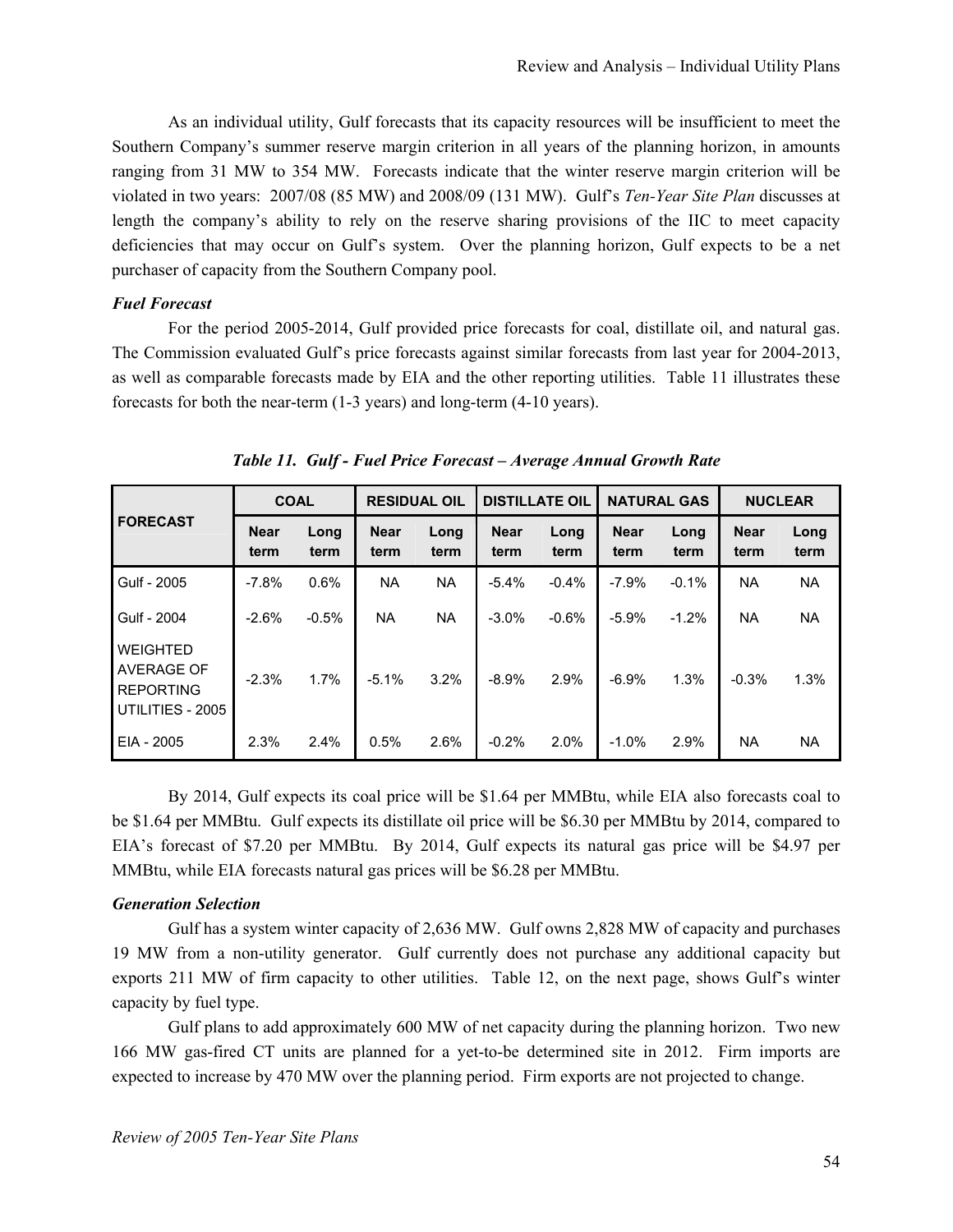As an individual utility, Gulf forecasts that its capacity resources will be insufficient to meet the Southern Company's summer reserve margin criterion in all years of the planning horizon, in amounts ranging from 31 MW to 354 MW. Forecasts indicate that the winter reserve margin criterion will be violated in two years: 2007/08 (85 MW) and 2008/09 (131 MW). Gulf's *Ten-Year Site Plan* discusses at length the company's ability to rely on the reserve sharing provisions of the IIC to meet capacity deficiencies that may occur on Gulf's system. Over the planning horizon, Gulf expects to be a net purchaser of capacity from the Southern Company pool.

***Fuel Forecast***

For the period 2005-2014, Gulf provided price forecasts for coal, distillate oil, and natural gas. The Commission evaluated Gulf's price forecasts against similar forecasts from last year for 2004-2013, as well as comparable forecasts made by EIA and the other reporting utilities. Table 11 illustrates these forecasts for both the near-term (1-3 years) and long-term (4-10 years).

***Table 11. Gulf - Fuel Price Forecast – Average Annual Growth Rate***

| FORECAST | COAL | | RESIDUAL OIL | | DISTILLATE OIL | | NATURAL GAS | | NUCLEAR | |
|---|---|---|---|---|---|---|---|---|---|---|
| | Near term | Long term | Near term | Long term | Near term | Long term | Near term | Long term | Near term | Long term |
| Gulf - 2005 | -7.8% | 0.6% | NA | NA | -5.4% | -0.4% | -7.9% | -0.1% | NA | NA |
| Gulf - 2004 | -2.6% | -0.5% | NA | NA | -3.0% | -0.6% | -5.9% | -1.2% | NA | NA |
| WEIGHTED AVERAGE OF REPORTING UTILITIES - 2005 | -2.3% | 1.7% | -5.1% | 3.2% | -8.9% | 2.9% | -6.9% | 1.3% | -0.3% | 1.3% |
| EIA - 2005 | 2.3% | 2.4% | 0.5% | 2.6% | -0.2% | 2.0% | -1.0% | 2.9% | NA | NA |

By 2014, Gulf expects its coal price will be \$1.64 per MMBtu, while EIA also forecasts coal to be \$1.64 per MMBtu. Gulf expects its distillate oil price will be \$6.30 per MMBtu by 2014, compared to EIA's forecast of \$7.20 per MMBtu. By 2014, Gulf expects its natural gas price will be \$4.97 per MMBtu, while EIA forecasts natural gas prices will be \$6.28 per MMBtu.

***Generation Selection***

Gulf has a system winter capacity of 2,636 MW. Gulf owns 2,828 MW of capacity and purchases 19 MW from a non-utility generator. Gulf currently does not purchase any additional capacity but exports 211 MW of firm capacity to other utilities. Table 12, on the next page, shows Gulf's winter capacity by fuel type.

Gulf plans to add approximately 600 MW of net capacity during the planning horizon. Two new 166 MW gas-fired CT units are planned for a yet-to-be determined site in 2012. Firm imports are expected to increase by 470 MW over the planning period. Firm exports are not projected to change.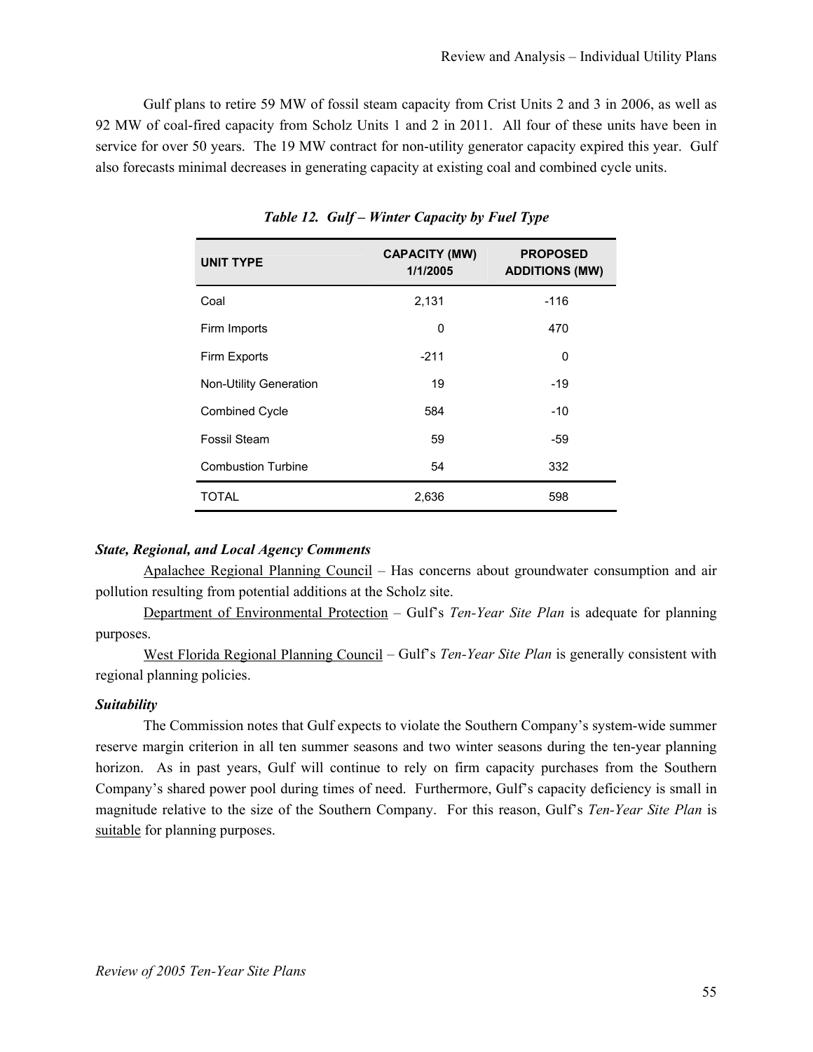Gulf plans to retire 59 MW of fossil steam capacity from Crist Units 2 and 3 in 2006, as well as 92 MW of coal-fired capacity from Scholz Units 1 and 2 in 2011. All four of these units have been in service for over 50 years. The 19 MW contract for non-utility generator capacity expired this year. Gulf also forecasts minimal decreases in generating capacity at existing coal and combined cycle units.

***Table 12. Gulf – Winter Capacity by Fuel Type***

| UNIT TYPE | CAPACITY (MW) 1/1/2005 | PROPOSED ADDITIONS (MW) |
|---|---|---|
| Coal | 2,131 | -116 |
| Firm Imports | 0 | 470 |
| Firm Exports | -211 | 0 |
| Non-Utility Generation | 19 | -19 |
| Combined Cycle | 584 | -10 |
| Fossil Steam | 59 | -59 |
| Combustion Turbine | 54 | 332 |
| TOTAL | 2,636 | 598 |

***State, Regional, and Local Agency Comments***

Apalachee Regional Planning Council – Has concerns about groundwater consumption and air pollution resulting from potential additions at the Scholz site.

Department of Environmental Protection – Gulf's *Ten-Year Site Plan* is adequate for planning purposes.

West Florida Regional Planning Council – Gulf's *Ten-Year Site Plan* is generally consistent with regional planning policies.

***Suitability***

The Commission notes that Gulf expects to violate the Southern Company's system-wide summer reserve margin criterion in all ten summer seasons and two winter seasons during the ten-year planning horizon. As in past years, Gulf will continue to rely on firm capacity purchases from the Southern Company's shared power pool during times of need. Furthermore, Gulf's capacity deficiency is small in magnitude relative to the size of the Southern Company. For this reason, Gulf's *Ten-Year Site Plan* is suitable for planning purposes.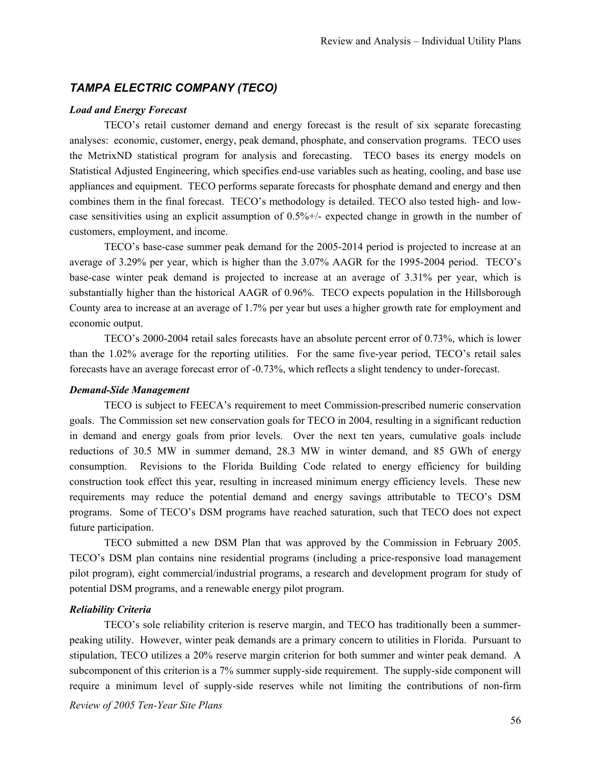## *TAMPA ELECTRIC COMPANY (TECO)*

### *Load and Energy Forecast*

TECO's retail customer demand and energy forecast is the result of six separate forecasting analyses: economic, customer, energy, peak demand, phosphate, and conservation programs. TECO uses the MetrixND statistical program for analysis and forecasting. TECO bases its energy models on Statistical Adjusted Engineering, which specifies end-use variables such as heating, cooling, and base use appliances and equipment. TECO performs separate forecasts for phosphate demand and energy and then combines them in the final forecast. TECO's methodology is detailed. TECO also tested high- and low-case sensitivities using an explicit assumption of 0.5%+/- expected change in growth in the number of customers, employment, and income.

TECO's base-case summer peak demand for the 2005-2014 period is projected to increase at an average of 3.29% per year, which is higher than the 3.07% AAGR for the 1995-2004 period. TECO's base-case winter peak demand is projected to increase at an average of 3.31% per year, which is substantially higher than the historical AAGR of 0.96%. TECO expects population in the Hillsborough County area to increase at an average of 1.7% per year but uses a higher growth rate for employment and economic output.

TECO's 2000-2004 retail sales forecasts have an absolute percent error of 0.73%, which is lower than the 1.02% average for the reporting utilities. For the same five-year period, TECO's retail sales forecasts have an average forecast error of -0.73%, which reflects a slight tendency to under-forecast.

### *Demand-Side Management*

TECO is subject to FEECA's requirement to meet Commission-prescribed numeric conservation goals. The Commission set new conservation goals for TECO in 2004, resulting in a significant reduction in demand and energy goals from prior levels. Over the next ten years, cumulative goals include reductions of 30.5 MW in summer demand, 28.3 MW in winter demand, and 85 GWh of energy consumption. Revisions to the Florida Building Code related to energy efficiency for building construction took effect this year, resulting in increased minimum energy efficiency levels. These new requirements may reduce the potential demand and energy savings attributable to TECO's DSM programs. Some of TECO's DSM programs have reached saturation, such that TECO does not expect future participation.

TECO submitted a new DSM Plan that was approved by the Commission in February 2005. TECO's DSM plan contains nine residential programs (including a price-responsive load management pilot program), eight commercial/industrial programs, a research and development program for study of potential DSM programs, and a renewable energy pilot program.

### *Reliability Criteria*

TECO's sole reliability criterion is reserve margin, and TECO has traditionally been a summer-peaking utility. However, winter peak demands are a primary concern to utilities in Florida. Pursuant to stipulation, TECO utilizes a 20% reserve margin criterion for both summer and winter peak demand. A subcomponent of this criterion is a 7% summer supply-side requirement. The supply-side component will require a minimum level of supply-side reserves while not limiting the contributions of non-firm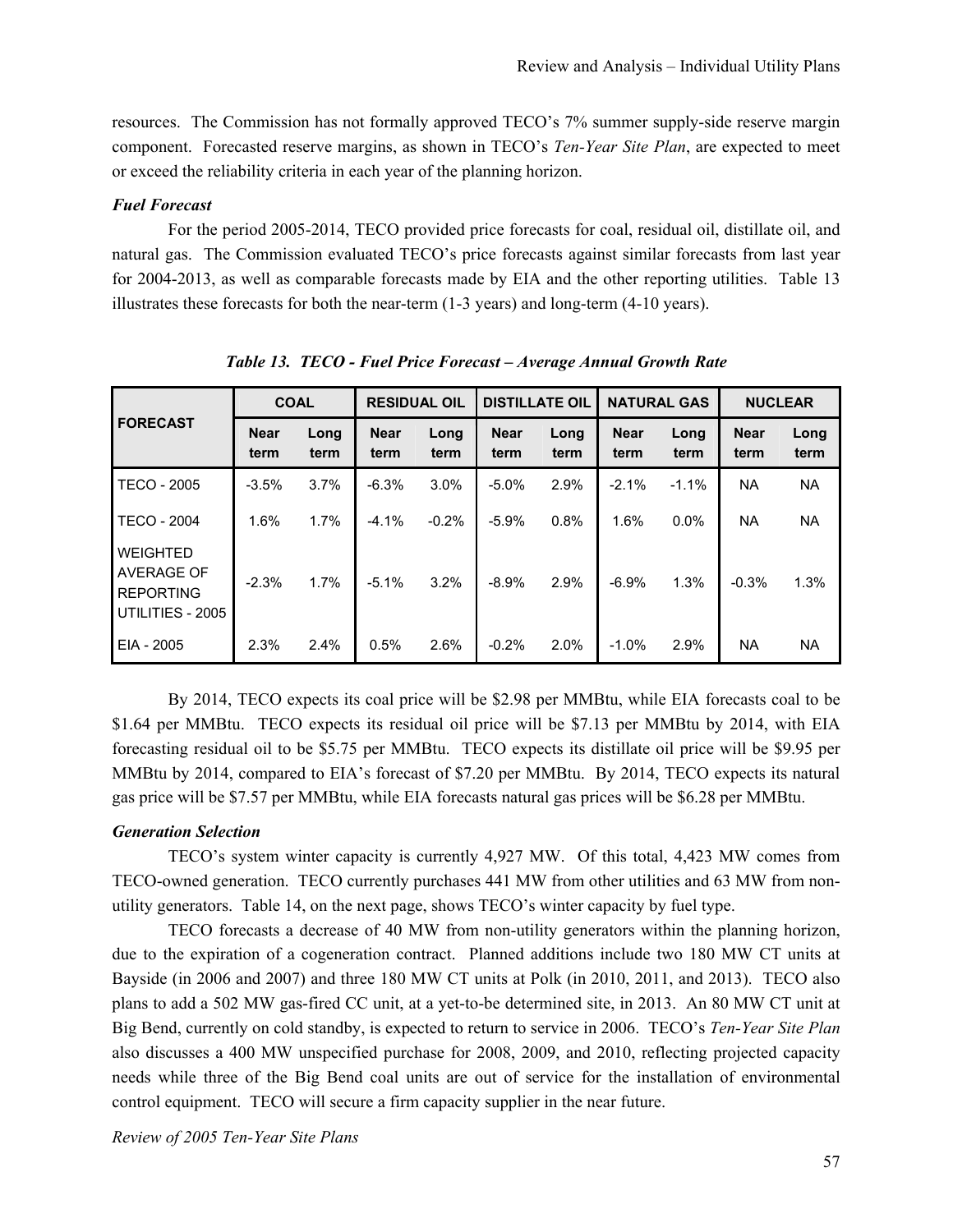resources. The Commission has not formally approved TECO's 7% summer supply-side reserve margin component. Forecasted reserve margins, as shown in TECO's *Ten-Year Site Plan*, are expected to meet or exceed the reliability criteria in each year of the planning horizon.

### *Fuel Forecast*

For the period 2005-2014, TECO provided price forecasts for coal, residual oil, distillate oil, and natural gas. The Commission evaluated TECO's price forecasts against similar forecasts from last year for 2004-2013, as well as comparable forecasts made by EIA and the other reporting utilities. Table 13 illustrates these forecasts for both the near-term (1-3 years) and long-term (4-10 years).

***Table 13. TECO - Fuel Price Forecast – Average Annual Growth Rate***

| FORECAST | COAL | | RESIDUAL OIL | | DISTILLATE OIL | | NATURAL GAS | | NUCLEAR | |
|---|---|---|---|---|---|---|---|---|---|---|
| | Near term | Long term | Near term | Long term | Near term | Long term | Near term | Long term | Near term | Long term |
| TECO - 2005 | -3.5% | 3.7% | -6.3% | 3.0% | -5.0% | 2.9% | -2.1% | -1.1% | NA | NA |
| TECO - 2004 | 1.6% | 1.7% | -4.1% | -0.2% | -5.9% | 0.8% | 1.6% | 0.0% | NA | NA |
| WEIGHTED AVERAGE OF REPORTING UTILITIES - 2005 | -2.3% | 1.7% | -5.1% | 3.2% | -8.9% | 2.9% | -6.9% | 1.3% | -0.3% | 1.3% |
| EIA - 2005 | 2.3% | 2.4% | 0.5% | 2.6% | -0.2% | 2.0% | -1.0% | 2.9% | NA | NA |

By 2014, TECO expects its coal price will be \$2.98 per MMBtu, while EIA forecasts coal to be \$1.64 per MMBtu. TECO expects its residual oil price will be \$7.13 per MMBtu by 2014, with EIA forecasting residual oil to be \$5.75 per MMBtu. TECO expects its distillate oil price will be \$9.95 per MMBtu by 2014, compared to EIA's forecast of \$7.20 per MMBtu. By 2014, TECO expects its natural gas price will be \$7.57 per MMBtu, while EIA forecasts natural gas prices will be \$6.28 per MMBtu.

### *Generation Selection*

TECO's system winter capacity is currently 4,927 MW. Of this total, 4,423 MW comes from TECO-owned generation. TECO currently purchases 441 MW from other utilities and 63 MW from non-utility generators. Table 14, on the next page, shows TECO's winter capacity by fuel type.

TECO forecasts a decrease of 40 MW from non-utility generators within the planning horizon, due to the expiration of a cogeneration contract. Planned additions include two 180 MW CT units at Bayside (in 2006 and 2007) and three 180 MW CT units at Polk (in 2010, 2011, and 2013). TECO also plans to add a 502 MW gas-fired CC unit, at a yet-to-be determined site, in 2013. An 80 MW CT unit at Big Bend, currently on cold standby, is expected to return to service in 2006. TECO's *Ten-Year Site Plan* also discusses a 400 MW unspecified purchase for 2008, 2009, and 2010, reflecting projected capacity needs while three of the Big Bend coal units are out of service for the installation of environmental control equipment. TECO will secure a firm capacity supplier in the near future.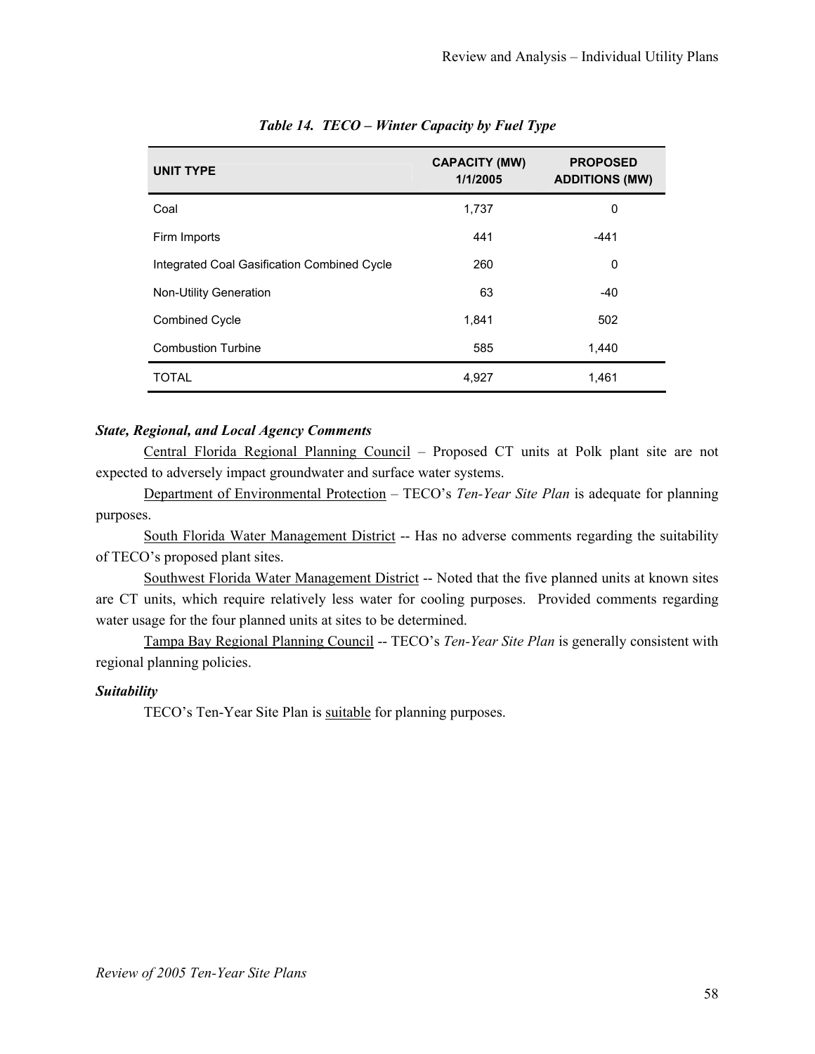*Table 14. TECO – Winter Capacity by Fuel Type*

| UNIT TYPE | CAPACITY (MW) 1/1/2005 | PROPOSED ADDITIONS (MW) |
|---|---|---|
| Coal | 1,737 | 0 |
| Firm Imports | 441 | -441 |
| Integrated Coal Gasification Combined Cycle | 260 | 0 |
| Non-Utility Generation | 63 | -40 |
| Combined Cycle | 1,841 | 502 |
| Combustion Turbine | 585 | 1,440 |
| TOTAL | 4,927 | 1,461 |

***State, Regional, and Local Agency Comments***

Central Florida Regional Planning Council – Proposed CT units at Polk plant site are not expected to adversely impact groundwater and surface water systems.

Department of Environmental Protection – TECO's *Ten-Year Site Plan* is adequate for planning purposes.

South Florida Water Management District -- Has no adverse comments regarding the suitability of TECO's proposed plant sites.

Southwest Florida Water Management District -- Noted that the five planned units at known sites are CT units, which require relatively less water for cooling purposes. Provided comments regarding water usage for the four planned units at sites to be determined.

Tampa Bay Regional Planning Council -- TECO's *Ten-Year Site Plan* is generally consistent with regional planning policies.

***Suitability***

TECO's Ten-Year Site Plan is suitable for planning purposes.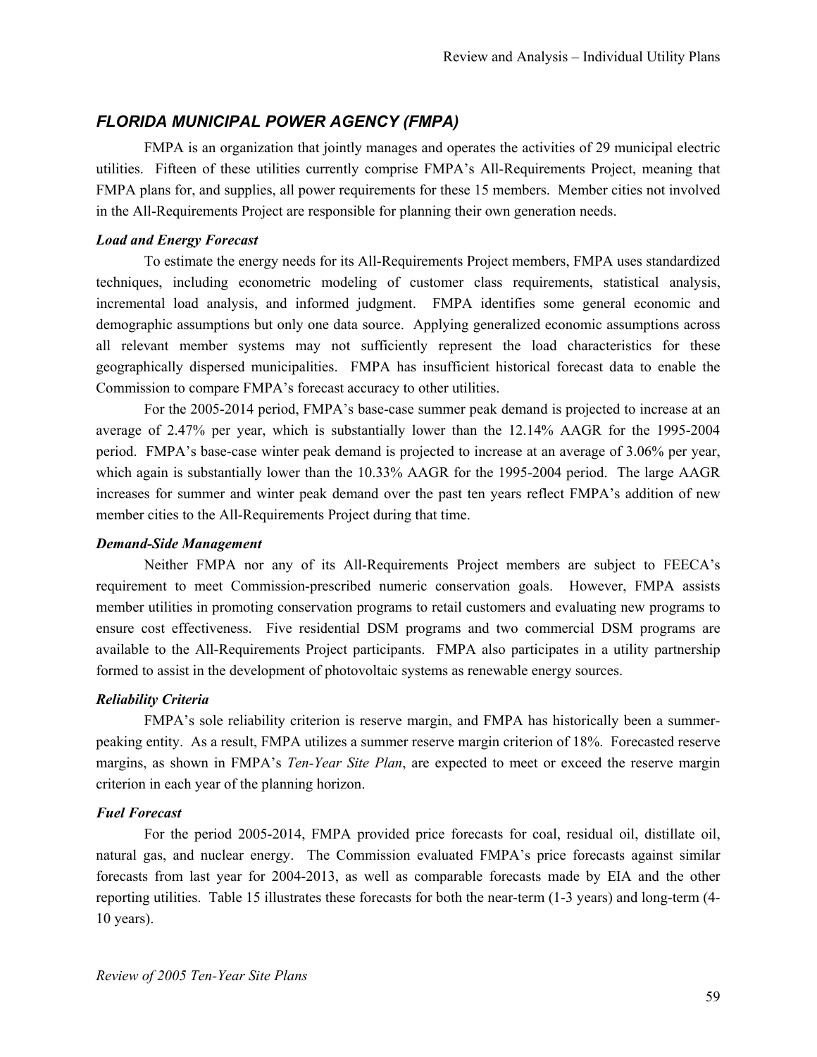## *FLORIDA MUNICIPAL POWER AGENCY (FMPA)*

FMPA is an organization that jointly manages and operates the activities of 29 municipal electric utilities. Fifteen of these utilities currently comprise FMPA's All-Requirements Project, meaning that FMPA plans for, and supplies, all power requirements for these 15 members. Member cities not involved in the All-Requirements Project are responsible for planning their own generation needs.

### *Load and Energy Forecast*

To estimate the energy needs for its All-Requirements Project members, FMPA uses standardized techniques, including econometric modeling of customer class requirements, statistical analysis, incremental load analysis, and informed judgment. FMPA identifies some general economic and demographic assumptions but only one data source. Applying generalized economic assumptions across all relevant member systems may not sufficiently represent the load characteristics for these geographically dispersed municipalities. FMPA has insufficient historical forecast data to enable the Commission to compare FMPA's forecast accuracy to other utilities.

For the 2005-2014 period, FMPA's base-case summer peak demand is projected to increase at an average of 2.47% per year, which is substantially lower than the 12.14% AAGR for the 1995-2004 period. FMPA's base-case winter peak demand is projected to increase at an average of 3.06% per year, which again is substantially lower than the 10.33% AAGR for the 1995-2004 period. The large AAGR increases for summer and winter peak demand over the past ten years reflect FMPA's addition of new member cities to the All-Requirements Project during that time.

### *Demand-Side Management*

Neither FMPA nor any of its All-Requirements Project members are subject to FEECA's requirement to meet Commission-prescribed numeric conservation goals. However, FMPA assists member utilities in promoting conservation programs to retail customers and evaluating new programs to ensure cost effectiveness. Five residential DSM programs and two commercial DSM programs are available to the All-Requirements Project participants. FMPA also participates in a utility partnership formed to assist in the development of photovoltaic systems as renewable energy sources.

### *Reliability Criteria*

FMPA's sole reliability criterion is reserve margin, and FMPA has historically been a summer-peaking entity. As a result, FMPA utilizes a summer reserve margin criterion of 18%. Forecasted reserve margins, as shown in FMPA's *Ten-Year Site Plan*, are expected to meet or exceed the reserve margin criterion in each year of the planning horizon.

### *Fuel Forecast*

For the period 2005-2014, FMPA provided price forecasts for coal, residual oil, distillate oil, natural gas, and nuclear energy. The Commission evaluated FMPA's price forecasts against similar forecasts from last year for 2004-2013, as well as comparable forecasts made by EIA and the other reporting utilities. Table 15 illustrates these forecasts for both the near-term (1-3 years) and long-term (4-10 years).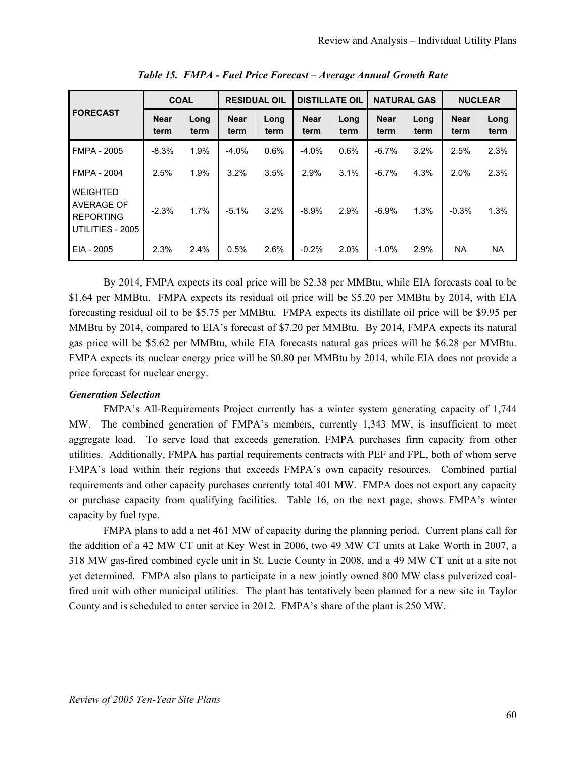*Table 15. FMPA - Fuel Price Forecast – Average Annual Growth Rate*

| FORECAST | COAL | | RESIDUAL OIL | | DISTILLATE OIL | | NATURAL GAS | | NUCLEAR | |
|---|---|---|---|---|---|---|---|---|---|---|
| | Near term | Long term | Near term | Long term | Near term | Long term | Near term | Long term | Near term | Long term |
| FMPA - 2005 | -8.3% | 1.9% | -4.0% | 0.6% | -4.0% | 0.6% | -6.7% | 3.2% | 2.5% | 2.3% |
| FMPA - 2004 | 2.5% | 1.9% | 3.2% | 3.5% | 2.9% | 3.1% | -6.7% | 4.3% | 2.0% | 2.3% |
| WEIGHTED AVERAGE OF REPORTING UTILITIES - 2005 | -2.3% | 1.7% | -5.1% | 3.2% | -8.9% | 2.9% | -6.9% | 1.3% | -0.3% | 1.3% |
| EIA - 2005 | 2.3% | 2.4% | 0.5% | 2.6% | -0.2% | 2.0% | -1.0% | 2.9% | NA | NA |

By 2014, FMPA expects its coal price will be $2.38 per MMBtu, while EIA forecasts coal to be $1.64 per MMBtu. FMPA expects its residual oil price will be $5.20 per MMBtu by 2014, with EIA forecasting residual oil to be $5.75 per MMBtu. FMPA expects its distillate oil price will be $9.95 per MMBtu by 2014, compared to EIA's forecast of $7.20 per MMBtu. By 2014, FMPA expects its natural gas price will be $5.62 per MMBtu, while EIA forecasts natural gas prices will be $6.28 per MMBtu. FMPA expects its nuclear energy price will be $0.80 per MMBtu by 2014, while EIA does not provide a price forecast for nuclear energy.

***Generation Selection***

FMPA's All-Requirements Project currently has a winter system generating capacity of 1,744 MW. The combined generation of FMPA's members, currently 1,343 MW, is insufficient to meet aggregate load. To serve load that exceeds generation, FMPA purchases firm capacity from other utilities. Additionally, FMPA has partial requirements contracts with PEF and FPL, both of whom serve FMPA's load within their regions that exceeds FMPA's own capacity resources. Combined partial requirements and other capacity purchases currently total 401 MW. FMPA does not export any capacity or purchase capacity from qualifying facilities. Table 16, on the next page, shows FMPA's winter capacity by fuel type.

FMPA plans to add a net 461 MW of capacity during the planning period. Current plans call for the addition of a 42 MW CT unit at Key West in 2006, two 49 MW CT units at Lake Worth in 2007, a 318 MW gas-fired combined cycle unit in St. Lucie County in 2008, and a 49 MW CT unit at a site not yet determined. FMPA also plans to participate in a new jointly owned 800 MW class pulverized coal-fired unit with other municipal utilities. The plant has tentatively been planned for a new site in Taylor County and is scheduled to enter service in 2012. FMPA's share of the plant is 250 MW.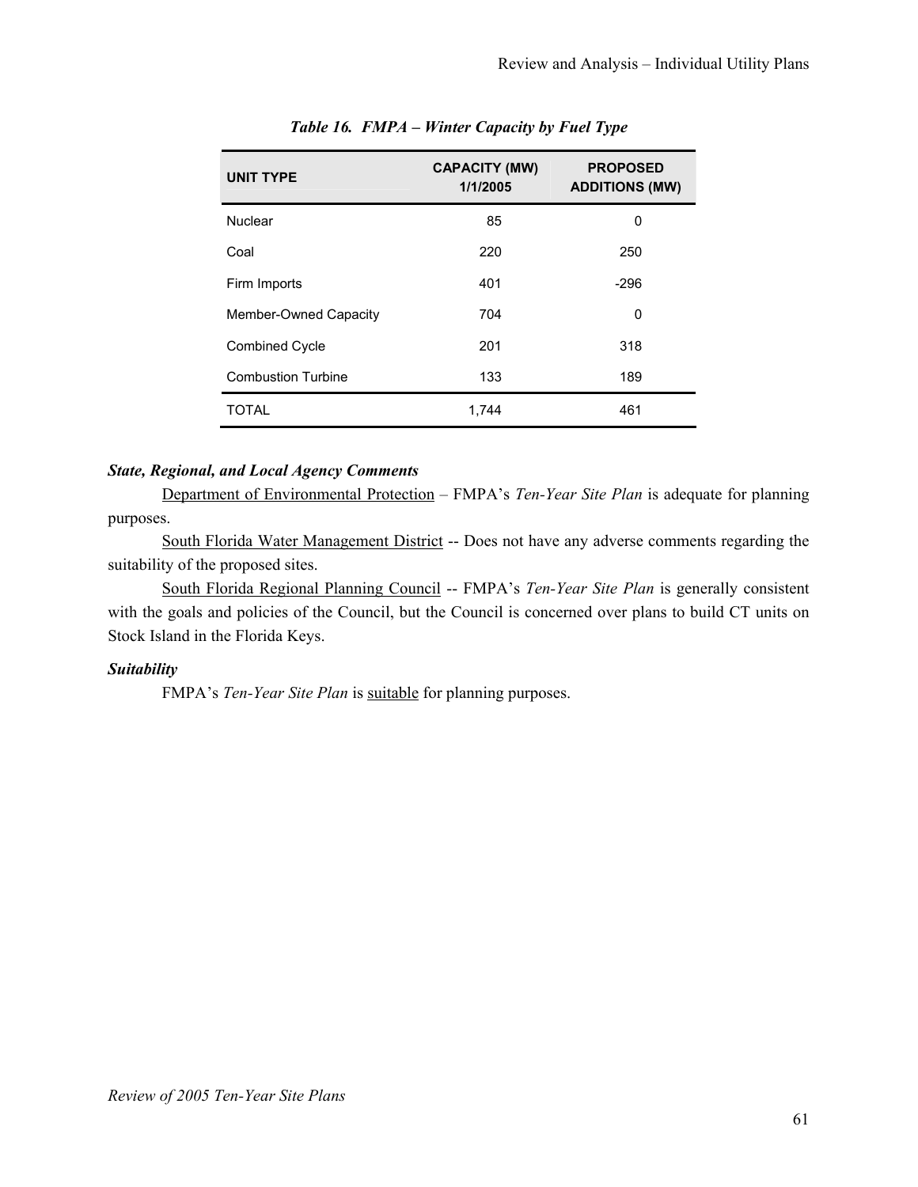*Table 16. FMPA – Winter Capacity by Fuel Type*

| UNIT TYPE | CAPACITY (MW) 1/1/2005 | PROPOSED ADDITIONS (MW) |
|---|---|---|
| Nuclear | 85 | 0 |
| Coal | 220 | 250 |
| Firm Imports | 401 | -296 |
| Member-Owned Capacity | 704 | 0 |
| Combined Cycle | 201 | 318 |
| Combustion Turbine | 133 | 189 |
| TOTAL | 1,744 | 461 |

***State, Regional, and Local Agency Comments***

Department of Environmental Protection – FMPA's *Ten-Year Site Plan* is adequate for planning purposes.

South Florida Water Management District -- Does not have any adverse comments regarding the suitability of the proposed sites.

South Florida Regional Planning Council -- FMPA's *Ten-Year Site Plan* is generally consistent with the goals and policies of the Council, but the Council is concerned over plans to build CT units on Stock Island in the Florida Keys.

***Suitability***

FMPA's *Ten-Year Site Plan* is suitable for planning purposes.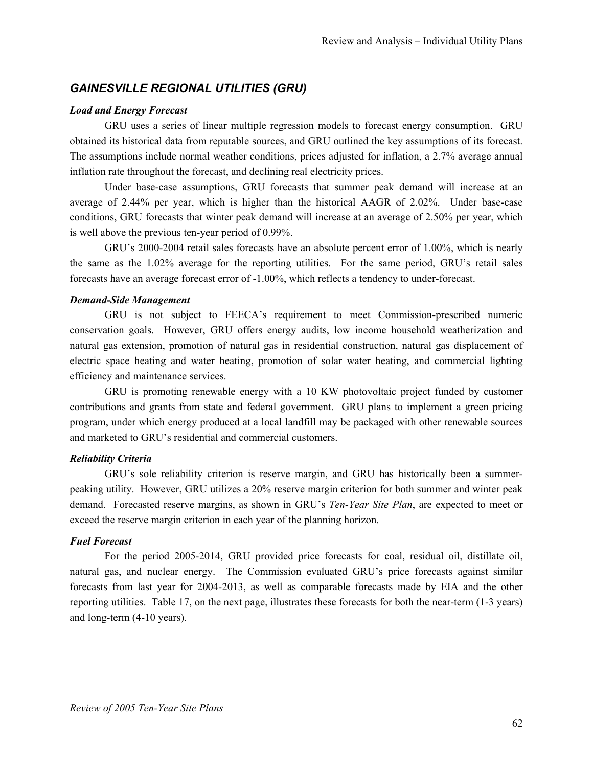## *GAINESVILLE REGIONAL UTILITIES (GRU)*

***Load and Energy Forecast***

GRU uses a series of linear multiple regression models to forecast energy consumption. GRU obtained its historical data from reputable sources, and GRU outlined the key assumptions of its forecast. The assumptions include normal weather conditions, prices adjusted for inflation, a 2.7% average annual inflation rate throughout the forecast, and declining real electricity prices.

Under base-case assumptions, GRU forecasts that summer peak demand will increase at an average of 2.44% per year, which is higher than the historical AAGR of 2.02%. Under base-case conditions, GRU forecasts that winter peak demand will increase at an average of 2.50% per year, which is well above the previous ten-year period of 0.99%.

GRU's 2000-2004 retail sales forecasts have an absolute percent error of 1.00%, which is nearly the same as the 1.02% average for the reporting utilities. For the same period, GRU's retail sales forecasts have an average forecast error of -1.00%, which reflects a tendency to under-forecast.

***Demand-Side Management***

GRU is not subject to FEECA's requirement to meet Commission-prescribed numeric conservation goals. However, GRU offers energy audits, low income household weatherization and natural gas extension, promotion of natural gas in residential construction, natural gas displacement of electric space heating and water heating, promotion of solar water heating, and commercial lighting efficiency and maintenance services.

GRU is promoting renewable energy with a 10 KW photovoltaic project funded by customer contributions and grants from state and federal government. GRU plans to implement a green pricing program, under which energy produced at a local landfill may be packaged with other renewable sources and marketed to GRU's residential and commercial customers.

***Reliability Criteria***

GRU's sole reliability criterion is reserve margin, and GRU has historically been a summer-peaking utility. However, GRU utilizes a 20% reserve margin criterion for both summer and winter peak demand. Forecasted reserve margins, as shown in GRU's *Ten-Year Site Plan*, are expected to meet or exceed the reserve margin criterion in each year of the planning horizon.

***Fuel Forecast***

For the period 2005-2014, GRU provided price forecasts for coal, residual oil, distillate oil, natural gas, and nuclear energy. The Commission evaluated GRU's price forecasts against similar forecasts from last year for 2004-2013, as well as comparable forecasts made by EIA and the other reporting utilities. Table 17, on the next page, illustrates these forecasts for both the near-term (1-3 years) and long-term (4-10 years).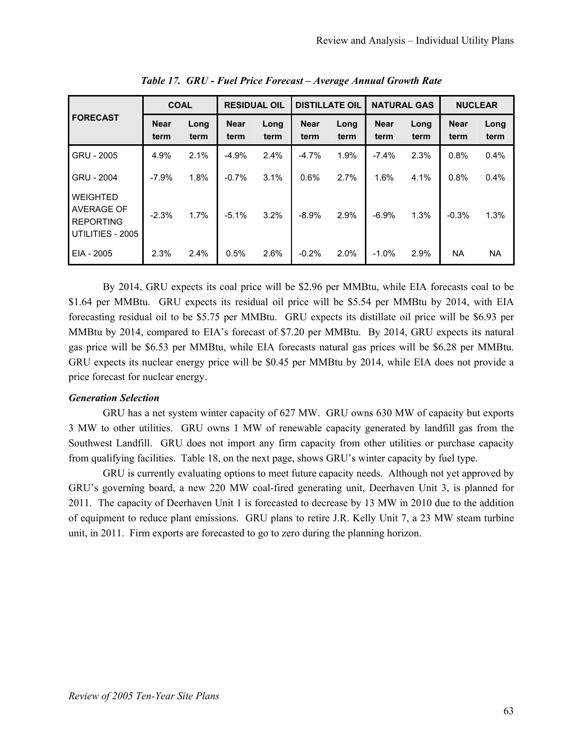*Table 17. GRU - Fuel Price Forecast – Average Annual Growth Rate*

| FORECAST | COAL | | RESIDUAL OIL | | DISTILLATE OIL | | NATURAL GAS | | NUCLEAR | |
|---|---|---|---|---|---|---|---|---|---|---|
| | Near term | Long term | Near term | Long term | Near term | Long term | Near term | Long term | Near term | Long term |
| GRU - 2005 | 4.9% | 2.1% | -4.9% | 2.4% | -4.7% | 1.9% | -7.4% | 2.3% | 0.8% | 0.4% |
| GRU - 2004 | -7.9% | 1.8% | -0.7% | 3.1% | 0.6% | 2.7% | 1.6% | 4.1% | 0.8% | 0.4% |
| WEIGHTED AVERAGE OF REPORTING UTILITIES - 2005 | -2.3% | 1.7% | -5.1% | 3.2% | -8.9% | 2.9% | -6.9% | 1.3% | -0.3% | 1.3% |
| EIA - 2005 | 2.3% | 2.4% | 0.5% | 2.6% | -0.2% | 2.0% | -1.0% | 2.9% | NA | NA |

By 2014, GRU expects its coal price will be \$2.96 per MMBtu, while EIA forecasts coal to be \$1.64 per MMBtu. GRU expects its residual oil price will be \$5.54 per MMBtu by 2014, with EIA forecasting residual oil to be \$5.75 per MMBtu. GRU expects its distillate oil price will be \$6.93 per MMBtu by 2014, compared to EIA's forecast of \$7.20 per MMBtu. By 2014, GRU expects its natural gas price will be \$6.53 per MMBtu, while EIA forecasts natural gas prices will be \$6.28 per MMBtu. GRU expects its nuclear energy price will be \$0.45 per MMBtu by 2014, while EIA does not provide a price forecast for nuclear energy.

***Generation Selection***

GRU has a net system winter capacity of 627 MW. GRU owns 630 MW of capacity but exports 3 MW to other utilities. GRU owns 1 MW of renewable capacity generated by landfill gas from the Southwest Landfill. GRU does not import any firm capacity from other utilities or purchase capacity from qualifying facilities. Table 18, on the next page, shows GRU's winter capacity by fuel type.

GRU is currently evaluating options to meet future capacity needs. Although not yet approved by GRU's governing board, a new 220 MW coal-fired generating unit, Deerhaven Unit 3, is planned for 2011. The capacity of Deerhaven Unit 1 is forecasted to decrease by 13 MW in 2010 due to the addition of equipment to reduce plant emissions. GRU plans to retire J.R. Kelly Unit 7, a 23 MW steam turbine unit, in 2011. Firm exports are forecasted to go to zero during the planning horizon.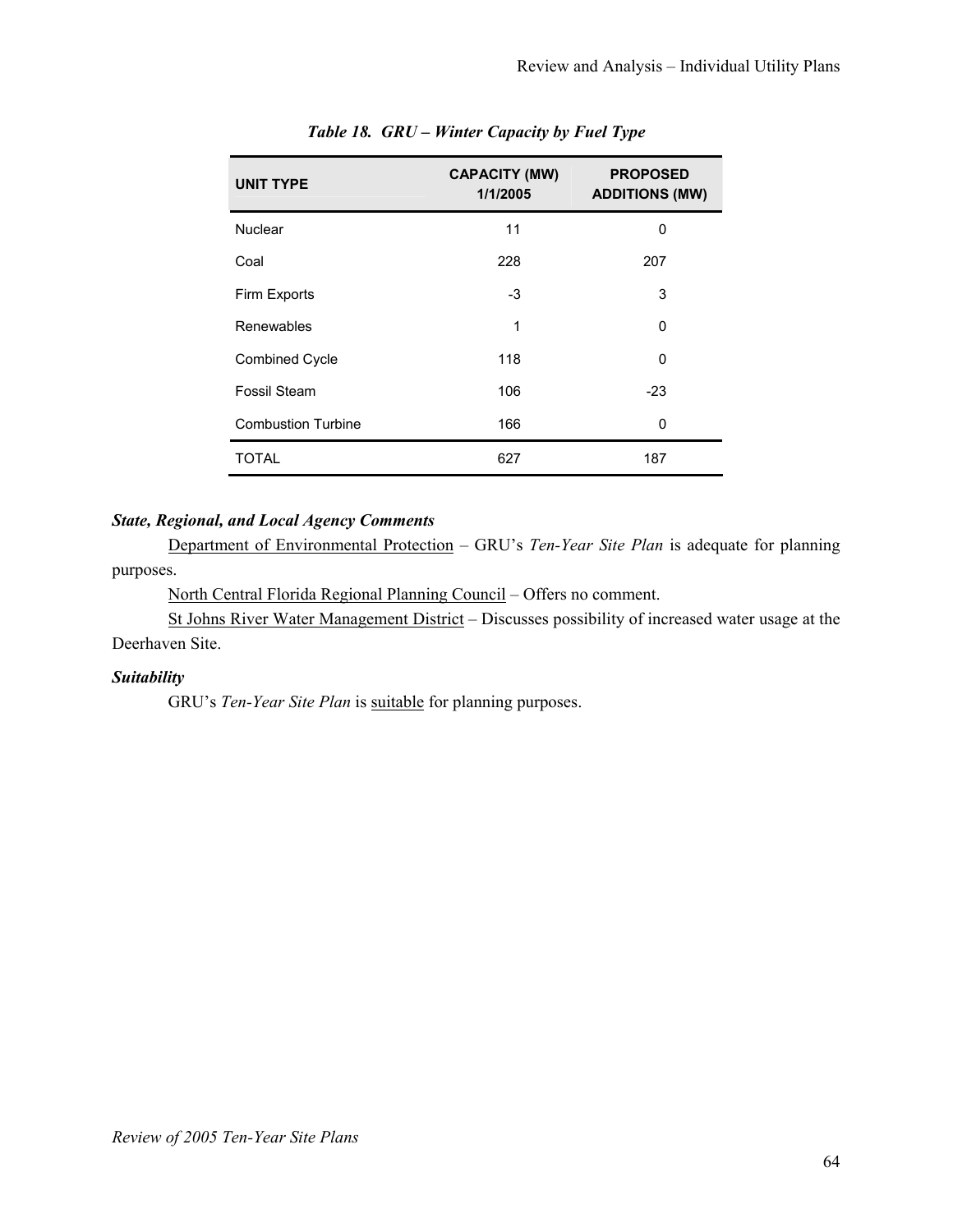*Table 18. GRU – Winter Capacity by Fuel Type*

| UNIT TYPE | CAPACITY (MW) 1/1/2005 | PROPOSED ADDITIONS (MW) |
|---|---|---|
| Nuclear | 11 | 0 |
| Coal | 228 | 207 |
| Firm Exports | -3 | 3 |
| Renewables | 1 | 0 |
| Combined Cycle | 118 | 0 |
| Fossil Steam | 106 | -23 |
| Combustion Turbine | 166 | 0 |
| TOTAL | 627 | 187 |

***State, Regional, and Local Agency Comments***

Department of Environmental Protection – GRU's *Ten-Year Site Plan* is adequate for planning purposes.

North Central Florida Regional Planning Council – Offers no comment.

St Johns River Water Management District – Discusses possibility of increased water usage at the Deerhaven Site.

***Suitability***

GRU's *Ten-Year Site Plan* is suitable for planning purposes.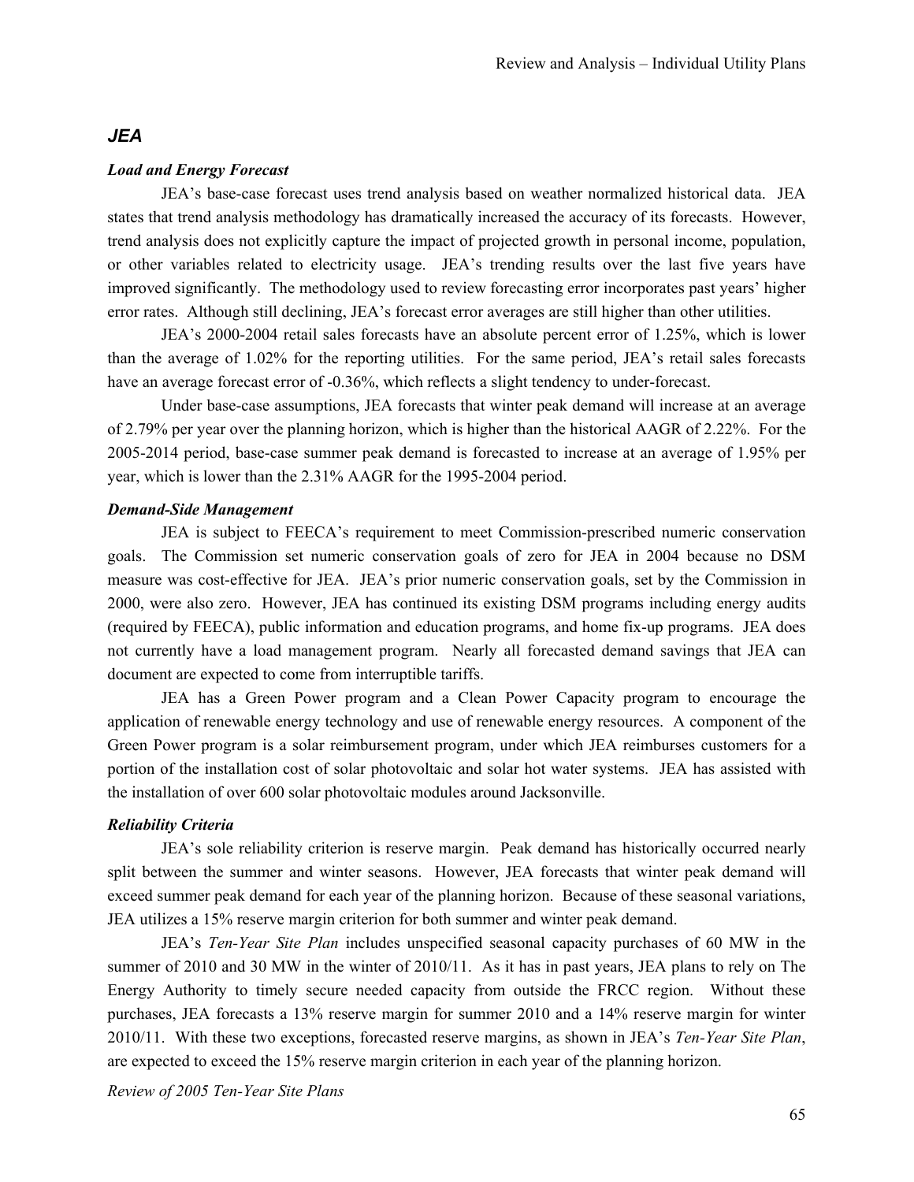## *JEA*

***Load and Energy Forecast***

JEA's base-case forecast uses trend analysis based on weather normalized historical data. JEA states that trend analysis methodology has dramatically increased the accuracy of its forecasts. However, trend analysis does not explicitly capture the impact of projected growth in personal income, population, or other variables related to electricity usage. JEA's trending results over the last five years have improved significantly. The methodology used to review forecasting error incorporates past years' higher error rates. Although still declining, JEA's forecast error averages are still higher than other utilities.

JEA's 2000-2004 retail sales forecasts have an absolute percent error of 1.25%, which is lower than the average of 1.02% for the reporting utilities. For the same period, JEA's retail sales forecasts have an average forecast error of -0.36%, which reflects a slight tendency to under-forecast.

Under base-case assumptions, JEA forecasts that winter peak demand will increase at an average of 2.79% per year over the planning horizon, which is higher than the historical AAGR of 2.22%. For the 2005-2014 period, base-case summer peak demand is forecasted to increase at an average of 1.95% per year, which is lower than the 2.31% AAGR for the 1995-2004 period.

***Demand-Side Management***

JEA is subject to FEECA's requirement to meet Commission-prescribed numeric conservation goals. The Commission set numeric conservation goals of zero for JEA in 2004 because no DSM measure was cost-effective for JEA. JEA's prior numeric conservation goals, set by the Commission in 2000, were also zero. However, JEA has continued its existing DSM programs including energy audits (required by FEECA), public information and education programs, and home fix-up programs. JEA does not currently have a load management program. Nearly all forecasted demand savings that JEA can document are expected to come from interruptible tariffs.

JEA has a Green Power program and a Clean Power Capacity program to encourage the application of renewable energy technology and use of renewable energy resources. A component of the Green Power program is a solar reimbursement program, under which JEA reimburses customers for a portion of the installation cost of solar photovoltaic and solar hot water systems. JEA has assisted with the installation of over 600 solar photovoltaic modules around Jacksonville.

***Reliability Criteria***

JEA's sole reliability criterion is reserve margin. Peak demand has historically occurred nearly split between the summer and winter seasons. However, JEA forecasts that winter peak demand will exceed summer peak demand for each year of the planning horizon. Because of these seasonal variations, JEA utilizes a 15% reserve margin criterion for both summer and winter peak demand.

JEA's *Ten-Year Site Plan* includes unspecified seasonal capacity purchases of 60 MW in the summer of 2010 and 30 MW in the winter of 2010/11. As it has in past years, JEA plans to rely on The Energy Authority to timely secure needed capacity from outside the FRCC region. Without these purchases, JEA forecasts a 13% reserve margin for summer 2010 and a 14% reserve margin for winter 2010/11. With these two exceptions, forecasted reserve margins, as shown in JEA's *Ten-Year Site Plan*, are expected to exceed the 15% reserve margin criterion in each year of the planning horizon.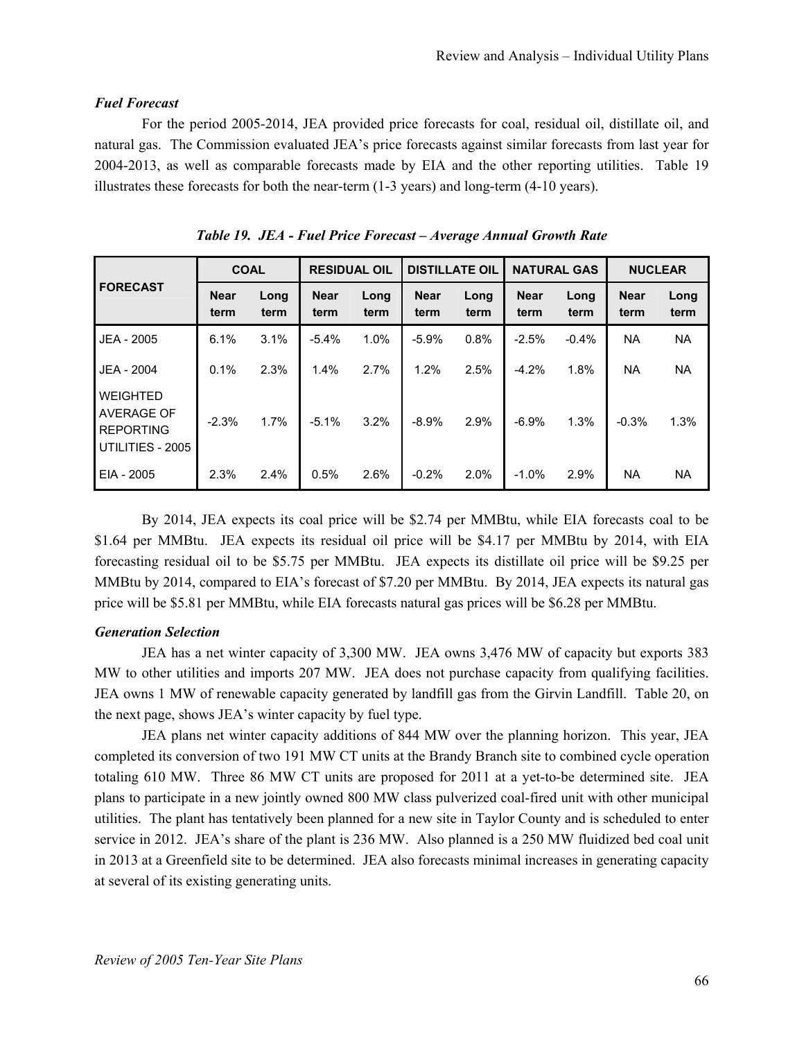### *Fuel Forecast*

For the period 2005-2014, JEA provided price forecasts for coal, residual oil, distillate oil, and natural gas. The Commission evaluated JEA's price forecasts against similar forecasts from last year for 2004-2013, as well as comparable forecasts made by EIA and the other reporting utilities. Table 19 illustrates these forecasts for both the near-term (1-3 years) and long-term (4-10 years).

*Table 19. JEA - Fuel Price Forecast – Average Annual Growth Rate*

| FORECAST | COAL | | RESIDUAL OIL | | DISTILLATE OIL | | NATURAL GAS | | NUCLEAR | |
|---|---|---|---|---|---|---|---|---|---|---|
| | Near term | Long term | Near term | Long term | Near term | Long term | Near term | Long term | Near term | Long term |
| JEA - 2005 | 6.1% | 3.1% | -5.4% | 1.0% | -5.9% | 0.8% | -2.5% | -0.4% | NA | NA |
| JEA - 2004 | 0.1% | 2.3% | 1.4% | 2.7% | 1.2% | 2.5% | -4.2% | 1.8% | NA | NA |
| WEIGHTED AVERAGE OF REPORTING UTILITIES - 2005 | -2.3% | 1.7% | -5.1% | 3.2% | -8.9% | 2.9% | -6.9% | 1.3% | -0.3% | 1.3% |
| EIA - 2005 | 2.3% | 2.4% | 0.5% | 2.6% | -0.2% | 2.0% | -1.0% | 2.9% | NA | NA |

By 2014, JEA expects its coal price will be $2.74 per MMBtu, while EIA forecasts coal to be $1.64 per MMBtu. JEA expects its residual oil price will be $4.17 per MMBtu by 2014, with EIA forecasting residual oil to be $5.75 per MMBtu. JEA expects its distillate oil price will be $9.25 per MMBtu by 2014, compared to EIA's forecast of $7.20 per MMBtu. By 2014, JEA expects its natural gas price will be $5.81 per MMBtu, while EIA forecasts natural gas prices will be $6.28 per MMBtu.

### *Generation Selection*

JEA has a net winter capacity of 3,300 MW. JEA owns 3,476 MW of capacity but exports 383 MW to other utilities and imports 207 MW. JEA does not purchase capacity from qualifying facilities. JEA owns 1 MW of renewable capacity generated by landfill gas from the Girvin Landfill. Table 20, on the next page, shows JEA's winter capacity by fuel type.

JEA plans net winter capacity additions of 844 MW over the planning horizon. This year, JEA completed its conversion of two 191 MW CT units at the Brandy Branch site to combined cycle operation totaling 610 MW. Three 86 MW CT units are proposed for 2011 at a yet-to-be determined site. JEA plans to participate in a new jointly owned 800 MW class pulverized coal-fired unit with other municipal utilities. The plant has tentatively been planned for a new site in Taylor County and is scheduled to enter service in 2012. JEA's share of the plant is 236 MW. Also planned is a 250 MW fluidized bed coal unit in 2013 at a Greenfield site to be determined. JEA also forecasts minimal increases in generating capacity at several of its existing generating units.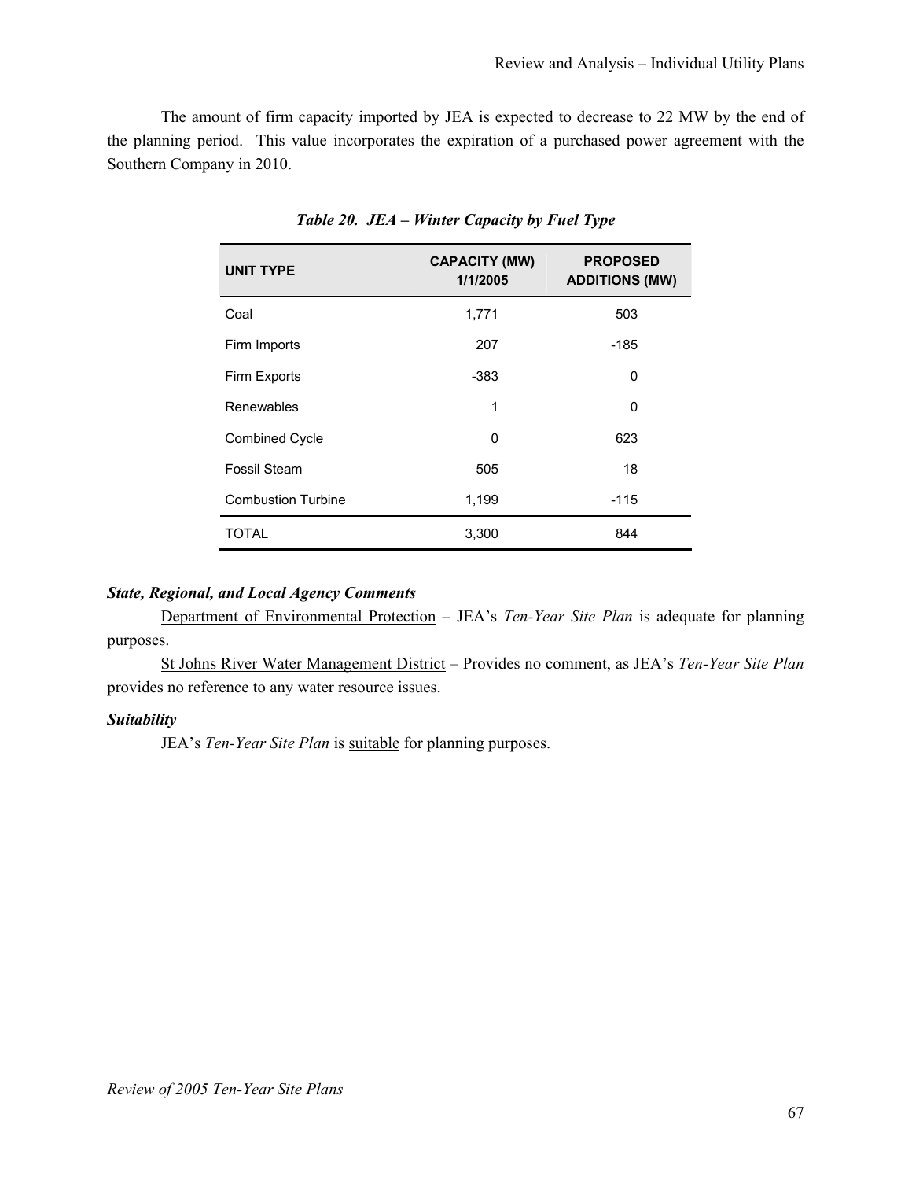The amount of firm capacity imported by JEA is expected to decrease to 22 MW by the end of the planning period. This value incorporates the expiration of a purchased power agreement with the Southern Company in 2010.

***Table 20. JEA – Winter Capacity by Fuel Type***

| UNIT TYPE | CAPACITY (MW) 1/1/2005 | PROPOSED ADDITIONS (MW) |
|---|---|---|
| Coal | 1,771 | 503 |
| Firm Imports | 207 | -185 |
| Firm Exports | -383 | 0 |
| Renewables | 1 | 0 |
| Combined Cycle | 0 | 623 |
| Fossil Steam | 505 | 18 |
| Combustion Turbine | 1,199 | -115 |
| TOTAL | 3,300 | 844 |

***State, Regional, and Local Agency Comments***

Department of Environmental Protection – JEA's *Ten-Year Site Plan* is adequate for planning purposes.

St Johns River Water Management District – Provides no comment, as JEA's *Ten-Year Site Plan* provides no reference to any water resource issues.

***Suitability***

JEA's *Ten-Year Site Plan* is suitable for planning purposes.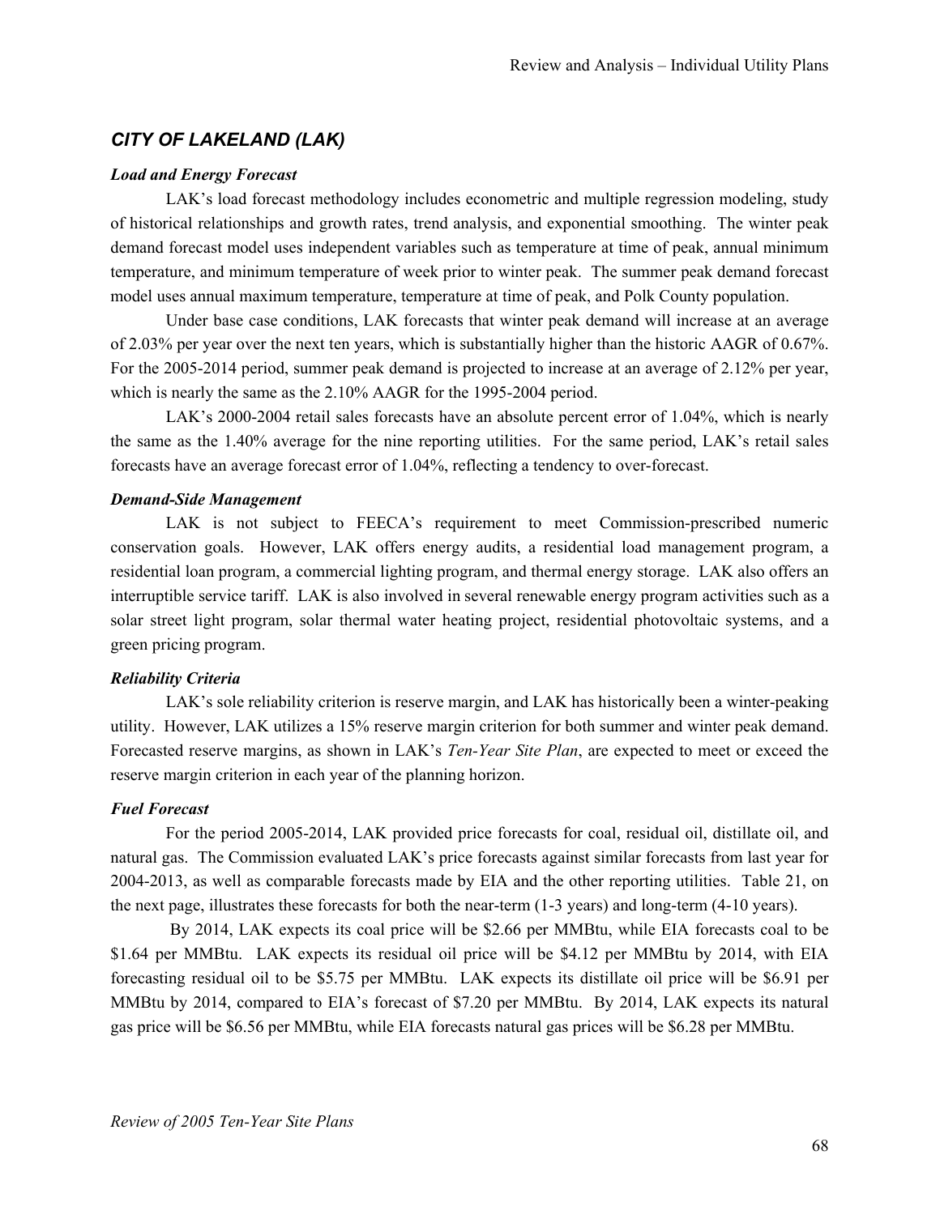## *CITY OF LAKELAND (LAK)*

### *Load and Energy Forecast*

LAK's load forecast methodology includes econometric and multiple regression modeling, study of historical relationships and growth rates, trend analysis, and exponential smoothing. The winter peak demand forecast model uses independent variables such as temperature at time of peak, annual minimum temperature, and minimum temperature of week prior to winter peak. The summer peak demand forecast model uses annual maximum temperature, temperature at time of peak, and Polk County population.

Under base case conditions, LAK forecasts that winter peak demand will increase at an average of 2.03% per year over the next ten years, which is substantially higher than the historic AAGR of 0.67%. For the 2005-2014 period, summer peak demand is projected to increase at an average of 2.12% per year, which is nearly the same as the 2.10% AAGR for the 1995-2004 period.

LAK's 2000-2004 retail sales forecasts have an absolute percent error of 1.04%, which is nearly the same as the 1.40% average for the nine reporting utilities. For the same period, LAK's retail sales forecasts have an average forecast error of 1.04%, reflecting a tendency to over-forecast.

### *Demand-Side Management*

LAK is not subject to FEECA's requirement to meet Commission-prescribed numeric conservation goals. However, LAK offers energy audits, a residential load management program, a residential loan program, a commercial lighting program, and thermal energy storage. LAK also offers an interruptible service tariff. LAK is also involved in several renewable energy program activities such as a solar street light program, solar thermal water heating project, residential photovoltaic systems, and a green pricing program.

### *Reliability Criteria*

LAK's sole reliability criterion is reserve margin, and LAK has historically been a winter-peaking utility. However, LAK utilizes a 15% reserve margin criterion for both summer and winter peak demand. Forecasted reserve margins, as shown in LAK's *Ten-Year Site Plan*, are expected to meet or exceed the reserve margin criterion in each year of the planning horizon.

### *Fuel Forecast*

For the period 2005-2014, LAK provided price forecasts for coal, residual oil, distillate oil, and natural gas. The Commission evaluated LAK's price forecasts against similar forecasts from last year for 2004-2013, as well as comparable forecasts made by EIA and the other reporting utilities. Table 21, on the next page, illustrates these forecasts for both the near-term (1-3 years) and long-term (4-10 years).

By 2014, LAK expects its coal price will be $2.66 per MMBtu, while EIA forecasts coal to be $1.64 per MMBtu. LAK expects its residual oil price will be $4.12 per MMBtu by 2014, with EIA forecasting residual oil to be $5.75 per MMBtu. LAK expects its distillate oil price will be $6.91 per MMBtu by 2014, compared to EIA's forecast of $7.20 per MMBtu. By 2014, LAK expects its natural gas price will be $6.56 per MMBtu, while EIA forecasts natural gas prices will be $6.28 per MMBtu.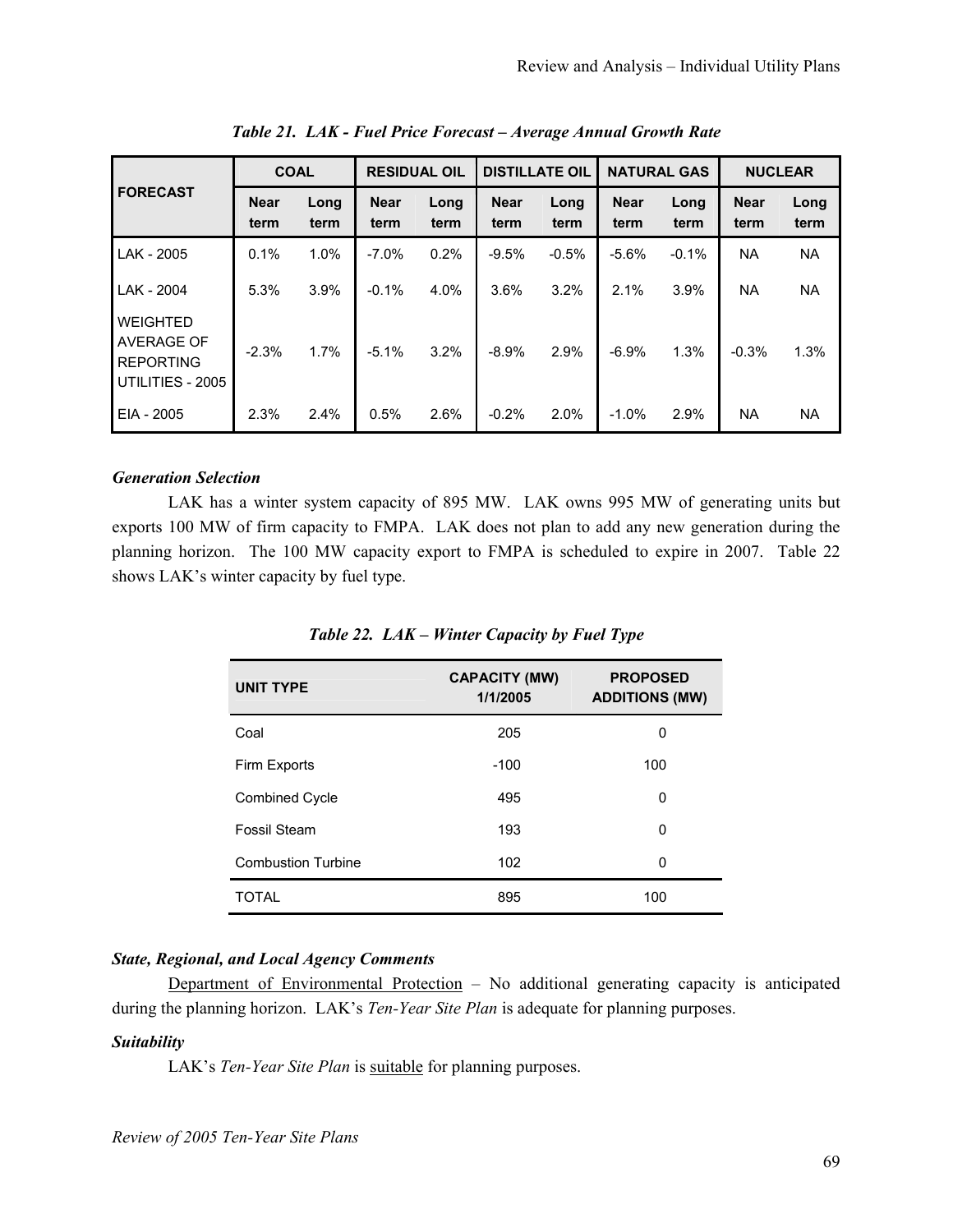*Table 21. LAK - Fuel Price Forecast – Average Annual Growth Rate*

| FORECAST | COAL | | RESIDUAL OIL | | DISTILLATE OIL | | NATURAL GAS | | NUCLEAR | |
|---|---|---|---|---|---|---|---|---|---|---|
| | Near term | Long term | Near term | Long term | Near term | Long term | Near term | Long term | Near term | Long term |
| LAK - 2005 | 0.1% | 1.0% | -7.0% | 0.2% | -9.5% | -0.5% | -5.6% | -0.1% | NA | NA |
| LAK - 2004 | 5.3% | 3.9% | -0.1% | 4.0% | 3.6% | 3.2% | 2.1% | 3.9% | NA | NA |
| WEIGHTED AVERAGE OF REPORTING UTILITIES - 2005 | -2.3% | 1.7% | -5.1% | 3.2% | -8.9% | 2.9% | -6.9% | 1.3% | -0.3% | 1.3% |
| EIA - 2005 | 2.3% | 2.4% | 0.5% | 2.6% | -0.2% | 2.0% | -1.0% | 2.9% | NA | NA |

***Generation Selection***

LAK has a winter system capacity of 895 MW. LAK owns 995 MW of generating units but exports 100 MW of firm capacity to FMPA. LAK does not plan to add any new generation during the planning horizon. The 100 MW capacity export to FMPA is scheduled to expire in 2007. Table 22 shows LAK's winter capacity by fuel type.

*Table 22. LAK – Winter Capacity by Fuel Type*

| UNIT TYPE | CAPACITY (MW) 1/1/2005 | PROPOSED ADDITIONS (MW) |
|---|---|---|
| Coal | 205 | 0 |
| Firm Exports | -100 | 100 |
| Combined Cycle | 495 | 0 |
| Fossil Steam | 193 | 0 |
| Combustion Turbine | 102 | 0 |
| TOTAL | 895 | 100 |

***State, Regional, and Local Agency Comments***

Department of Environmental Protection – No additional generating capacity is anticipated during the planning horizon. LAK's *Ten-Year Site Plan* is adequate for planning purposes.

***Suitability***

LAK's *Ten-Year Site Plan* is suitable for planning purposes.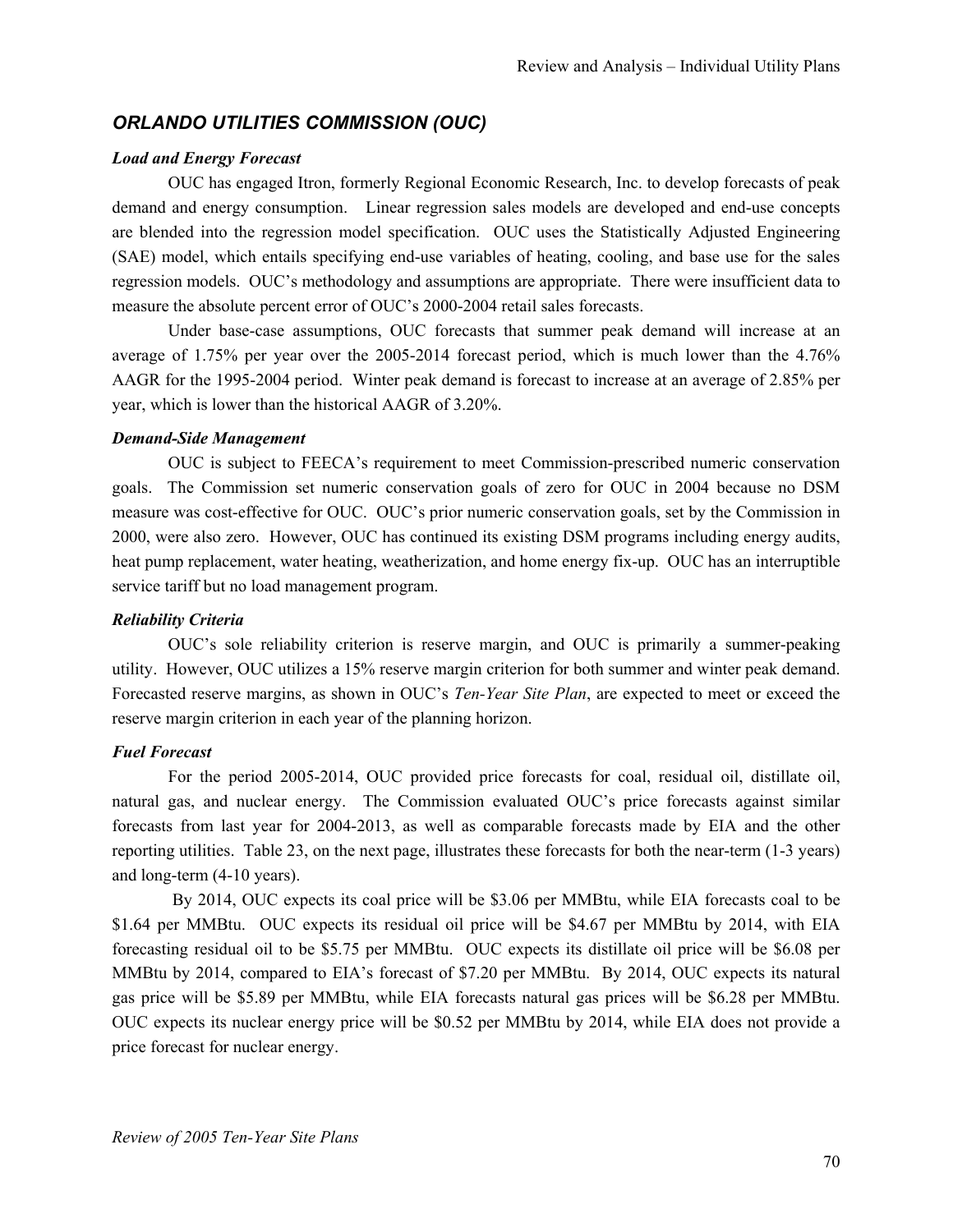## *ORLANDO UTILITIES COMMISSION (OUC)*

***Load and Energy Forecast***

OUC has engaged Itron, formerly Regional Economic Research, Inc. to develop forecasts of peak demand and energy consumption. Linear regression sales models are developed and end-use concepts are blended into the regression model specification. OUC uses the Statistically Adjusted Engineering (SAE) model, which entails specifying end-use variables of heating, cooling, and base use for the sales regression models. OUC's methodology and assumptions are appropriate. There were insufficient data to measure the absolute percent error of OUC's 2000-2004 retail sales forecasts.

Under base-case assumptions, OUC forecasts that summer peak demand will increase at an average of 1.75% per year over the 2005-2014 forecast period, which is much lower than the 4.76% AAGR for the 1995-2004 period. Winter peak demand is forecast to increase at an average of 2.85% per year, which is lower than the historical AAGR of 3.20%.

***Demand-Side Management***

OUC is subject to FEECA's requirement to meet Commission-prescribed numeric conservation goals. The Commission set numeric conservation goals of zero for OUC in 2004 because no DSM measure was cost-effective for OUC. OUC's prior numeric conservation goals, set by the Commission in 2000, were also zero. However, OUC has continued its existing DSM programs including energy audits, heat pump replacement, water heating, weatherization, and home energy fix-up. OUC has an interruptible service tariff but no load management program.

***Reliability Criteria***

OUC's sole reliability criterion is reserve margin, and OUC is primarily a summer-peaking utility. However, OUC utilizes a 15% reserve margin criterion for both summer and winter peak demand. Forecasted reserve margins, as shown in OUC's *Ten-Year Site Plan*, are expected to meet or exceed the reserve margin criterion in each year of the planning horizon.

***Fuel Forecast***

For the period 2005-2014, OUC provided price forecasts for coal, residual oil, distillate oil, natural gas, and nuclear energy. The Commission evaluated OUC's price forecasts against similar forecasts from last year for 2004-2013, as well as comparable forecasts made by EIA and the other reporting utilities. Table 23, on the next page, illustrates these forecasts for both the near-term (1-3 years) and long-term (4-10 years).

By 2014, OUC expects its coal price will be \$3.06 per MMBtu, while EIA forecasts coal to be \$1.64 per MMBtu. OUC expects its residual oil price will be \$4.67 per MMBtu by 2014, with EIA forecasting residual oil to be \$5.75 per MMBtu. OUC expects its distillate oil price will be \$6.08 per MMBtu by 2014, compared to EIA's forecast of \$7.20 per MMBtu. By 2014, OUC expects its natural gas price will be \$5.89 per MMBtu, while EIA forecasts natural gas prices will be \$6.28 per MMBtu. OUC expects its nuclear energy price will be \$0.52 per MMBtu by 2014, while EIA does not provide a price forecast for nuclear energy.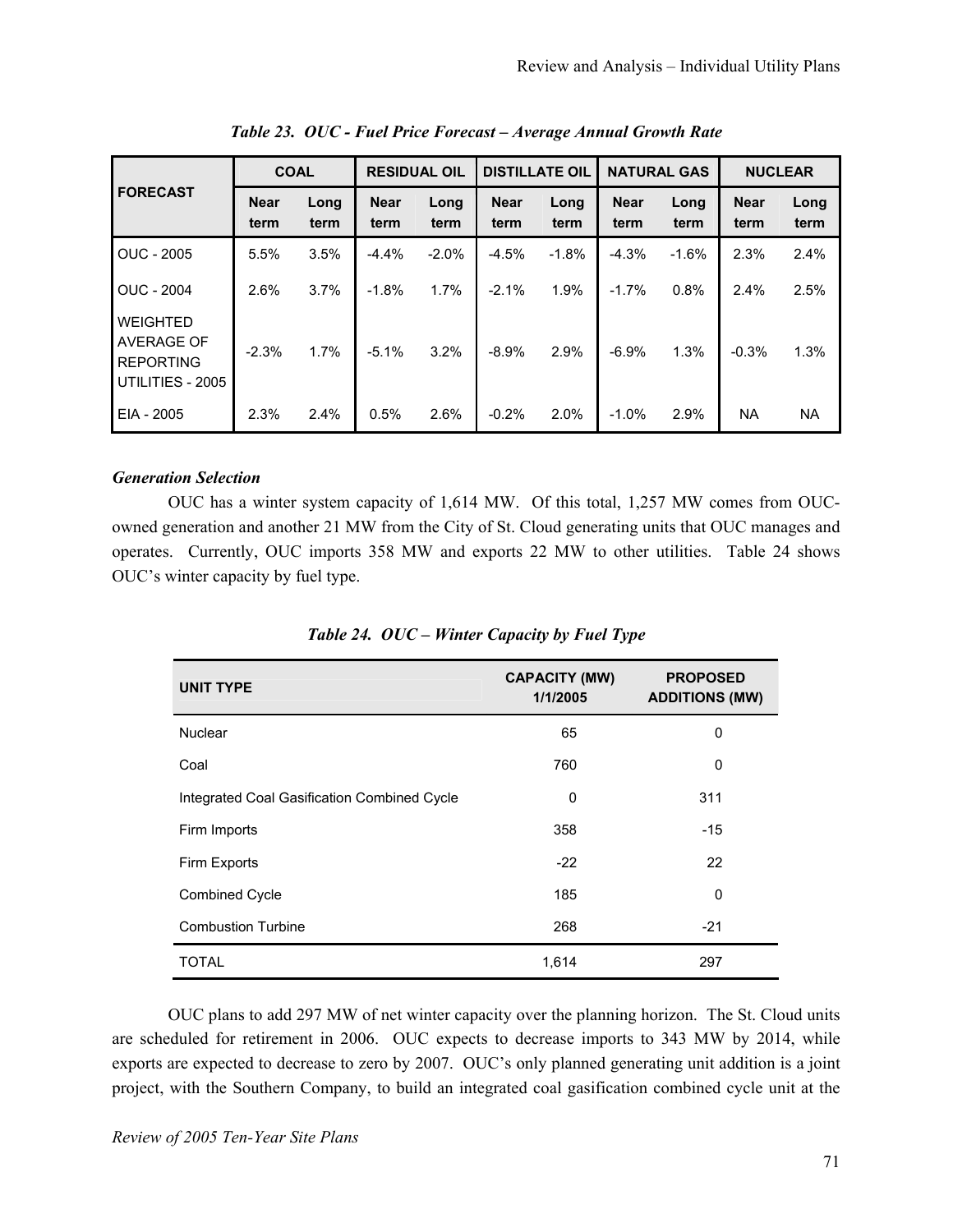*Table 23. OUC - Fuel Price Forecast – Average Annual Growth Rate*

| FORECAST | COAL | | RESIDUAL OIL | | DISTILLATE OIL | | NATURAL GAS | | NUCLEAR | |
|---|---|---|---|---|---|---|---|---|---|---|
| | Near term | Long term | Near term | Long term | Near term | Long term | Near term | Long term | Near term | Long term |
| OUC - 2005 | 5.5% | 3.5% | -4.4% | -2.0% | -4.5% | -1.8% | -4.3% | -1.6% | 2.3% | 2.4% |
| OUC - 2004 | 2.6% | 3.7% | -1.8% | 1.7% | -2.1% | 1.9% | -1.7% | 0.8% | 2.4% | 2.5% |
| WEIGHTED AVERAGE OF REPORTING UTILITIES - 2005 | -2.3% | 1.7% | -5.1% | 3.2% | -8.9% | 2.9% | -6.9% | 1.3% | -0.3% | 1.3% |
| EIA - 2005 | 2.3% | 2.4% | 0.5% | 2.6% | -0.2% | 2.0% | -1.0% | 2.9% | NA | NA |

### *Generation Selection*

OUC has a winter system capacity of 1,614 MW. Of this total, 1,257 MW comes from OUC-owned generation and another 21 MW from the City of St. Cloud generating units that OUC manages and operates. Currently, OUC imports 358 MW and exports 22 MW to other utilities. Table 24 shows OUC's winter capacity by fuel type.

*Table 24. OUC – Winter Capacity by Fuel Type*

| UNIT TYPE | CAPACITY (MW) 1/1/2005 | PROPOSED ADDITIONS (MW) |
|---|---|---|
| Nuclear | 65 | 0 |
| Coal | 760 | 0 |
| Integrated Coal Gasification Combined Cycle | 0 | 311 |
| Firm Imports | 358 | -15 |
| Firm Exports | -22 | 22 |
| Combined Cycle | 185 | 0 |
| Combustion Turbine | 268 | -21 |
| TOTAL | 1,614 | 297 |

OUC plans to add 297 MW of net winter capacity over the planning horizon. The St. Cloud units are scheduled for retirement in 2006. OUC expects to decrease imports to 343 MW by 2014, while exports are expected to decrease to zero by 2007. OUC's only planned generating unit addition is a joint project, with the Southern Company, to build an integrated coal gasification combined cycle unit at the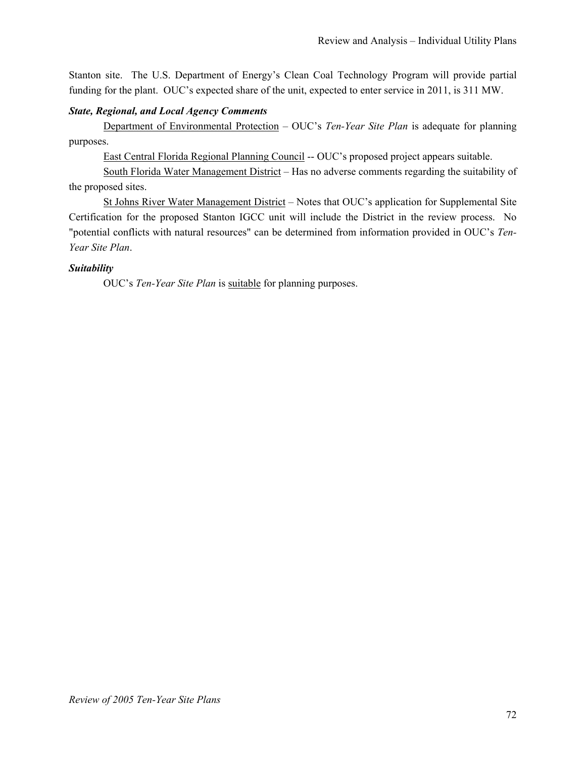Stanton site. The U.S. Department of Energy's Clean Coal Technology Program will provide partial funding for the plant. OUC's expected share of the unit, expected to enter service in 2011, is 311 MW.

***State, Regional, and Local Agency Comments***

Department of Environmental Protection – OUC's *Ten-Year Site Plan* is adequate for planning purposes.

East Central Florida Regional Planning Council -- OUC's proposed project appears suitable.

South Florida Water Management District – Has no adverse comments regarding the suitability of the proposed sites.

St Johns River Water Management District – Notes that OUC's application for Supplemental Site Certification for the proposed Stanton IGCC unit will include the District in the review process. No "potential conflicts with natural resources" can be determined from information provided in OUC's *Ten-Year Site Plan*.

***Suitability***

OUC's *Ten-Year Site Plan* is suitable for planning purposes.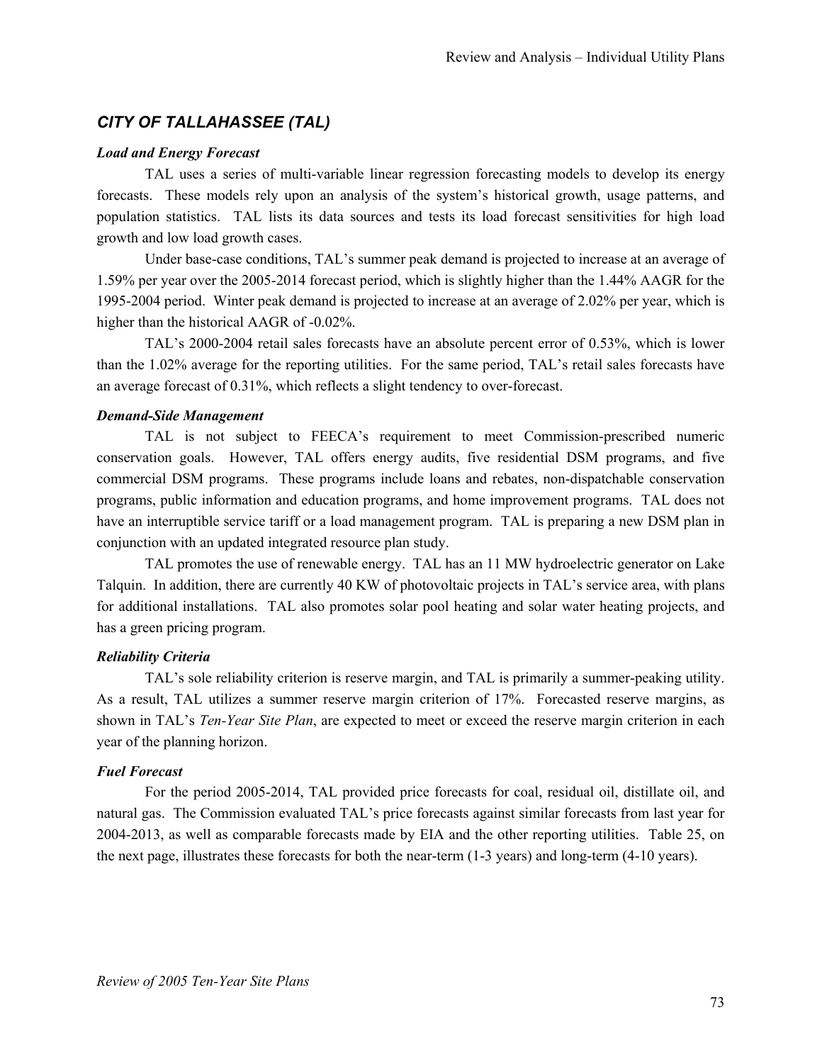## *CITY OF TALLAHASSEE (TAL)*

***Load and Energy Forecast***

TAL uses a series of multi-variable linear regression forecasting models to develop its energy forecasts. These models rely upon an analysis of the system's historical growth, usage patterns, and population statistics. TAL lists its data sources and tests its load forecast sensitivities for high load growth and low load growth cases.

Under base-case conditions, TAL's summer peak demand is projected to increase at an average of 1.59% per year over the 2005-2014 forecast period, which is slightly higher than the 1.44% AAGR for the 1995-2004 period. Winter peak demand is projected to increase at an average of 2.02% per year, which is higher than the historical AAGR of -0.02%.

TAL's 2000-2004 retail sales forecasts have an absolute percent error of 0.53%, which is lower than the 1.02% average for the reporting utilities. For the same period, TAL's retail sales forecasts have an average forecast of 0.31%, which reflects a slight tendency to over-forecast.

***Demand-Side Management***

TAL is not subject to FEECA's requirement to meet Commission-prescribed numeric conservation goals. However, TAL offers energy audits, five residential DSM programs, and five commercial DSM programs. These programs include loans and rebates, non-dispatchable conservation programs, public information and education programs, and home improvement programs. TAL does not have an interruptible service tariff or a load management program. TAL is preparing a new DSM plan in conjunction with an updated integrated resource plan study.

TAL promotes the use of renewable energy. TAL has an 11 MW hydroelectric generator on Lake Talquin. In addition, there are currently 40 KW of photovoltaic projects in TAL's service area, with plans for additional installations. TAL also promotes solar pool heating and solar water heating projects, and has a green pricing program.

***Reliability Criteria***

TAL's sole reliability criterion is reserve margin, and TAL is primarily a summer-peaking utility. As a result, TAL utilizes a summer reserve margin criterion of 17%. Forecasted reserve margins, as shown in TAL's *Ten-Year Site Plan*, are expected to meet or exceed the reserve margin criterion in each year of the planning horizon.

***Fuel Forecast***

For the period 2005-2014, TAL provided price forecasts for coal, residual oil, distillate oil, and natural gas. The Commission evaluated TAL's price forecasts against similar forecasts from last year for 2004-2013, as well as comparable forecasts made by EIA and the other reporting utilities. Table 25, on the next page, illustrates these forecasts for both the near-term (1-3 years) and long-term (4-10 years).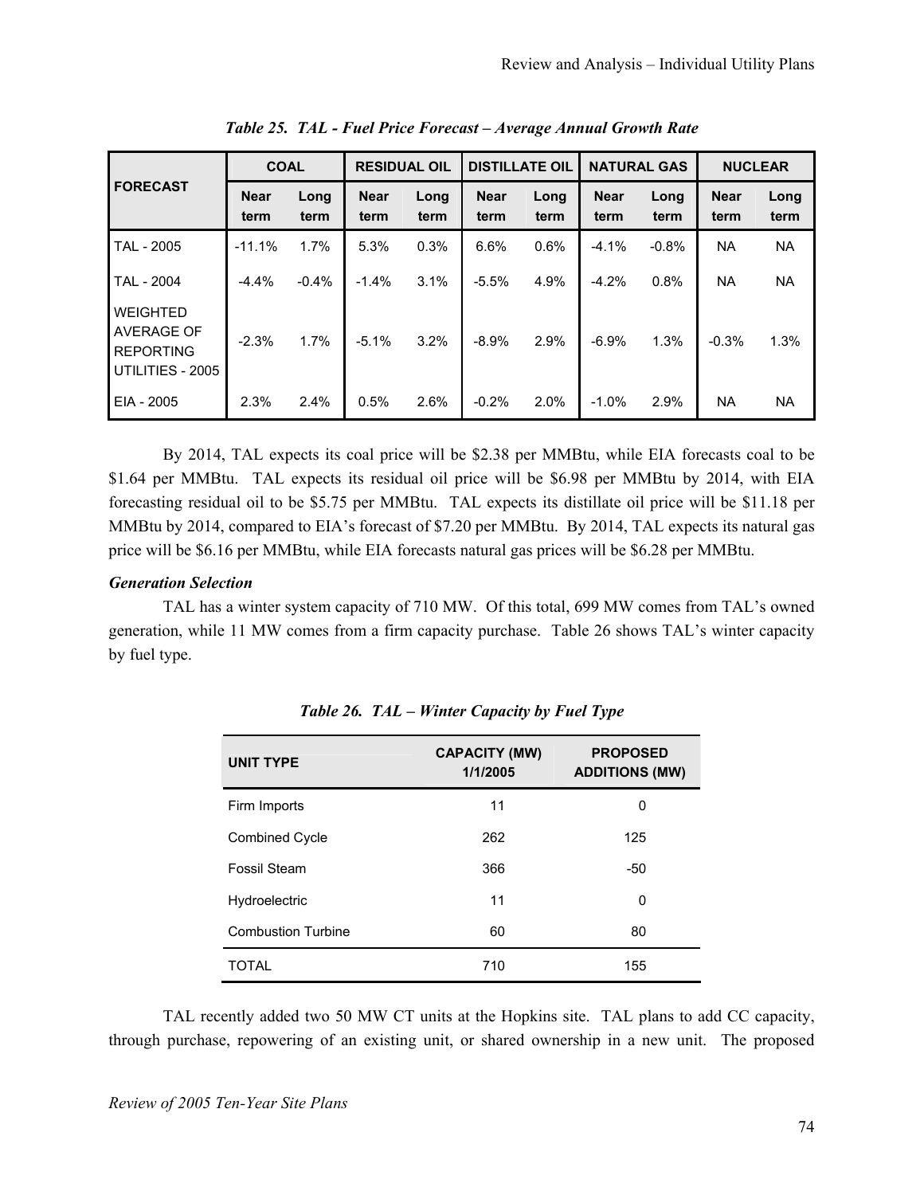*Table 25. TAL - Fuel Price Forecast – Average Annual Growth Rate*

| FORECAST | COAL | | RESIDUAL OIL | | DISTILLATE OIL | | NATURAL GAS | | NUCLEAR | |
|---|---|---|---|---|---|---|---|---|---|---|
| | Near term | Long term | Near term | Long term | Near term | Long term | Near term | Long term | Near term | Long term |
| TAL - 2005 | -11.1% | 1.7% | 5.3% | 0.3% | 6.6% | 0.6% | -4.1% | -0.8% | NA | NA |
| TAL - 2004 | -4.4% | -0.4% | -1.4% | 3.1% | -5.5% | 4.9% | -4.2% | 0.8% | NA | NA |
| WEIGHTED AVERAGE OF REPORTING UTILITIES - 2005 | -2.3% | 1.7% | -5.1% | 3.2% | -8.9% | 2.9% | -6.9% | 1.3% | -0.3% | 1.3% |
| EIA - 2005 | 2.3% | 2.4% | 0.5% | 2.6% | -0.2% | 2.0% | -1.0% | 2.9% | NA | NA |

By 2014, TAL expects its coal price will be $2.38 per MMBtu, while EIA forecasts coal to be $1.64 per MMBtu. TAL expects its residual oil price will be $6.98 per MMBtu by 2014, with EIA forecasting residual oil to be $5.75 per MMBtu. TAL expects its distillate oil price will be $11.18 per MMBtu by 2014, compared to EIA's forecast of $7.20 per MMBtu. By 2014, TAL expects its natural gas price will be $6.16 per MMBtu, while EIA forecasts natural gas prices will be $6.28 per MMBtu.

***Generation Selection***

TAL has a winter system capacity of 710 MW. Of this total, 699 MW comes from TAL's owned generation, while 11 MW comes from a firm capacity purchase. Table 26 shows TAL's winter capacity by fuel type.

*Table 26. TAL – Winter Capacity by Fuel Type*

| UNIT TYPE | CAPACITY (MW) 1/1/2005 | PROPOSED ADDITIONS (MW) |
|---|---|---|
| Firm Imports | 11 | 0 |
| Combined Cycle | 262 | 125 |
| Fossil Steam | 366 | -50 |
| Hydroelectric | 11 | 0 |
| Combustion Turbine | 60 | 80 |
| TOTAL | 710 | 155 |

TAL recently added two 50 MW CT units at the Hopkins site. TAL plans to add CC capacity, through purchase, repowering of an existing unit, or shared ownership in a new unit. The proposed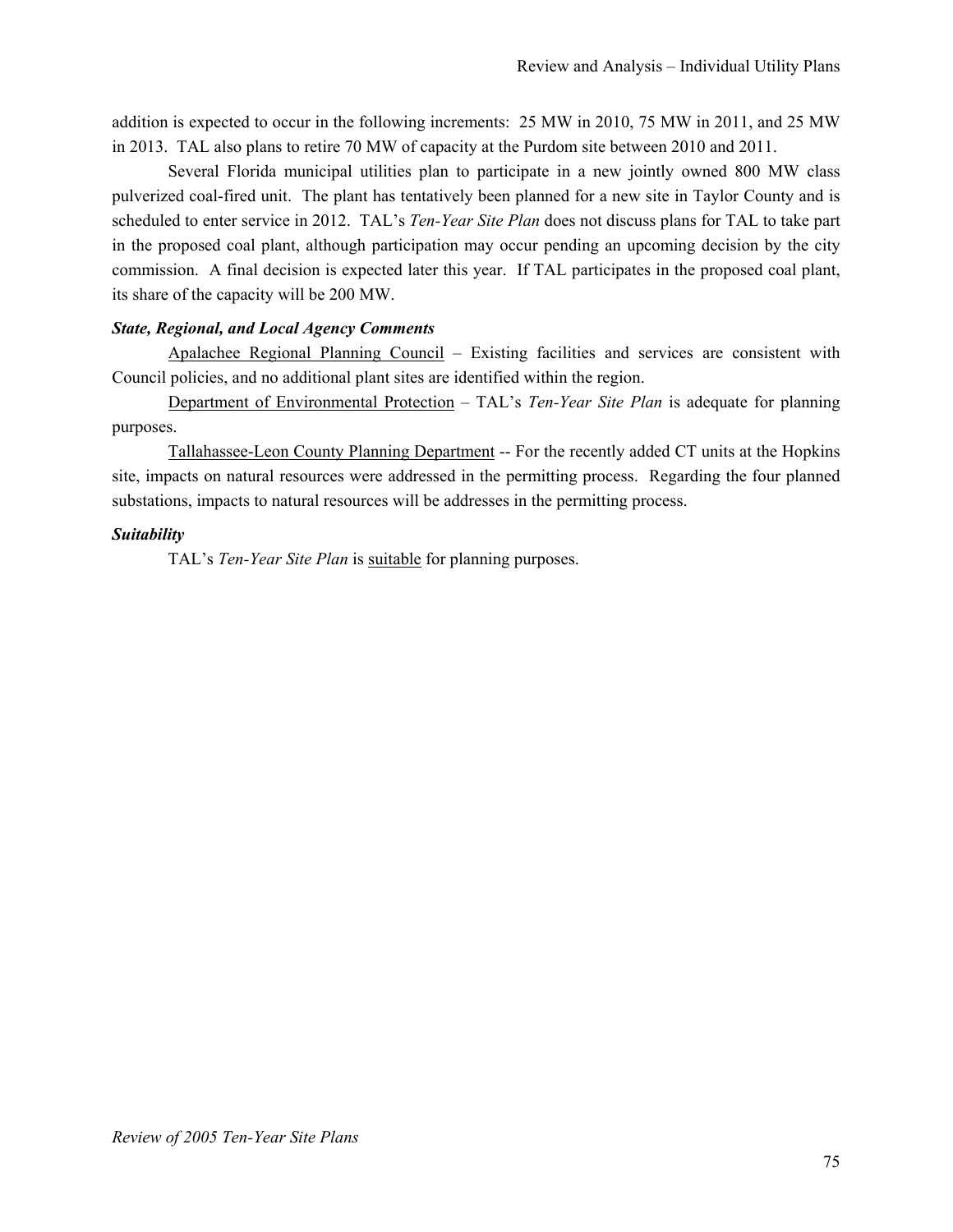addition is expected to occur in the following increments: 25 MW in 2010, 75 MW in 2011, and 25 MW in 2013. TAL also plans to retire 70 MW of capacity at the Purdom site between 2010 and 2011.

Several Florida municipal utilities plan to participate in a new jointly owned 800 MW class pulverized coal-fired unit. The plant has tentatively been planned for a new site in Taylor County and is scheduled to enter service in 2012. TAL's *Ten-Year Site Plan* does not discuss plans for TAL to take part in the proposed coal plant, although participation may occur pending an upcoming decision by the city commission. A final decision is expected later this year. If TAL participates in the proposed coal plant, its share of the capacity will be 200 MW.

***State, Regional, and Local Agency Comments***

Apalachee Regional Planning Council – Existing facilities and services are consistent with Council policies, and no additional plant sites are identified within the region.

Department of Environmental Protection – TAL's *Ten-Year Site Plan* is adequate for planning purposes.

Tallahassee-Leon County Planning Department -- For the recently added CT units at the Hopkins site, impacts on natural resources were addressed in the permitting process. Regarding the four planned substations, impacts to natural resources will be addresses in the permitting process.

***Suitability***

TAL's *Ten-Year Site Plan* is suitable for planning purposes.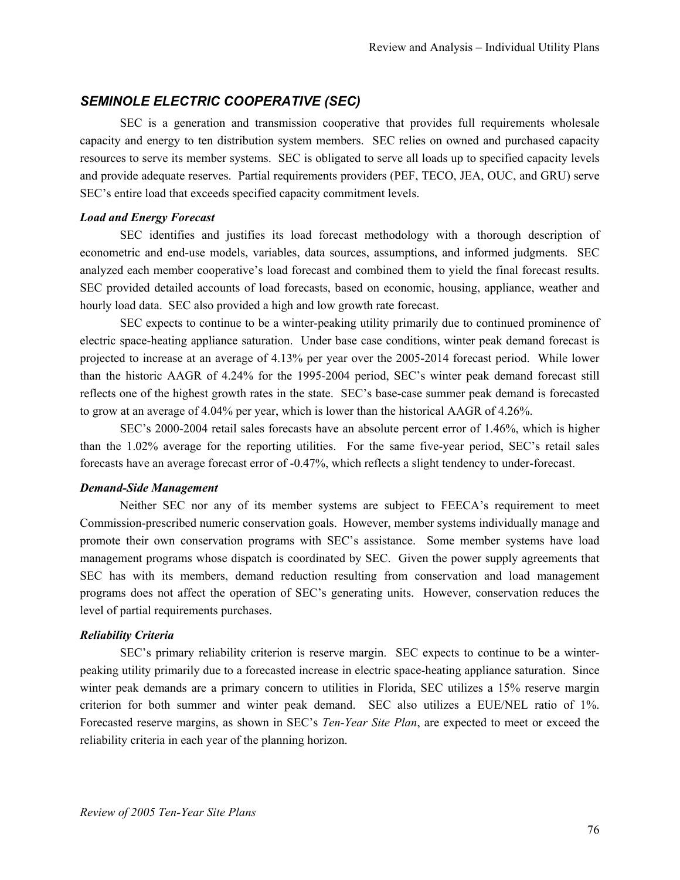## *SEMINOLE ELECTRIC COOPERATIVE (SEC)*

SEC is a generation and transmission cooperative that provides full requirements wholesale capacity and energy to ten distribution system members. SEC relies on owned and purchased capacity resources to serve its member systems. SEC is obligated to serve all loads up to specified capacity levels and provide adequate reserves. Partial requirements providers (PEF, TECO, JEA, OUC, and GRU) serve SEC's entire load that exceeds specified capacity commitment levels.

### *Load and Energy Forecast*

SEC identifies and justifies its load forecast methodology with a thorough description of econometric and end-use models, variables, data sources, assumptions, and informed judgments. SEC analyzed each member cooperative's load forecast and combined them to yield the final forecast results. SEC provided detailed accounts of load forecasts, based on economic, housing, appliance, weather and hourly load data. SEC also provided a high and low growth rate forecast.

SEC expects to continue to be a winter-peaking utility primarily due to continued prominence of electric space-heating appliance saturation. Under base case conditions, winter peak demand forecast is projected to increase at an average of 4.13% per year over the 2005-2014 forecast period. While lower than the historic AAGR of 4.24% for the 1995-2004 period, SEC's winter peak demand forecast still reflects one of the highest growth rates in the state. SEC's base-case summer peak demand is forecasted to grow at an average of 4.04% per year, which is lower than the historical AAGR of 4.26%.

SEC's 2000-2004 retail sales forecasts have an absolute percent error of 1.46%, which is higher than the 1.02% average for the reporting utilities. For the same five-year period, SEC's retail sales forecasts have an average forecast error of -0.47%, which reflects a slight tendency to under-forecast.

### *Demand-Side Management*

Neither SEC nor any of its member systems are subject to FEECA's requirement to meet Commission-prescribed numeric conservation goals. However, member systems individually manage and promote their own conservation programs with SEC's assistance. Some member systems have load management programs whose dispatch is coordinated by SEC. Given the power supply agreements that SEC has with its members, demand reduction resulting from conservation and load management programs does not affect the operation of SEC's generating units. However, conservation reduces the level of partial requirements purchases.

### *Reliability Criteria*

SEC's primary reliability criterion is reserve margin. SEC expects to continue to be a winter-peaking utility primarily due to a forecasted increase in electric space-heating appliance saturation. Since winter peak demands are a primary concern to utilities in Florida, SEC utilizes a 15% reserve margin criterion for both summer and winter peak demand. SEC also utilizes a EUE/NEL ratio of 1%. Forecasted reserve margins, as shown in SEC's *Ten-Year Site Plan*, are expected to meet or exceed the reliability criteria in each year of the planning horizon.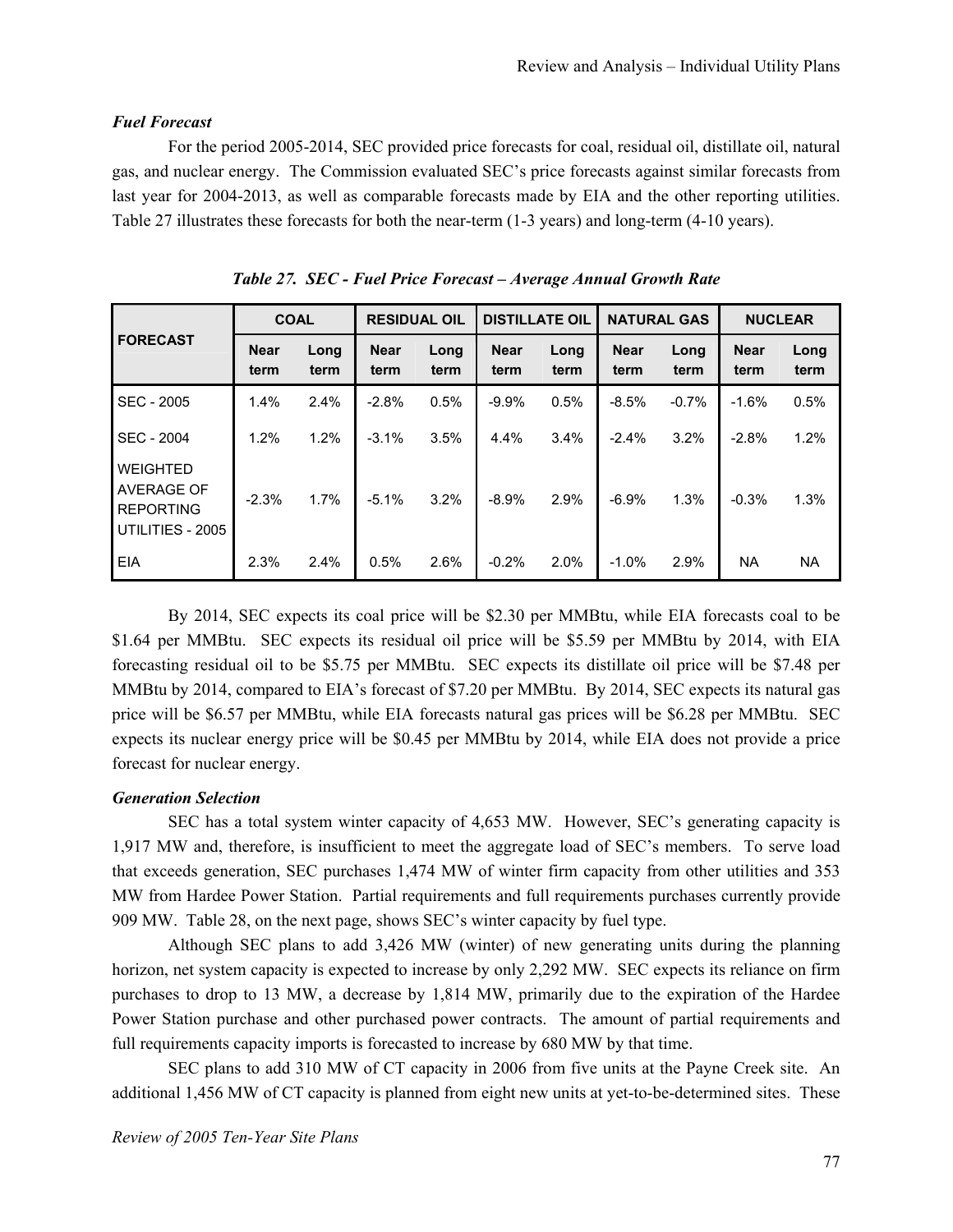### *Fuel Forecast*

For the period 2005-2014, SEC provided price forecasts for coal, residual oil, distillate oil, natural gas, and nuclear energy. The Commission evaluated SEC's price forecasts against similar forecasts from last year for 2004-2013, as well as comparable forecasts made by EIA and the other reporting utilities. Table 27 illustrates these forecasts for both the near-term (1-3 years) and long-term (4-10 years).

***Table 27. SEC - Fuel Price Forecast – Average Annual Growth Rate***

| FORECAST | COAL | | RESIDUAL OIL | | DISTILLATE OIL | | NATURAL GAS | | NUCLEAR | |
|---|---|---|---|---|---|---|---|---|---|---|
| | Near term | Long term | Near term | Long term | Near term | Long term | Near term | Long term | Near term | Long term |
| SEC - 2005 | 1.4% | 2.4% | -2.8% | 0.5% | -9.9% | 0.5% | -8.5% | -0.7% | -1.6% | 0.5% |
| SEC - 2004 | 1.2% | 1.2% | -3.1% | 3.5% | 4.4% | 3.4% | -2.4% | 3.2% | -2.8% | 1.2% |
| WEIGHTED AVERAGE OF REPORTING UTILITIES - 2005 | -2.3% | 1.7% | -5.1% | 3.2% | -8.9% | 2.9% | -6.9% | 1.3% | -0.3% | 1.3% |
| EIA | 2.3% | 2.4% | 0.5% | 2.6% | -0.2% | 2.0% | -1.0% | 2.9% | NA | NA |

By 2014, SEC expects its coal price will be $2.30 per MMBtu, while EIA forecasts coal to be $1.64 per MMBtu. SEC expects its residual oil price will be $5.59 per MMBtu by 2014, with EIA forecasting residual oil to be $5.75 per MMBtu. SEC expects its distillate oil price will be $7.48 per MMBtu by 2014, compared to EIA's forecast of $7.20 per MMBtu. By 2014, SEC expects its natural gas price will be $6.57 per MMBtu, while EIA forecasts natural gas prices will be $6.28 per MMBtu. SEC expects its nuclear energy price will be $0.45 per MMBtu by 2014, while EIA does not provide a price forecast for nuclear energy.

### *Generation Selection*

SEC has a total system winter capacity of 4,653 MW. However, SEC's generating capacity is 1,917 MW and, therefore, is insufficient to meet the aggregate load of SEC's members. To serve load that exceeds generation, SEC purchases 1,474 MW of winter firm capacity from other utilities and 353 MW from Hardee Power Station. Partial requirements and full requirements purchases currently provide 909 MW. Table 28, on the next page, shows SEC's winter capacity by fuel type.

Although SEC plans to add 3,426 MW (winter) of new generating units during the planning horizon, net system capacity is expected to increase by only 2,292 MW. SEC expects its reliance on firm purchases to drop to 13 MW, a decrease by 1,814 MW, primarily due to the expiration of the Hardee Power Station purchase and other purchased power contracts. The amount of partial requirements and full requirements capacity imports is forecasted to increase by 680 MW by that time.

SEC plans to add 310 MW of CT capacity in 2006 from five units at the Payne Creek site. An additional 1,456 MW of CT capacity is planned from eight new units at yet-to-be-determined sites. These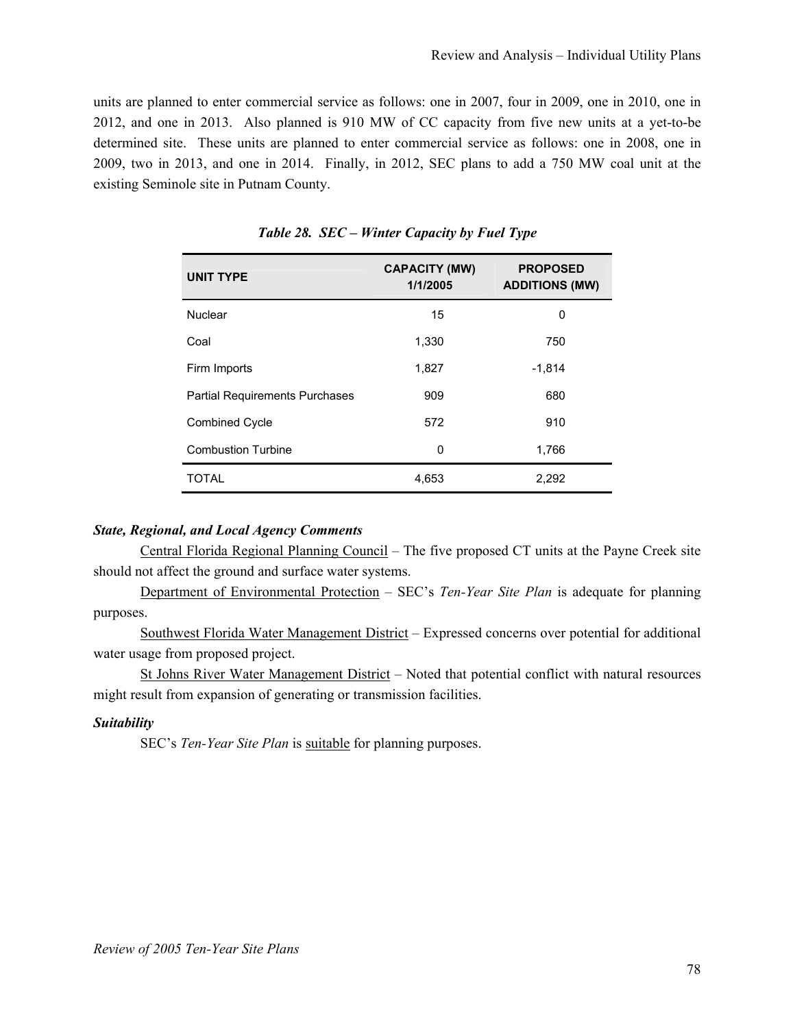units are planned to enter commercial service as follows: one in 2007, four in 2009, one in 2010, one in 2012, and one in 2013. Also planned is 910 MW of CC capacity from five new units at a yet-to-be determined site. These units are planned to enter commercial service as follows: one in 2008, one in 2009, two in 2013, and one in 2014. Finally, in 2012, SEC plans to add a 750 MW coal unit at the existing Seminole site in Putnam County.

*Table 28. SEC – Winter Capacity by Fuel Type*

| UNIT TYPE | CAPACITY (MW) 1/1/2005 | PROPOSED ADDITIONS (MW) |
|---|---|---|
| Nuclear | 15 | 0 |
| Coal | 1,330 | 750 |
| Firm Imports | 1,827 | -1,814 |
| Partial Requirements Purchases | 909 | 680 |
| Combined Cycle | 572 | 910 |
| Combustion Turbine | 0 | 1,766 |
| TOTAL | 4,653 | 2,292 |

***State, Regional, and Local Agency Comments***

Central Florida Regional Planning Council – The five proposed CT units at the Payne Creek site should not affect the ground and surface water systems.

Department of Environmental Protection – SEC's *Ten-Year Site Plan* is adequate for planning purposes.

Southwest Florida Water Management District – Expressed concerns over potential for additional water usage from proposed project.

St Johns River Water Management District – Noted that potential conflict with natural resources might result from expansion of generating or transmission facilities.

***Suitability***

SEC's *Ten-Year Site Plan* is suitable for planning purposes.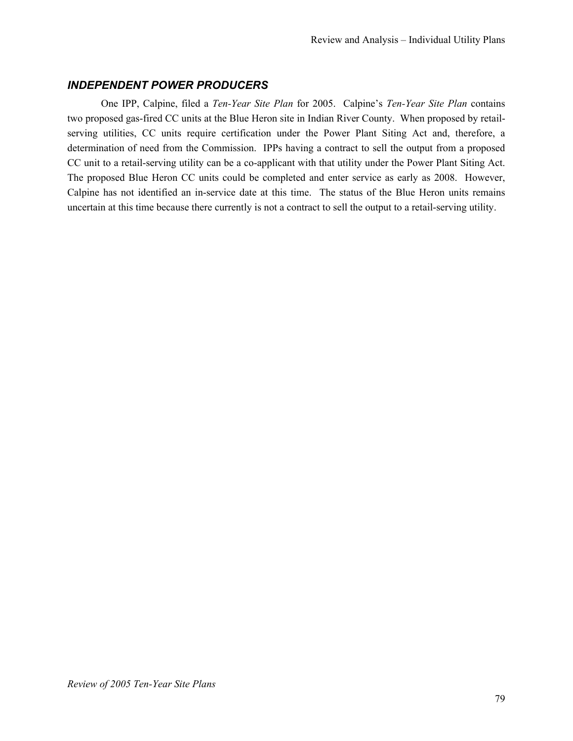## *INDEPENDENT POWER PRODUCERS*

One IPP, Calpine, filed a *Ten-Year Site Plan* for 2005. Calpine's *Ten-Year Site Plan* contains two proposed gas-fired CC units at the Blue Heron site in Indian River County. When proposed by retail-serving utilities, CC units require certification under the Power Plant Siting Act and, therefore, a determination of need from the Commission. IPPs having a contract to sell the output from a proposed CC unit to a retail-serving utility can be a co-applicant with that utility under the Power Plant Siting Act. The proposed Blue Heron CC units could be completed and enter service as early as 2008. However, Calpine has not identified an in-service date at this time. The status of the Blue Heron units remains uncertain at this time because there currently is not a contract to sell the output to a retail-serving utility.